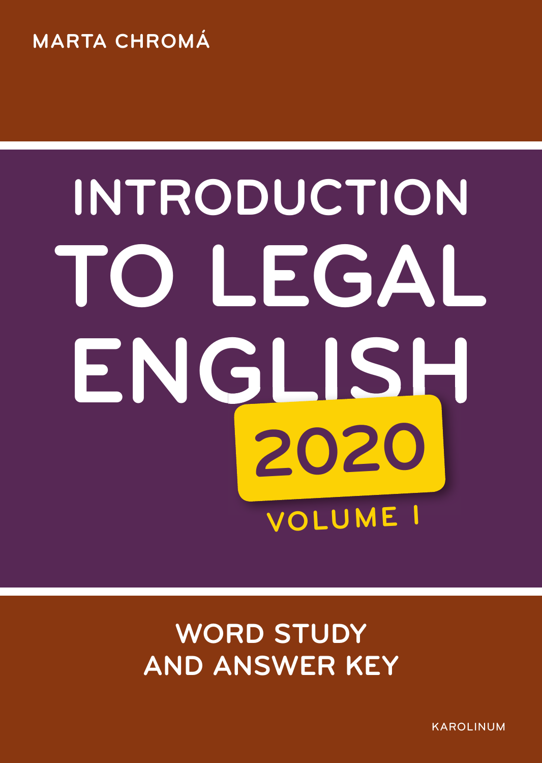MARTA CHROMÁ

# INTRODUCTION TO LEGAL ENGLISH

## 2020

VOLUME I

## WORD STUDY AND ANSWER KEY

KAROLINUM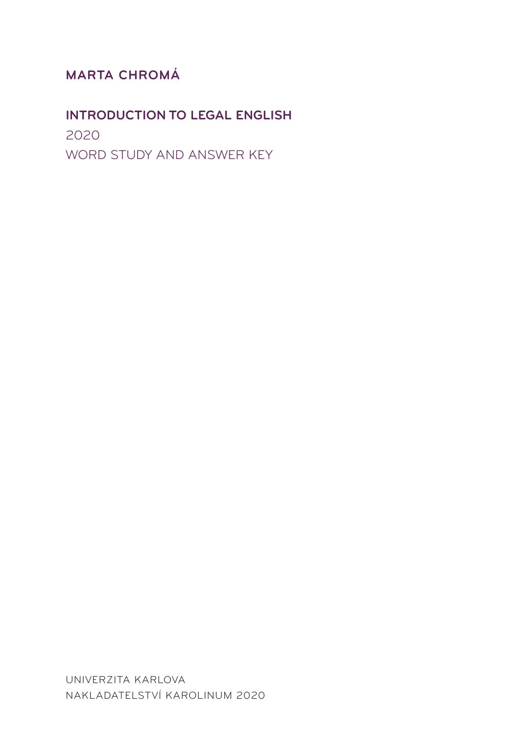**MARTA CHROMÁ**

# INTRODUCTION TO LEGAL ENGLISH

2020

WORD STUDY AND ANSWER KEY

UNIVERZITA KARLOVA

NAKLADATELSTVÍ KAROLINUM 2020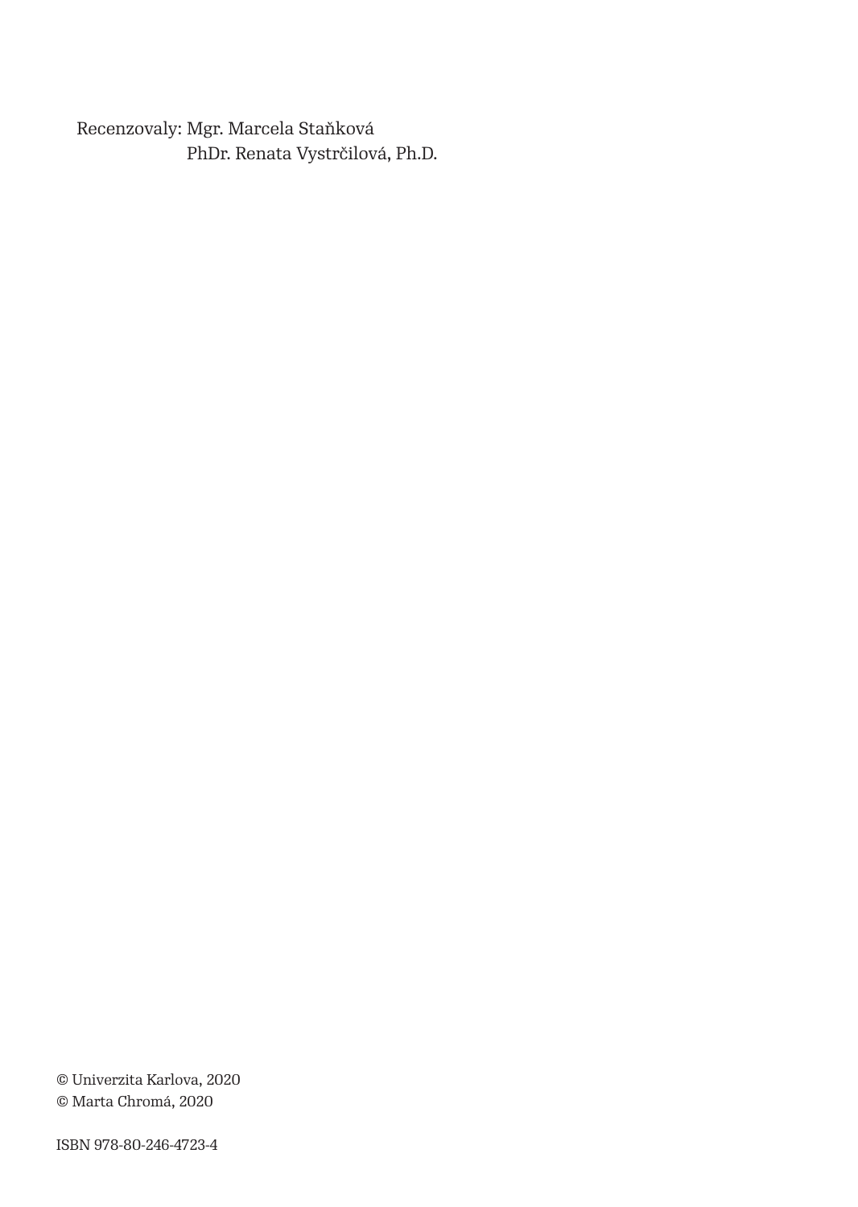Recenzovaly: Mgr. Marcela Staňková
PhDr. Renata Vystrčilová, Ph.D.

© Univerzita Karlova, 2020
© Marta Chromá, 2020

ISBN 978-80-246-4723-4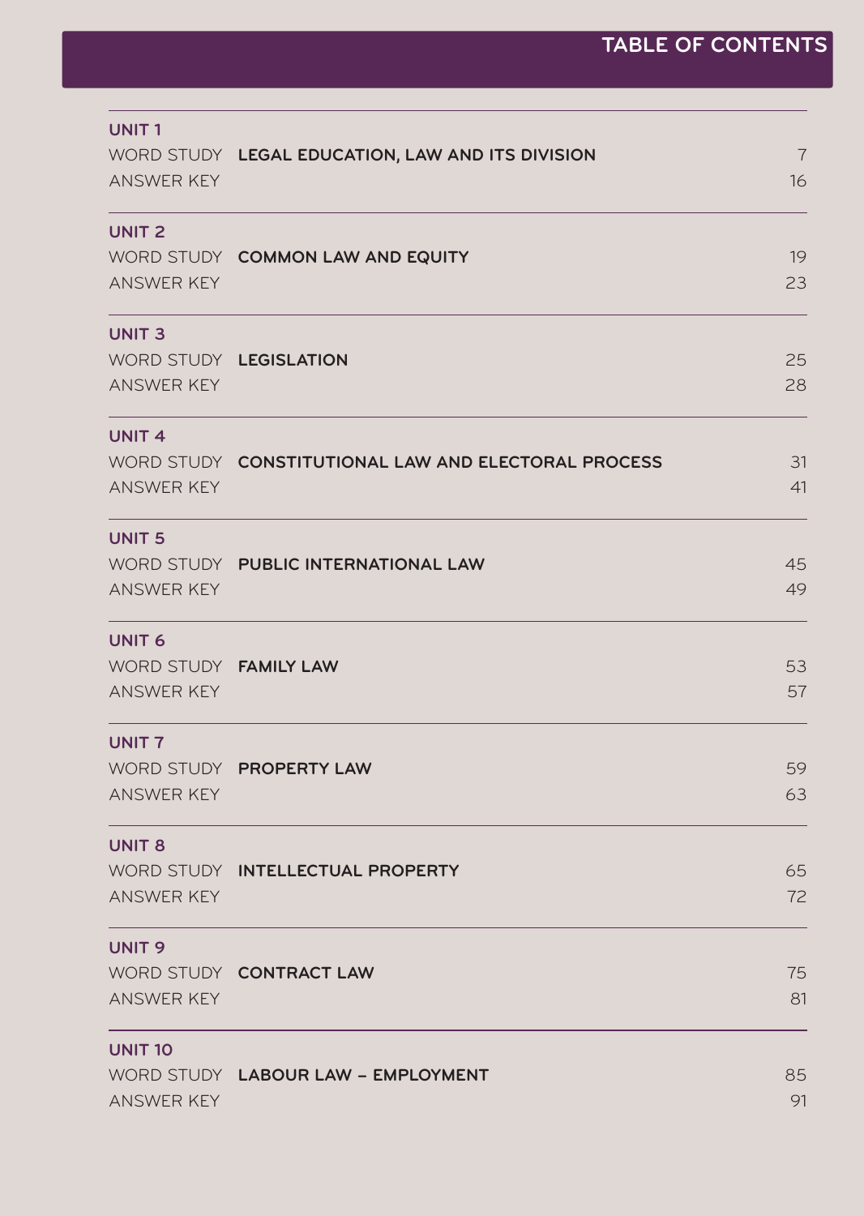# TABLE OF CONTENTS

**UNIT 1**

| | | |
|---|---|---|
| WORD STUDY | **LEGAL EDUCATION, LAW AND ITS DIVISION** | 7 |
| ANSWER KEY | | 16 |

**UNIT 2**

| | | |
|---|---|---|
| WORD STUDY | **COMMON LAW AND EQUITY** | 19 |
| ANSWER KEY | | 23 |

**UNIT 3**

| | | |
|---|---|---|
| WORD STUDY | **LEGISLATION** | 25 |
| ANSWER KEY | | 28 |

**UNIT 4**

| | | |
|---|---|---|
| WORD STUDY | **CONSTITUTIONAL LAW AND ELECTORAL PROCESS** | 31 |
| ANSWER KEY | | 41 |

**UNIT 5**

| | | |
|---|---|---|
| WORD STUDY | **PUBLIC INTERNATIONAL LAW** | 45 |
| ANSWER KEY | | 49 |

**UNIT 6**

| | | |
|---|---|---|
| WORD STUDY | **FAMILY LAW** | 53 |
| ANSWER KEY | | 57 |

**UNIT 7**

| | | |
|---|---|---|
| WORD STUDY | **PROPERTY LAW** | 59 |
| ANSWER KEY | | 63 |

**UNIT 8**

| | | |
|---|---|---|
| WORD STUDY | **INTELLECTUAL PROPERTY** | 65 |
| ANSWER KEY | | 72 |

**UNIT 9**

| | | |
|---|---|---|
| WORD STUDY | **CONTRACT LAW** | 75 |
| ANSWER KEY | | 81 |

**UNIT 10**

| | | |
|---|---|---|
| WORD STUDY | **LABOUR LAW – EMPLOYMENT** | 85 |
| ANSWER KEY | | 91 |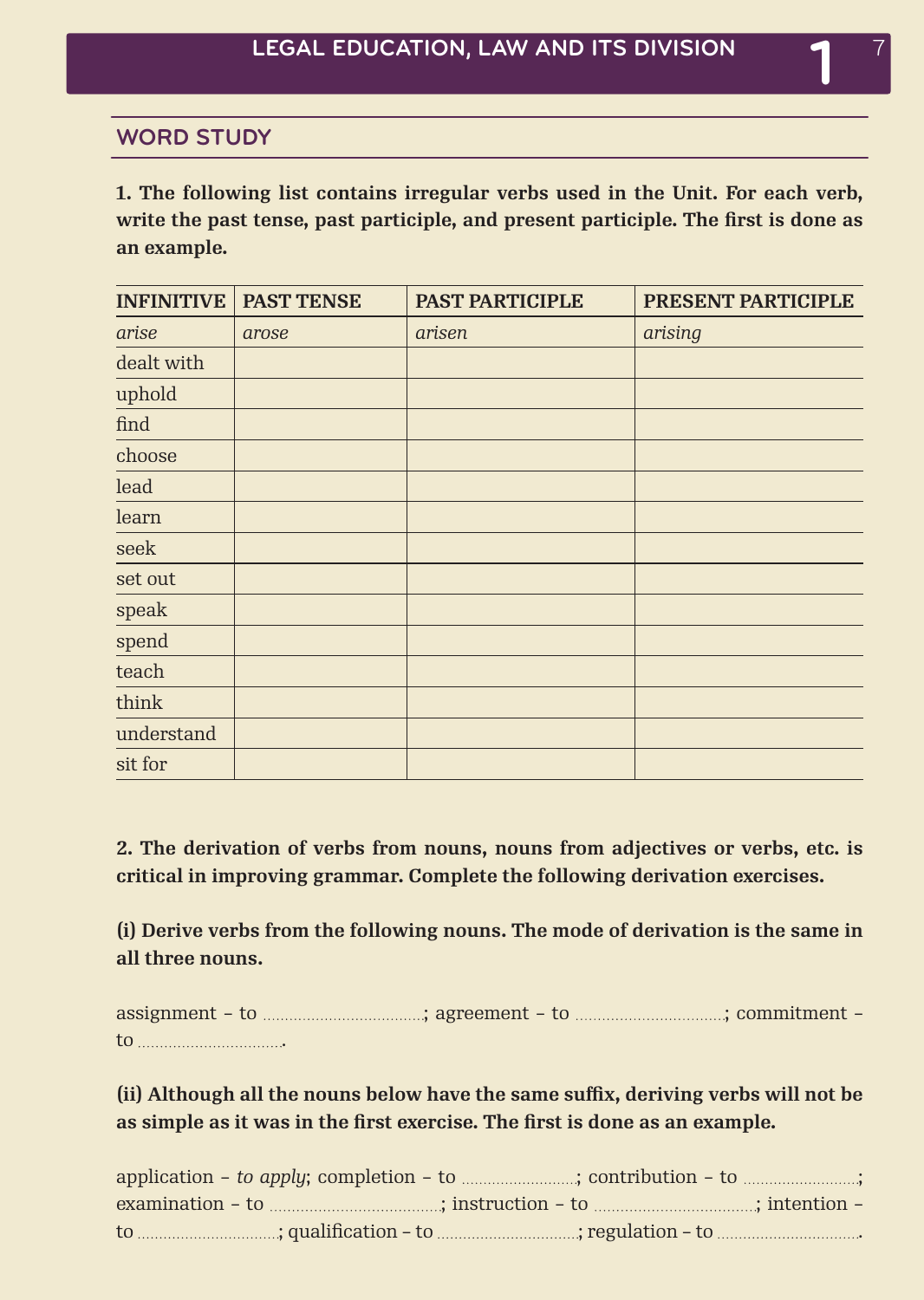## WORD STUDY

**1. The following list contains irregular verbs used in the Unit. For each verb, write the past tense, past participle, and present participle. The first is done as an example.**

| INFINITIVE | PAST TENSE | PAST PARTICIPLE | PRESENT PARTICIPLE |
|---|---|---|---|
| *arise* | *arose* | *arisen* | *arising* |
| dealt with | | | |
| uphold | | | |
| find | | | |
| choose | | | |
| lead | | | |
| learn | | | |
| seek | | | |
| set out | | | |
| speak | | | |
| spend | | | |
| teach | | | |
| think | | | |
| understand | | | |
| sit for | | | |

**2. The derivation of verbs from nouns, nouns from adjectives or verbs, etc. is critical in improving grammar. Complete the following derivation exercises.**

**(i) Derive verbs from the following nouns. The mode of derivation is the same in all three nouns.**

assignment – to ……………………………; agreement – to ……………………………; commitment – to …………………………….

**(ii) Although all the nouns below have the same suffix, deriving verbs will not be as simple as it was in the first exercise. The first is done as an example.**

application – *to apply*; completion – to ……………………; contribution – to ……………………; examination – to ……………………………; instruction – to ……………………………; intention – to ……………………………; qualification – to ……………………………; regulation – to …………………………….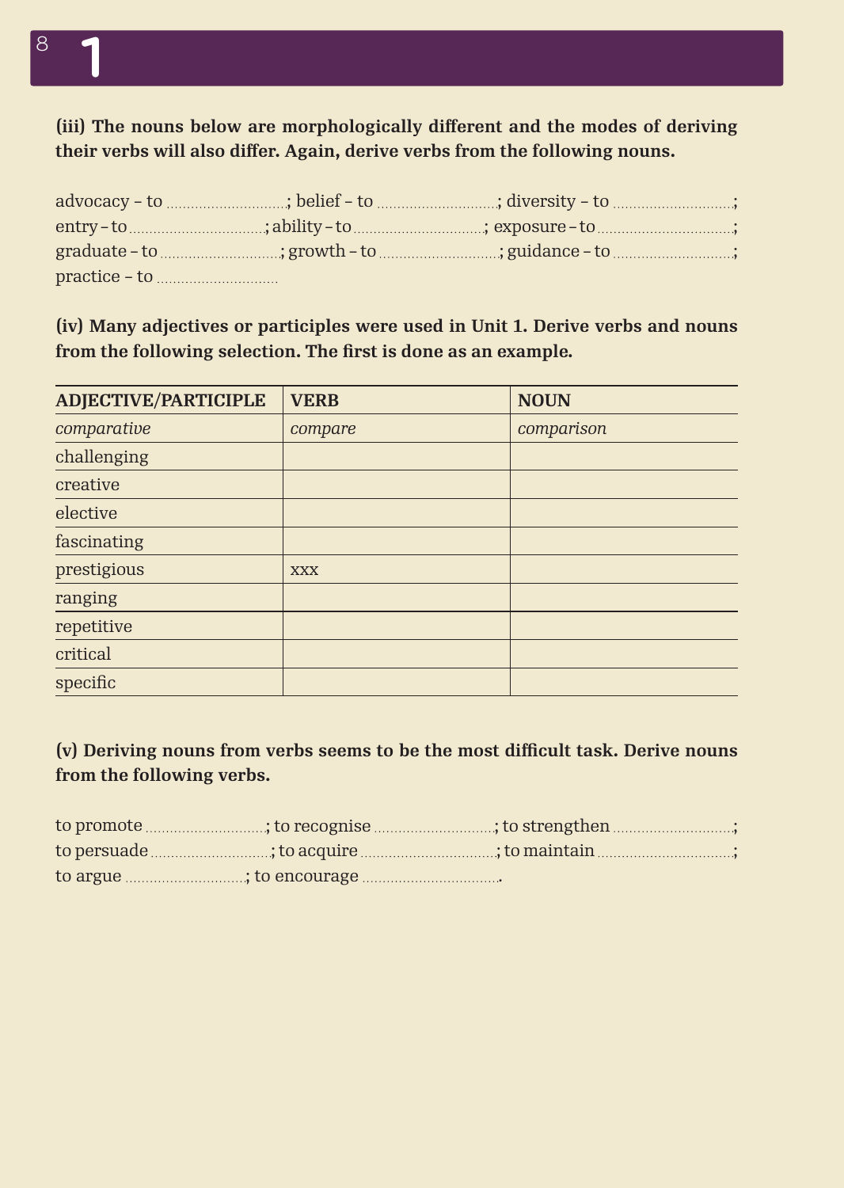**(iii) The nouns below are morphologically different and the modes of deriving their verbs will also differ. Again, derive verbs from the following nouns.**

advocacy – to ..............................; belief – to ..............................; diversity – to ..............................; entry – to ..............................; ability – to ..............................; exposure – to ..............................; graduate – to ..............................; growth – to ..............................; guidance – to ..............................; practice – to ..............................

**(iv) Many adjectives or participles were used in Unit 1. Derive verbs and nouns from the following selection. The first is done as an example.**

| ADJECTIVE/PARTICIPLE | VERB | NOUN |
|---|---|---|
| *comparative* | *compare* | *comparison* |
| challenging | | |
| creative | | |
| elective | | |
| fascinating | | |
| prestigious | xxx | |
| ranging | | |
| repetitive | | |
| critical | | |
| specific | | |

**(v) Deriving nouns from verbs seems to be the most difficult task. Derive nouns from the following verbs.**

to promote ..............................; to recognise ..............................; to strengthen ..............................; to persuade ..............................; to acquire ..............................; to maintain ..............................; to argue ..............................; to encourage ..............................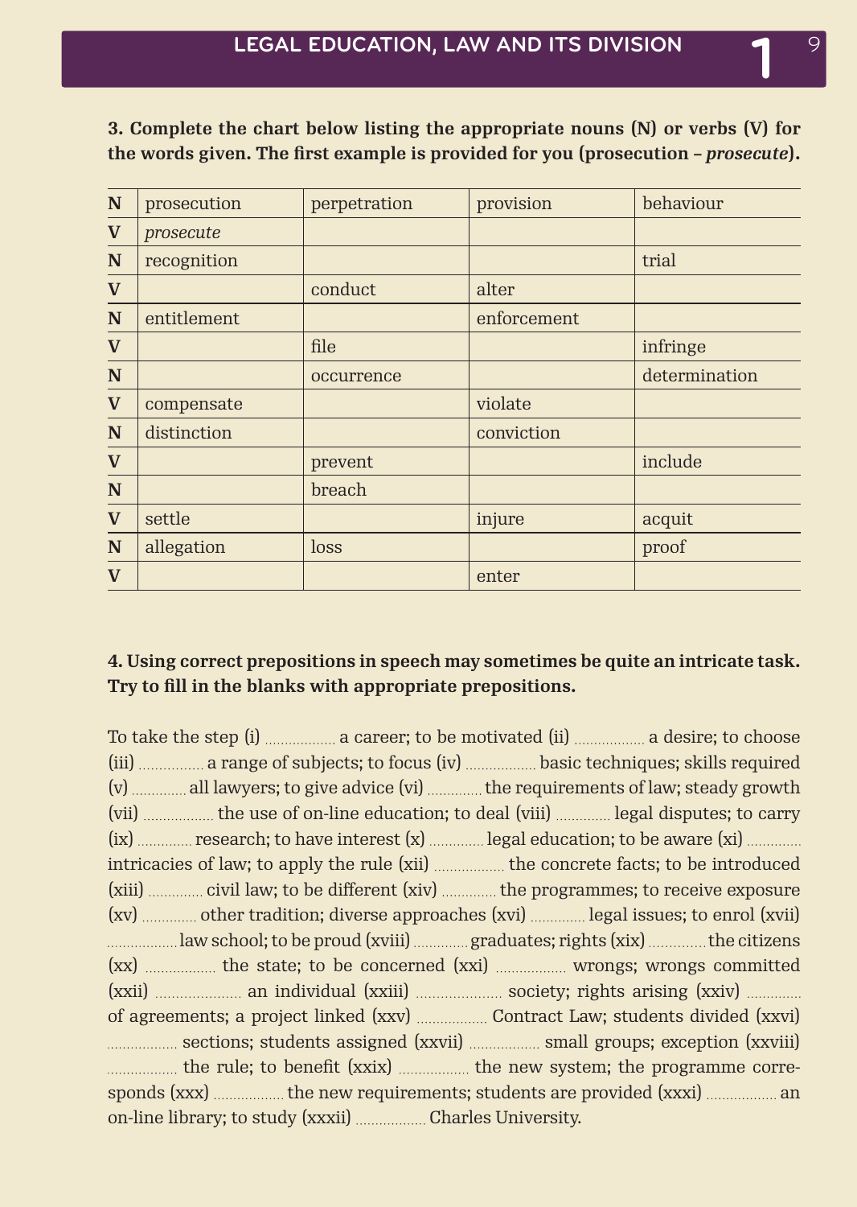**3. Complete the chart below listing the appropriate nouns (N) or verbs (V) for the words given. The first example is provided for you (prosecution – *prosecute*).**

| | | | | |
|---|---|---|---|---|
| **N** | prosecution | perpetration | provision | behaviour |
| **V** | *prosecute* | | | |
| **N** | recognition | | | trial |
| **V** | | conduct | alter | |
| **N** | entitlement | | enforcement | |
| **V** | | file | | infringe |
| **N** | | occurrence | | determination |
| **V** | compensate | | violate | |
| **N** | distinction | | conviction | |
| **V** | | prevent | | include |
| **N** | | breach | | |
| **V** | settle | | injure | acquit |
| **N** | allegation | loss | | proof |
| **V** | | | enter | |

**4. Using correct prepositions in speech may sometimes be quite an intricate task. Try to fill in the blanks with appropriate prepositions.**

To take the step (i) .................. a career; to be motivated (ii) .................. a desire; to choose (iii) ................ a range of subjects; to focus (iv) .................. basic techniques; skills required (v) ............. all lawyers; to give advice (vi) ............. the requirements of law; steady growth (vii) .................. the use of on-line education; to deal (viii) ............. legal disputes; to carry (ix) ............. research; to have interest (x) ............. legal education; to be aware (xi) ............. intricacies of law; to apply the rule (xii) .................. the concrete facts; to be introduced (xiii) ............. civil law; to be different (xiv) ............. the programmes; to receive exposure (xv) ............. other tradition; diverse approaches (xvi) ............. legal issues; to enrol (xvii) .................. law school; to be proud (xviii) ............. graduates; rights (xix) ............. the citizens (xx) .................. the state; to be concerned (xxi) .................. wrongs; wrongs committed (xxii) ..................... an individual (xxiii) ..................... society; rights arising (xxiv) ............. of agreements; a project linked (xxv) .................. Contract Law; students divided (xxvi) .................. sections; students assigned (xxvii) .................. small groups; exception (xxviii) .................. the rule; to benefit (xxix) .................. the new system; the programme corresponds (xxx) .................. the new requirements; students are provided (xxxi) .................. an on-line library; to study (xxxii) .................. Charles University.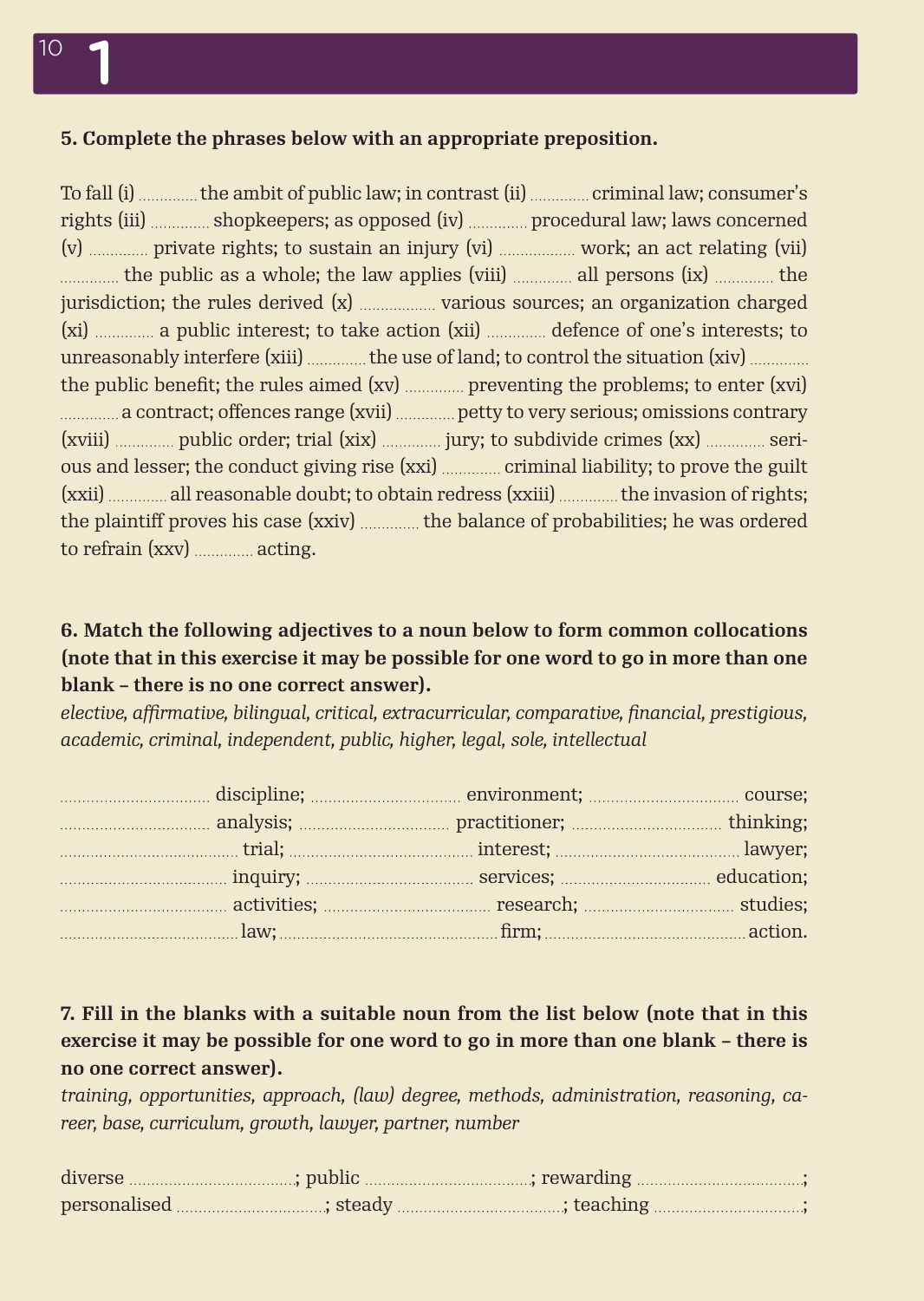**5. Complete the phrases below with an appropriate preposition.**

To fall (i) ............. the ambit of public law; in contrast (ii) ............. criminal law; consumer's rights (iii) ............. shopkeepers; as opposed (iv) ............. procedural law; laws concerned (v) ............. private rights; to sustain an injury (vi) ................. work; an act relating (vii) ............. the public as a whole; the law applies (viii) ............. all persons (ix) ............. the jurisdiction; the rules derived (x) ................. various sources; an organization charged (xi) ............. a public interest; to take action (xii) ............. defence of one's interests; to unreasonably interfere (xiii) ............. the use of land; to control the situation (xiv) ............. the public benefit; the rules aimed (xv) ............. preventing the problems; to enter (xvi) ............. a contract; offences range (xvii) ............. petty to very serious; omissions contrary (xviii) ............. public order; trial (xix) ............. jury; to subdivide crimes (xx) ............. serious and lesser; the conduct giving rise (xxi) ............. criminal liability; to prove the guilt (xxii) ............. all reasonable doubt; to obtain redress (xxiii) ............. the invasion of rights; the plaintiff proves his case (xxiv) ............. the balance of probabilities; he was ordered to refrain (xxv) ............. acting.

**6. Match the following adjectives to a noun below to form common collocations (note that in this exercise it may be possible for one word to go in more than one blank – there is no one correct answer).**

*elective, affirmative, bilingual, critical, extracurricular, comparative, financial, prestigious, academic, criminal, independent, public, higher, legal, sole, intellectual*

................................ discipline; ................................ environment; ................................ course;
................................ analysis; ................................ practitioner; ................................ thinking;
........................................ trial; ........................................ interest; ........................................ lawyer;
.................................... inquiry; .................................... services; ................................ education;
.................................... activities; .................................... research; ................................ studies;
........................................ law; ................................................ firm; ............................................ action.

**7. Fill in the blanks with a suitable noun from the list below (note that in this exercise it may be possible for one word to go in more than one blank – there is no one correct answer).**

*training, opportunities, approach, (law) degree, methods, administration, reasoning, career, base, curriculum, growth, lawyer, partner, number*

diverse ....................................; public ....................................; rewarding ....................................;
personalised ................................; steady ....................................; teaching ................................;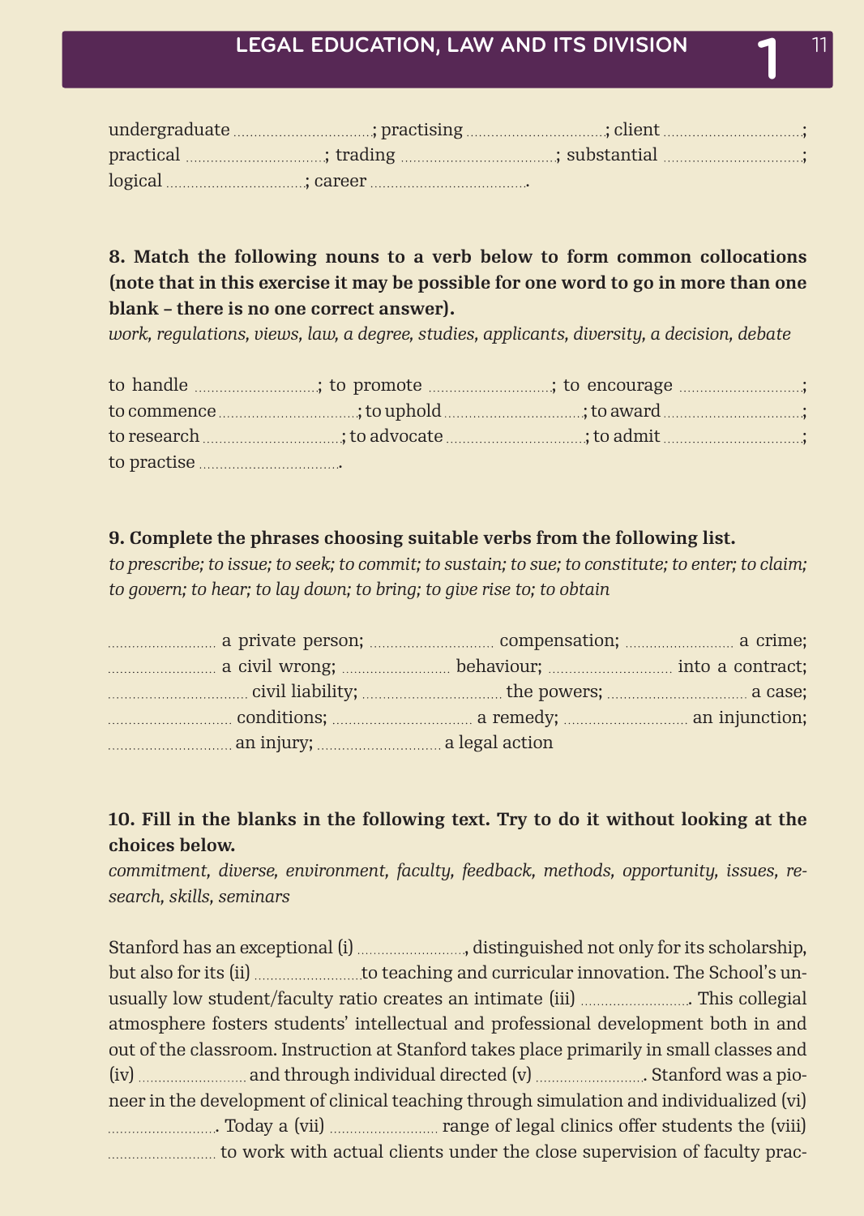undergraduate ................................; practising ................................; client ................................; practical ................................; trading ................................; substantial ................................; logical ................................; career ................................ .

**8. Match the following nouns to a verb below to form common collocations (note that in this exercise it may be possible for one word to go in more than one blank – there is no one correct answer).**

*work, regulations, views, law, a degree, studies, applicants, diversity, a decision, debate*

to handle ............................; to promote ............................; to encourage ............................; to commence ................................; to uphold ................................; to award ................................; to research ................................; to advocate ................................; to admit ................................; to practise ................................ .

**9. Complete the phrases choosing suitable verbs from the following list.**

*to prescribe; to issue; to seek; to commit; to sustain; to sue; to constitute; to enter; to claim; to govern; to hear; to lay down; to bring; to give rise to; to obtain*

.......................... a private person; ............................ compensation; .......................... a crime; .......................... a civil wrong; .......................... behaviour; ............................ into a contract; ................................ civil liability; ................................ the powers; ................................ a case; ............................ conditions; ................................ a remedy; ............................ an injunction; ............................ an injury; ............................ a legal action

**10. Fill in the blanks in the following text. Try to do it without looking at the choices below.**

*commitment, diverse, environment, faculty, feedback, methods, opportunity, issues, research, skills, seminars*

Stanford has an exceptional (i) .........................., distinguished not only for its scholarship, but also for its (ii) ..........................to teaching and curricular innovation. The School's unusually low student/faculty ratio creates an intimate (iii) ........................... This collegial atmosphere fosters students' intellectual and professional development both in and out of the classroom. Instruction at Stanford takes place primarily in small classes and (iv) .......................... and through individual directed (v) ........................... Stanford was a pioneer in the development of clinical teaching through simulation and individualized (vi) ........................... Today a (vii) .......................... range of legal clinics offer students the (viii) .......................... to work with actual clients under the close supervision of faculty prac-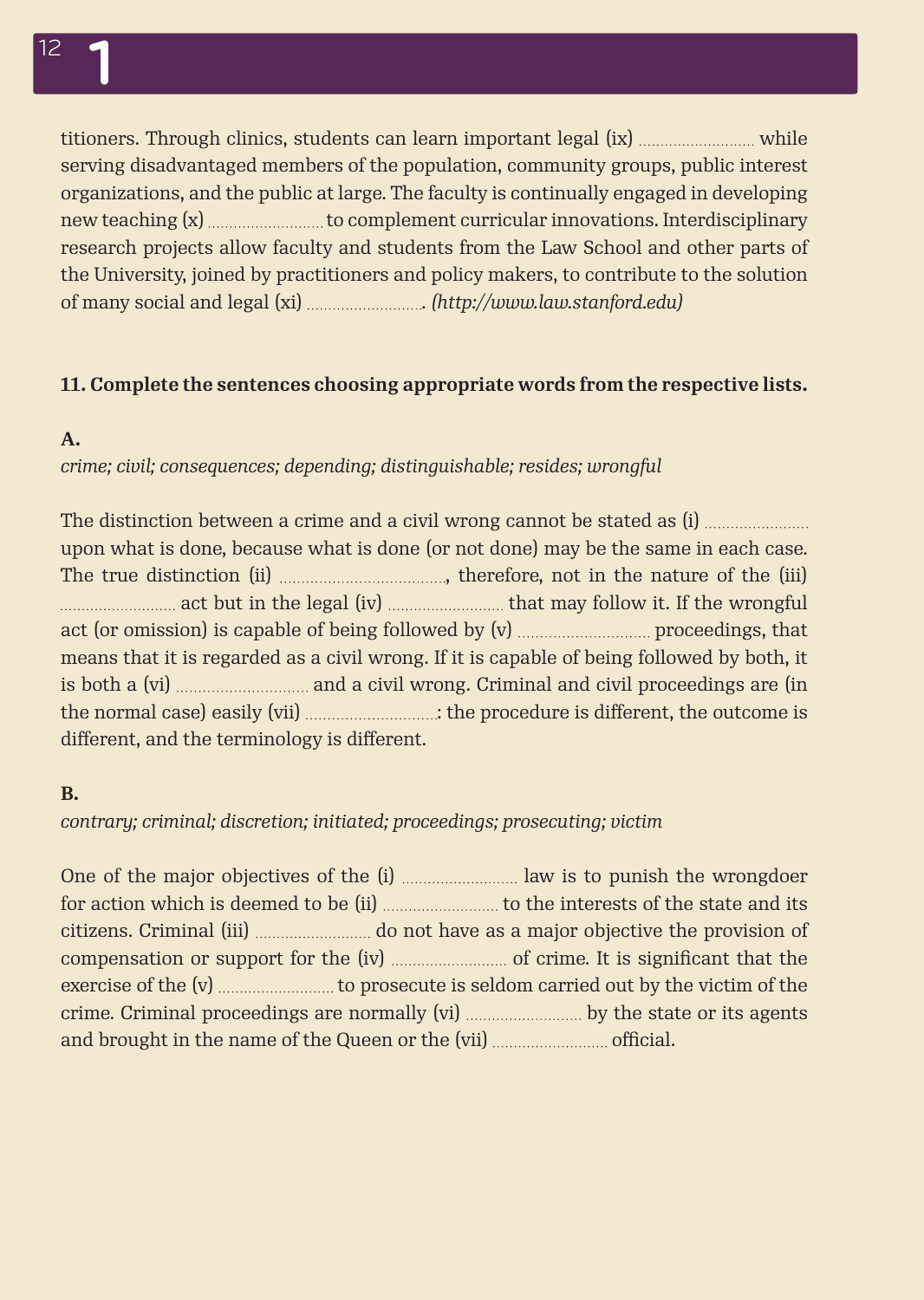titioners. Through clinics, students can learn important legal (ix) .......................... while serving disadvantaged members of the population, community groups, public interest organizations, and the public at large. The faculty is continually engaged in developing new teaching (x) .......................... to complement curricular innovations. Interdisciplinary research projects allow faculty and students from the Law School and other parts of the University, joined by practitioners and policy makers, to contribute to the solution of many social and legal (xi) ........................... *(http://www.law.stanford.edu)*

**11. Complete the sentences choosing appropriate words from the respective lists.**

**A.**

*crime; civil; consequences; depending; distinguishable; resides; wrongful*

The distinction between a crime and a civil wrong cannot be stated as (i) .......................... upon what is done, because what is done (or not done) may be the same in each case. The true distinction (ii) .........................................., therefore, not in the nature of the (iii) .......................... act but in the legal (iv) .......................... that may follow it. If the wrongful act (or omission) is capable of being followed by (v) .............................. proceedings, that means that it is regarded as a civil wrong. If it is capable of being followed by both, it is both a (vi) .............................. and a civil wrong. Criminal and civil proceedings are (in the normal case) easily (vii) ..............................: the procedure is different, the outcome is different, and the terminology is different.

**B.**

*contrary; criminal; discretion; initiated; proceedings; prosecuting; victim*

One of the major objectives of the (i) .......................... law is to punish the wrongdoer for action which is deemed to be (ii) .......................... to the interests of the state and its citizens. Criminal (iii) .......................... do not have as a major objective the provision of compensation or support for the (iv) .......................... of crime. It is significant that the exercise of the (v) .......................... to prosecute is seldom carried out by the victim of the crime. Criminal proceedings are normally (vi) .......................... by the state or its agents and brought in the name of the Queen or the (vii) .......................... official.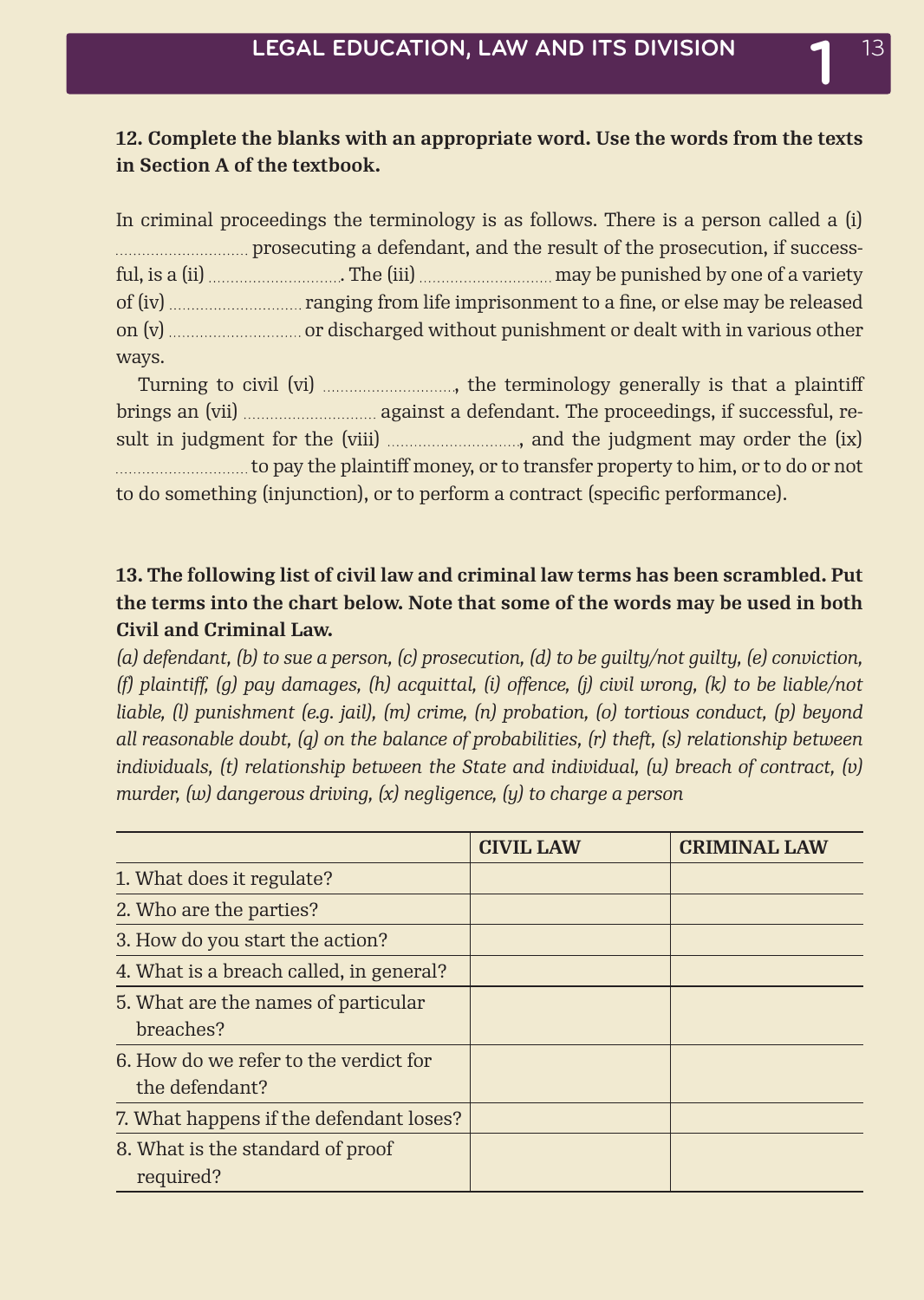**12. Complete the blanks with an appropriate word. Use the words from the texts in Section A of the textbook.**

In criminal proceedings the terminology is as follows. There is a person called a (i) .............................. prosecuting a defendant, and the result of the prosecution, if successful, is a (ii) ............................... The (iii) .............................. may be punished by one of a variety of (iv) .............................. ranging from life imprisonment to a fine, or else may be released on (v) .............................. or discharged without punishment or dealt with in various other ways.

Turning to civil (vi) .............................., the terminology generally is that a plaintiff brings an (vii) .............................. against a defendant. The proceedings, if successful, result in judgment for the (viii) .............................., and the judgment may order the (ix) .............................. to pay the plaintiff money, or to transfer property to him, or to do or not to do something (injunction), or to perform a contract (specific performance).

**13. The following list of civil law and criminal law terms has been scrambled. Put the terms into the chart below. Note that some of the words may be used in both Civil and Criminal Law.**

*(a) defendant, (b) to sue a person, (c) prosecution, (d) to be guilty/not guilty, (e) conviction, (f) plaintiff, (g) pay damages, (h) acquittal, (i) offence, (j) civil wrong, (k) to be liable/not liable, (l) punishment (e.g. jail), (m) crime, (n) probation, (o) tortious conduct, (p) beyond all reasonable doubt, (q) on the balance of probabilities, (r) theft, (s) relationship between individuals, (t) relationship between the State and individual, (u) breach of contract, (v) murder, (w) dangerous driving, (x) negligence, (y) to charge a person*

| | CIVIL LAW | CRIMINAL LAW |
|---|---|---|
| 1. What does it regulate? | | |
| 2. Who are the parties? | | |
| 3. How do you start the action? | | |
| 4. What is a breach called, in general? | | |
| 5. What are the names of particular breaches? | | |
| 6. How do we refer to the verdict for the defendant? | | |
| 7. What happens if the defendant loses? | | |
| 8. What is the standard of proof required? | | |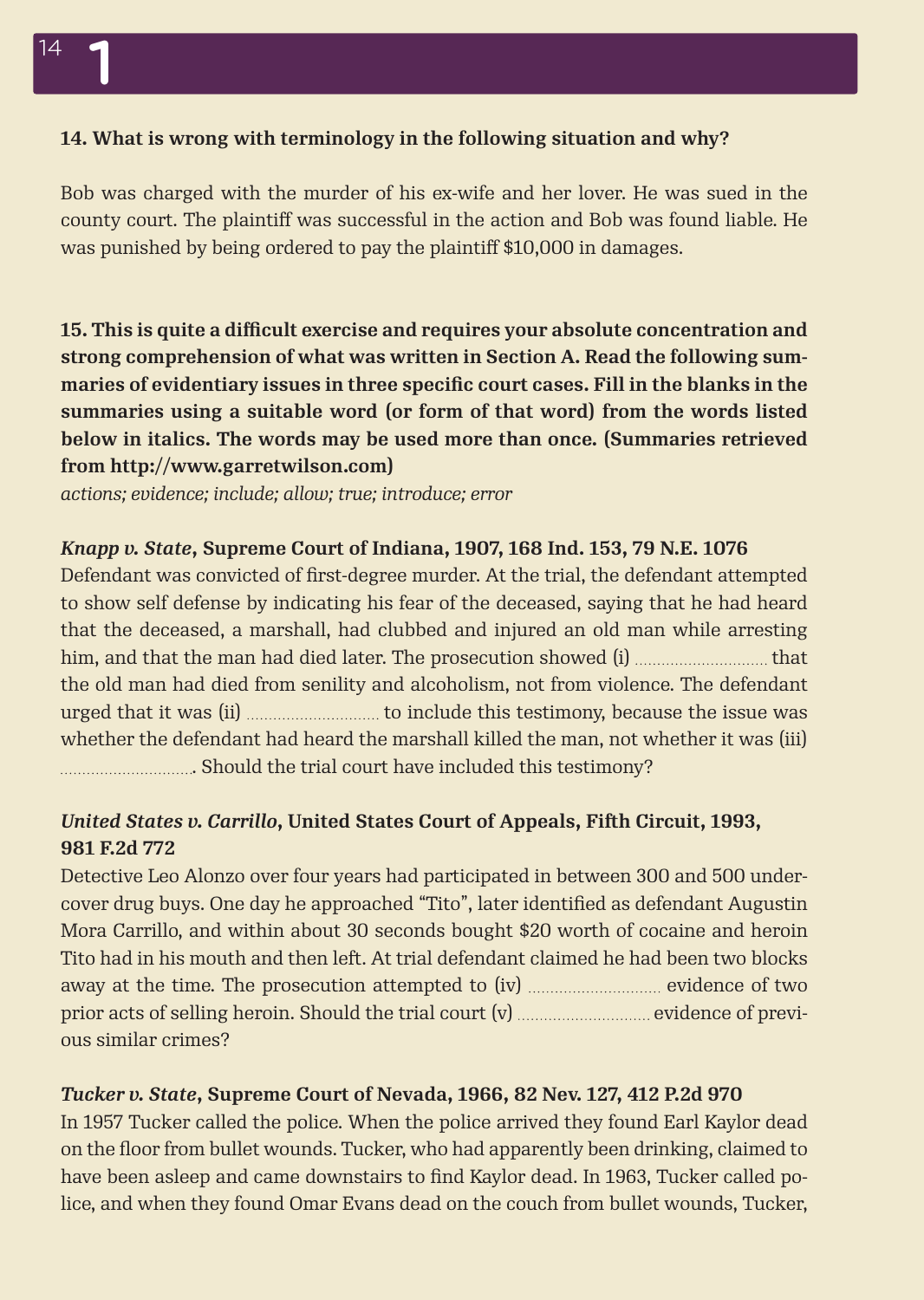**14. What is wrong with terminology in the following situation and why?**

Bob was charged with the murder of his ex-wife and her lover. He was sued in the county court. The plaintiff was successful in the action and Bob was found liable. He was punished by being ordered to pay the plaintiff $10,000 in damages.

**15. This is quite a difficult exercise and requires your absolute concentration and strong comprehension of what was written in Section A. Read the following summaries of evidentiary issues in three specific court cases. Fill in the blanks in the summaries using a suitable word (or form of that word) from the words listed below in italics. The words may be used more than once. (Summaries retrieved from http://www.garretwilson.com)**

*actions; evidence; include; allow; true; introduce; error*

***Knapp v. State*, Supreme Court of Indiana, 1907, 168 Ind. 153, 79 N.E. 1076**

Defendant was convicted of first-degree murder. At the trial, the defendant attempted to show self defense by indicating his fear of the deceased, saying that he had heard that the deceased, a marshall, had clubbed and injured an old man while arresting him, and that the man had died later. The prosecution showed (i) .............................. that the old man had died from senility and alcoholism, not from violence. The defendant urged that it was (ii) .............................. to include this testimony, because the issue was whether the defendant had heard the marshall killed the man, not whether it was (iii) ............................... Should the trial court have included this testimony?

***United States v. Carrillo*, United States Court of Appeals, Fifth Circuit, 1993, 981 F.2d 772**

Detective Leo Alonzo over four years had participated in between 300 and 500 undercover drug buys. One day he approached "Tito", later identified as defendant Augustin Mora Carrillo, and within about 30 seconds bought $20 worth of cocaine and heroin Tito had in his mouth and then left. At trial defendant claimed he had been two blocks away at the time. The prosecution attempted to (iv) .............................. evidence of two prior acts of selling heroin. Should the trial court (v) .............................. evidence of previous similar crimes?

***Tucker v. State*, Supreme Court of Nevada, 1966, 82 Nev. 127, 412 P.2d 970**

In 1957 Tucker called the police. When the police arrived they found Earl Kaylor dead on the floor from bullet wounds. Tucker, who had apparently been drinking, claimed to have been asleep and came downstairs to find Kaylor dead. In 1963, Tucker called police, and when they found Omar Evans dead on the couch from bullet wounds, Tucker,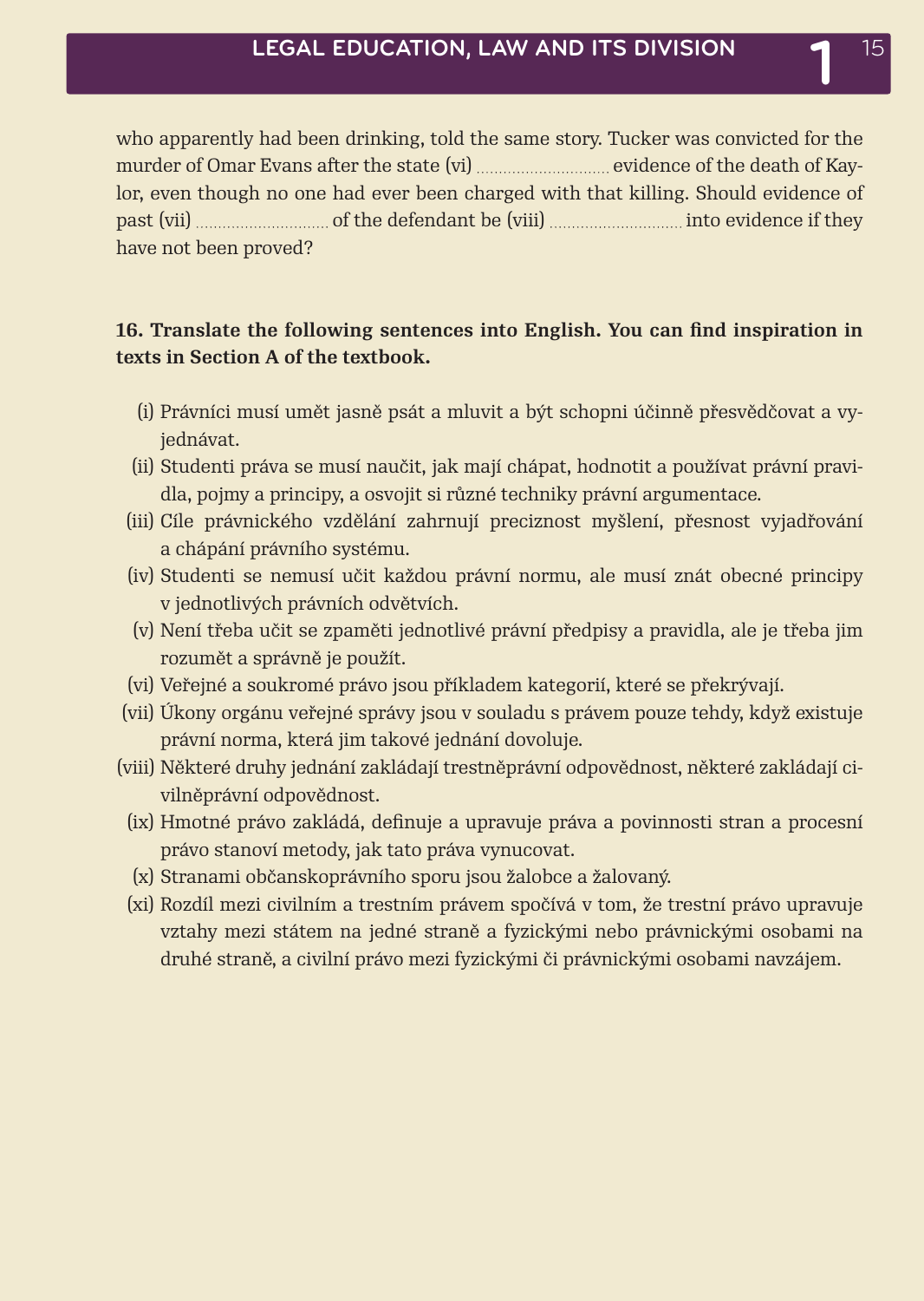who apparently had been drinking, told the same story. Tucker was convicted for the murder of Omar Evans after the state (vi) ............................ evidence of the death of Kaylor, even though no one had ever been charged with that killing. Should evidence of past (vii) ............................ of the defendant be (viii) ............................ into evidence if they have not been proved?

**16. Translate the following sentences into English. You can find inspiration in texts in Section A of the textbook.**

(i) Právníci musí umět jasně psát a mluvit a být schopni účinně přesvědčovat a vyjednávat.

(ii) Studenti práva se musí naučit, jak mají chápat, hodnotit a používat právní pravidla, pojmy a principy, a osvojit si různé techniky právní argumentace.

(iii) Cíle právnického vzdělání zahrnují preciznost myšlení, přesnost vyjadřování a chápání právního systému.

(iv) Studenti se nemusí učit každou právní normu, ale musí znát obecné principy v jednotlivých právních odvětvích.

(v) Není třeba učit se zpaměti jednotlivé právní předpisy a pravidla, ale je třeba jim rozumět a správně je použít.

(vi) Veřejné a soukromé právo jsou příkladem kategorií, které se překrývají.

(vii) Úkony orgánu veřejné správy jsou v souladu s právem pouze tehdy, když existuje právní norma, která jim takové jednání dovoluje.

(viii) Některé druhy jednání zakládají trestněprávní odpovědnost, některé zakládají civilněprávní odpovědnost.

(ix) Hmotné právo zakládá, definuje a upravuje práva a povinnosti stran a procesní právo stanoví metody, jak tato práva vynucovat.

(x) Stranami občanskoprávního sporu jsou žalobce a žalovaný.

(xi) Rozdíl mezi civilním a trestním právem spočívá v tom, že trestní právo upravuje vztahy mezi státem na jedné straně a fyzickými nebo právnickými osobami na druhé straně, a civilní právo mezi fyzickými či právnickými osobami navzájem.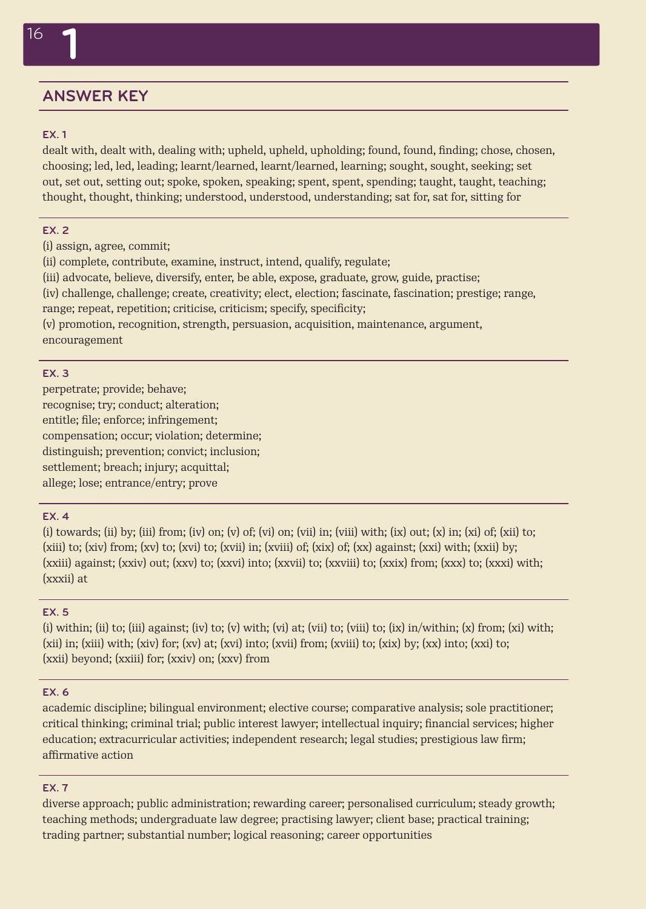# 1

## ANSWER KEY

### EX. 1

dealt with, dealt with, dealing with; upheld, upheld, upholding; found, found, finding; chose, chosen, choosing; led, led, leading; learnt/learned, learnt/learned, learning; sought, sought, seeking; set out, set out, setting out; spoke, spoken, speaking; spent, spent, spending; taught, taught, teaching; thought, thought, thinking; understood, understood, understanding; sat for, sat for, sitting for

### EX. 2

(i) assign, agree, commit;
(ii) complete, contribute, examine, instruct, intend, qualify, regulate;
(iii) advocate, believe, diversify, enter, be able, expose, graduate, grow, guide, practise;
(iv) challenge, challenge; create, creativity; elect, election; fascinate, fascination; prestige; range, range; repeat, repetition; criticise, criticism; specify, specificity;
(v) promotion, recognition, strength, persuasion, acquisition, maintenance, argument, encouragement

### EX. 3

perpetrate; provide; behave;
recognise; try; conduct; alteration;
entitle; file; enforce; infringement;
compensation; occur; violation; determine;
distinguish; prevention; convict; inclusion;
settlement; breach; injury; acquittal;
allege; lose; entrance/entry; prove

### EX. 4

(i) towards; (ii) by; (iii) from; (iv) on; (v) of; (vi) on; (vii) in; (viii) with; (ix) out; (x) in; (xi) of; (xii) to; (xiii) to; (xiv) from; (xv) to; (xvi) to; (xvii) in; (xviii) of; (xix) of; (xx) against; (xxi) with; (xxii) by; (xxiii) against; (xxiv) out; (xxv) to; (xxvi) into; (xxvii) to; (xxviii) to; (xxix) from; (xxx) to; (xxxi) with; (xxxii) at

### EX. 5

(i) within; (ii) to; (iii) against; (iv) to; (v) with; (vi) at; (vii) to; (viii) to; (ix) in/within; (x) from; (xi) with; (xii) in; (xiii) with; (xiv) for; (xv) at; (xvi) into; (xvii) from; (xviii) to; (xix) by; (xx) into; (xxi) to; (xxii) beyond; (xxiii) for; (xxiv) on; (xxv) from

### EX. 6

academic discipline; bilingual environment; elective course; comparative analysis; sole practitioner; critical thinking; criminal trial; public interest lawyer; intellectual inquiry; financial services; higher education; extracurricular activities; independent research; legal studies; prestigious law firm; affirmative action

### EX. 7

diverse approach; public administration; rewarding career; personalised curriculum; steady growth; teaching methods; undergraduate law degree; practising lawyer; client base; practical training; trading partner; substantial number; logical reasoning; career opportunities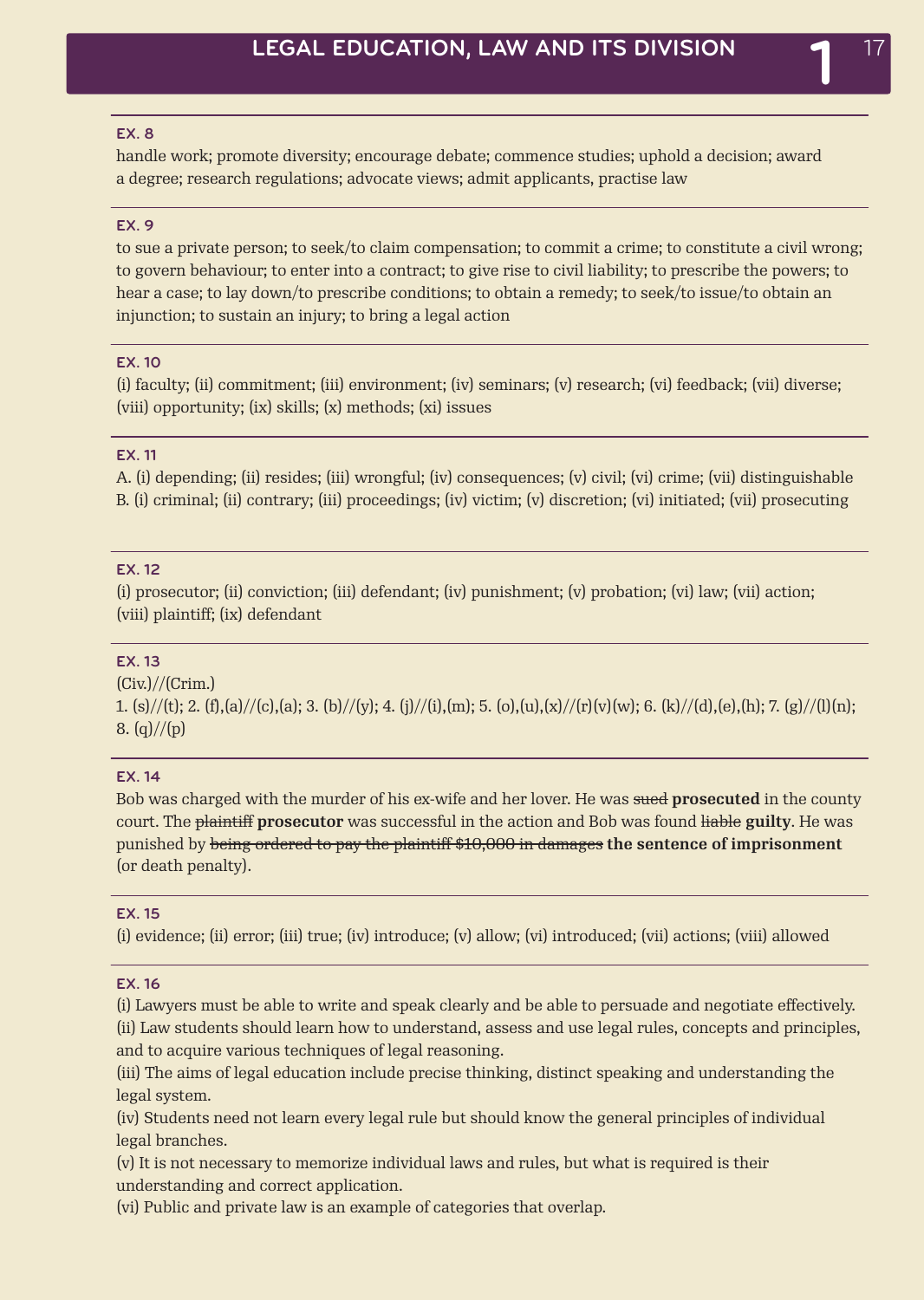### EX. 8

handle work; promote diversity; encourage debate; commence studies; uphold a decision; award a degree; research regulations; advocate views; admit applicants, practise law

### EX. 9

to sue a private person; to seek/to claim compensation; to commit a crime; to constitute a civil wrong; to govern behaviour; to enter into a contract; to give rise to civil liability; to prescribe the powers; to hear a case; to lay down/to prescribe conditions; to obtain a remedy; to seek/to issue/to obtain an injunction; to sustain an injury; to bring a legal action

### EX. 10

(i) faculty; (ii) commitment; (iii) environment; (iv) seminars; (v) research; (vi) feedback; (vii) diverse; (viii) opportunity; (ix) skills; (x) methods; (xi) issues

### EX. 11

A. (i) depending; (ii) resides; (iii) wrongful; (iv) consequences; (v) civil; (vi) crime; (vii) distinguishable
B. (i) criminal; (ii) contrary; (iii) proceedings; (iv) victim; (v) discretion; (vi) initiated; (vii) prosecuting

### EX. 12

(i) prosecutor; (ii) conviction; (iii) defendant; (iv) punishment; (v) probation; (vi) law; (vii) action; (viii) plaintiff; (ix) defendant

### EX. 13

(Civ.)//(Crim.)
1. (s)//(t); 2. (f),(a)//(c),(a); 3. (b)//(y); 4. (j)//(i),(m); 5. (o),(u),(x)//(r)(v)(w); 6. (k)//(d),(e),(h); 7. (g)//(l)(n); 8. (q)//(p)

### EX. 14

Bob was charged with the murder of his ex-wife and her lover. He was ~~sued~~ **prosecuted** in the county court. The ~~plaintiff~~ **prosecutor** was successful in the action and Bob was found ~~liable~~ **guilty**. He was punished by ~~being ordered to pay the plaintiff $10,000 in damages~~ **the sentence of imprisonment** (or death penalty).

### EX. 15

(i) evidence; (ii) error; (iii) true; (iv) introduce; (v) allow; (vi) introduced; (vii) actions; (viii) allowed

### EX. 16

(i) Lawyers must be able to write and speak clearly and be able to persuade and negotiate effectively.
(ii) Law students should learn how to understand, assess and use legal rules, concepts and principles, and to acquire various techniques of legal reasoning.
(iii) The aims of legal education include precise thinking, distinct speaking and understanding the legal system.
(iv) Students need not learn every legal rule but should know the general principles of individual legal branches.
(v) It is not necessary to memorize individual laws and rules, but what is required is their understanding and correct application.
(vi) Public and private law is an example of categories that overlap.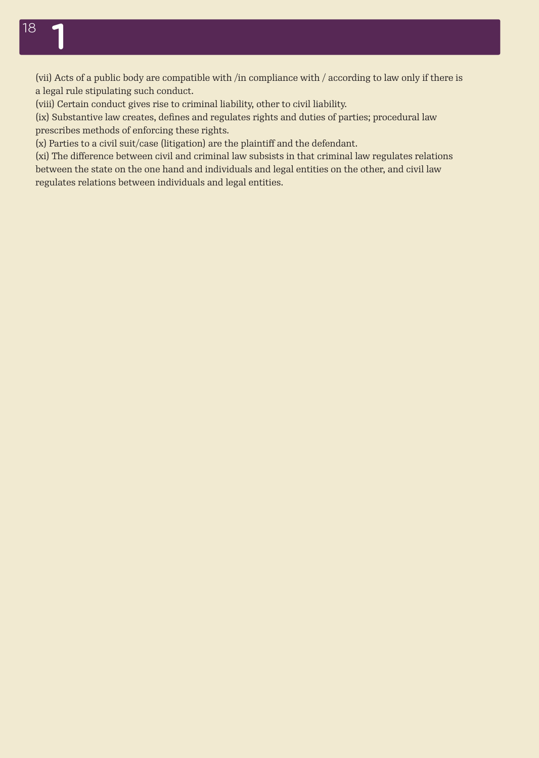(vii) Acts of a public body are compatible with /in compliance with / according to law only if there is a legal rule stipulating such conduct.

(viii) Certain conduct gives rise to criminal liability, other to civil liability.

(ix) Substantive law creates, defines and regulates rights and duties of parties; procedural law prescribes methods of enforcing these rights.

(x) Parties to a civil suit/case (litigation) are the plaintiff and the defendant.

(xi) The difference between civil and criminal law subsists in that criminal law regulates relations between the state on the one hand and individuals and legal entities on the other, and civil law regulates relations between individuals and legal entities.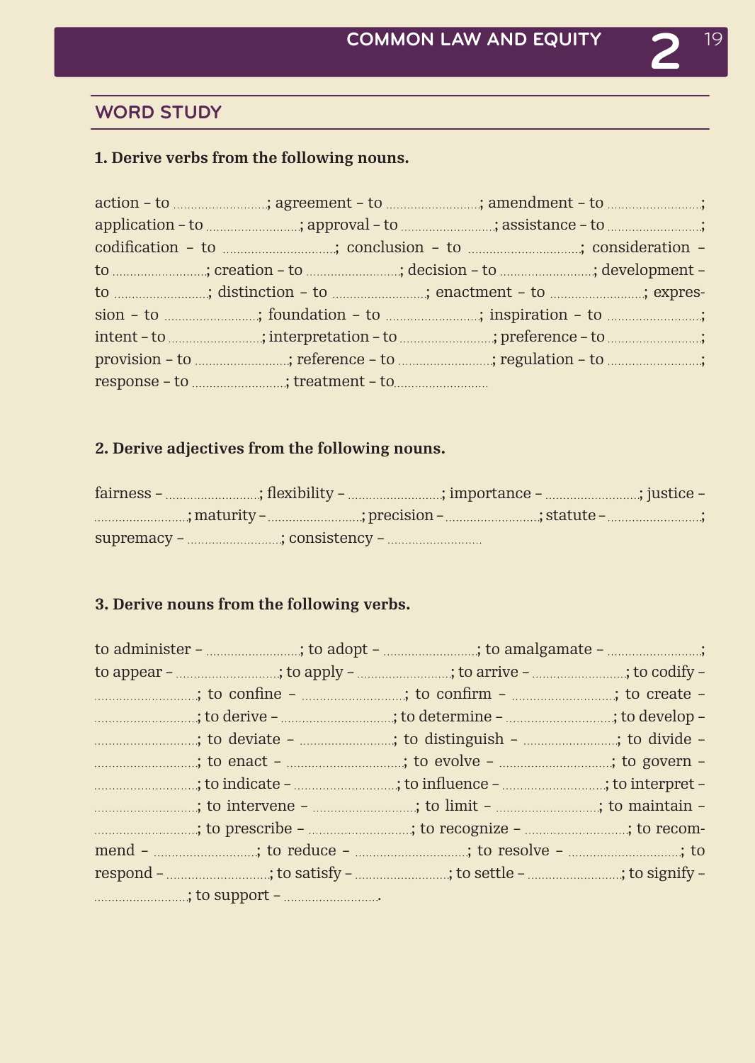## WORD STUDY

**1. Derive verbs from the following nouns.**

action – to ..........................; agreement – to ..........................; amendment – to ..........................; application – to ..........................; approval – to ..........................; assistance – to ..........................; codification – to ..............................; conclusion – to ..............................; consideration – to ..........................; creation – to ..........................; decision – to ..........................; development – to ..........................; distinction – to ..........................; enactment – to ..........................; expression – to ..........................; foundation – to ..........................; inspiration – to ..........................; intent – to ..........................; interpretation – to ..........................; preference – to ..........................; provision – to ..........................; reference – to ..........................; regulation – to ..........................; response – to ..........................; treatment – to..........................

**2. Derive adjectives from the following nouns.**

fairness – ..........................; flexibility – ..........................; importance – ..........................; justice – ..........................; maturity – ..........................; precision – ..........................; statute – ..........................; supremacy – ..........................; consistency – ..........................

**3. Derive nouns from the following verbs.**

to administer – ..........................; to adopt – ..........................; to amalgamate – ..........................; to appear – ............................; to apply – ..........................; to arrive – ..........................; to codify – ............................; to confine – ............................; to confirm – ............................; to create – ............................; to derive – ..............................; to determine – ............................; to develop – ............................; to deviate – ..........................; to distinguish – ..........................; to divide – ............................; to enact – ..............................; to evolve – ..............................; to govern – ............................; to indicate – ............................; to influence – ............................; to interpret – ............................; to intervene – ............................; to limit – ............................; to maintain – ............................; to prescribe – ............................; to recognize – ............................; to recommend – ............................; to reduce – ..............................; to resolve – ..............................; to respond – ............................; to satisfy – ..........................; to settle – ..........................; to signify – ..........................; to support – ..........................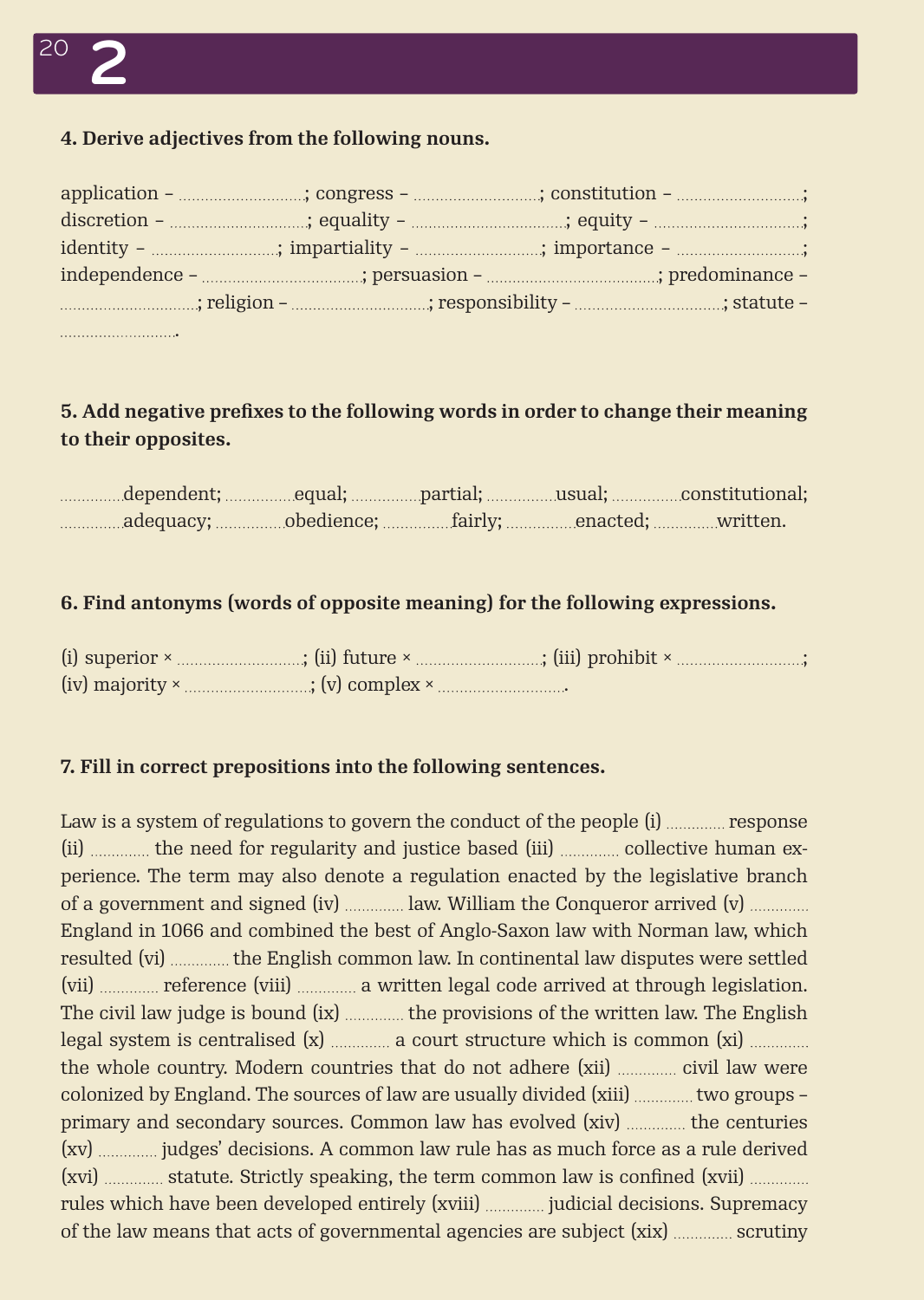**4. Derive adjectives from the following nouns.**

application – ............................; congress – ............................; constitution – ............................; discretion – ..............................; equality – ..................................; equity – ................................; identity – ............................; impartiality – ............................; importance – ............................; independence – ...................................; persuasion – .....................................; predominance – ..............................; religion – ..............................; responsibility – ................................; statute – ...........................

**5. Add negative prefixes to the following words in order to change their meaning to their opposites.**

..............dependent; ...............equal; ...............partial; ...............usual; ...............constitutional; ..............adequacy; ...............obedience; ...............fairly; ...............enacted; ..............written.

**6. Find antonyms (words of opposite meaning) for the following expressions.**

(i) superior × ............................; (ii) future × ............................; (iii) prohibit × ............................; (iv) majority × ............................; (v) complex × ............................

**7. Fill in correct prepositions into the following sentences.**

Law is a system of regulations to govern the conduct of the people (i) ............. response (ii) ............. the need for regularity and justice based (iii) ............. collective human experience. The term may also denote a regulation enacted by the legislative branch of a government and signed (iv) ............. law. William the Conqueror arrived (v) ............. England in 1066 and combined the best of Anglo-Saxon law with Norman law, which resulted (vi) ............. the English common law. In continental law disputes were settled (vii) ............. reference (viii) ............. a written legal code arrived at through legislation. The civil law judge is bound (ix) ............. the provisions of the written law. The English legal system is centralised (x) ............. a court structure which is common (xi) ............. the whole country. Modern countries that do not adhere (xii) ............. civil law were colonized by England. The sources of law are usually divided (xiii) ............. two groups – primary and secondary sources. Common law has evolved (xiv) ............. the centuries (xv) ............. judges' decisions. A common law rule has as much force as a rule derived (xvi) ............. statute. Strictly speaking, the term common law is confined (xvii) ............. rules which have been developed entirely (xviii) ............. judicial decisions. Supremacy of the law means that acts of governmental agencies are subject (xix) ............. scrutiny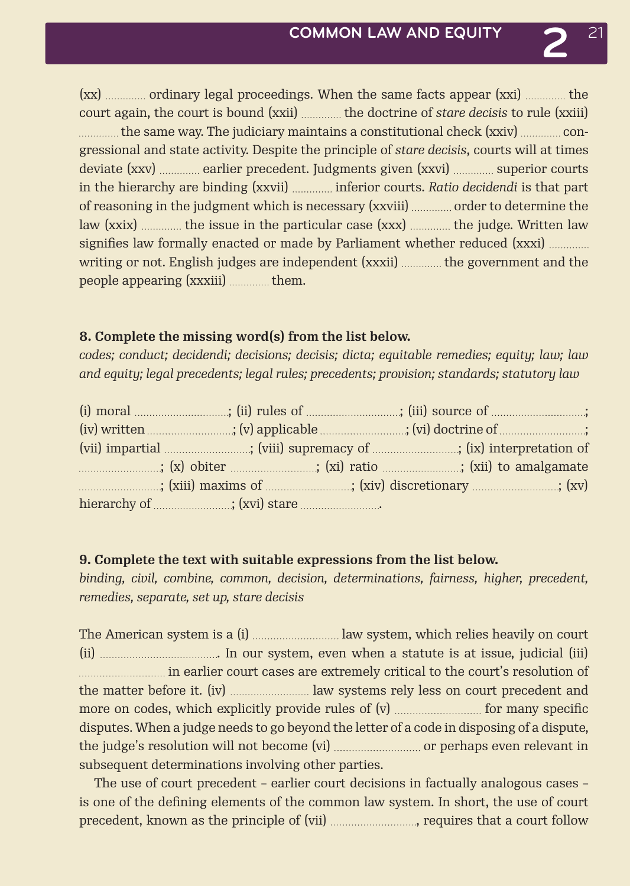(xx) ............. ordinary legal proceedings. When the same facts appear (xxi) ............. the court again, the court is bound (xxii) ............. the doctrine of *stare decisis* to rule (xxiii) ............. the same way. The judiciary maintains a constitutional check (xxiv) ............. congressional and state activity. Despite the principle of *stare decisis*, courts will at times deviate (xxv) ............. earlier precedent. Judgments given (xxvi) ............. superior courts in the hierarchy are binding (xxvii) ............. inferior courts. *Ratio decidendi* is that part of reasoning in the judgment which is necessary (xxviii) ............. order to determine the law (xxix) ............. the issue in the particular case (xxx) ............. the judge. Written law signifies law formally enacted or made by Parliament whether reduced (xxxi) ............. writing or not. English judges are independent (xxxii) ............. the government and the people appearing (xxxiii) ............. them.

**8. Complete the missing word(s) from the list below.**

*codes; conduct; decidendi; decisions; decisis; dicta; equitable remedies; equity; law; law and equity; legal precedents; legal rules; precedents; provision; standards; statutory law*

(i) moral ..............................; (ii) rules of ..............................; (iii) source of ..............................; (iv) written ...........................; (v) applicable ...........................; (vi) doctrine of ...........................; (vii) impartial ...........................; (viii) supremacy of ...........................; (ix) interpretation of ...........................; (x) obiter ...........................; (xi) ratio ...........................; (xii) to amalgamate ...........................; (xiii) maxims of ...........................; (xiv) discretionary ...........................; (xv) hierarchy of ..........................; (xvi) stare ..........................

**9. Complete the text with suitable expressions from the list below.**

*binding, civil, combine, common, decision, determinations, fairness, higher, precedent, remedies, separate, set up, stare decisis*

The American system is a (i) ............................ law system, which relies heavily on court (ii) ........................................ In our system, even when a statute is at issue, judicial (iii) ............................ in earlier court cases are extremely critical to the court's resolution of the matter before it. (iv) .......................... law systems rely less on court precedent and more on codes, which explicitly provide rules of (v) ............................ for many specific disputes. When a judge needs to go beyond the letter of a code in disposing of a dispute, the judge's resolution will not become (vi) ............................ or perhaps even relevant in subsequent determinations involving other parties.

The use of court precedent – earlier court decisions in factually analogous cases – is one of the defining elements of the common law system. In short, the use of court precedent, known as the principle of (vii) ............................, requires that a court follow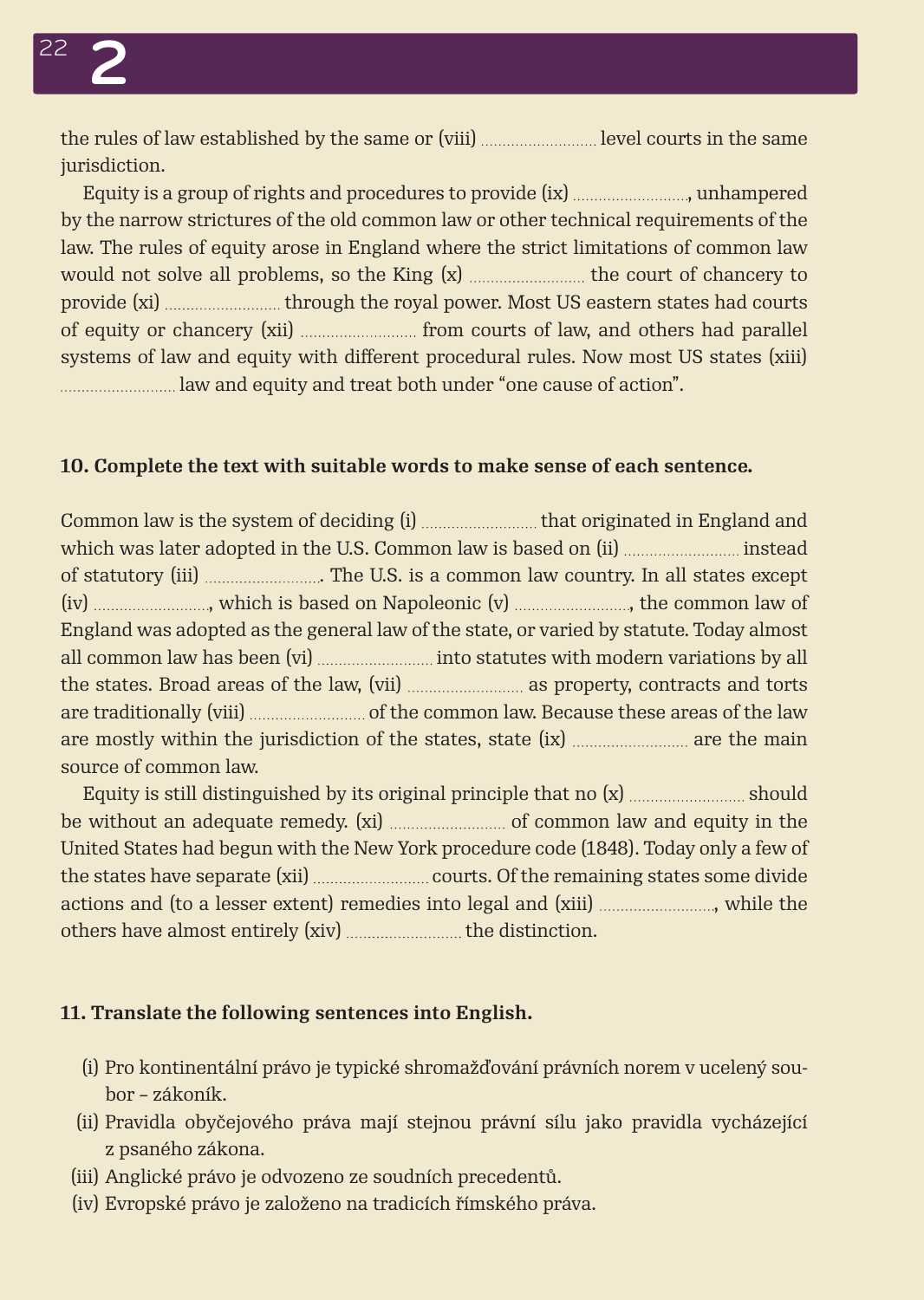the rules of law established by the same or (viii) .......................... level courts in the same jurisdiction.

Equity is a group of rights and procedures to provide (ix) .........................., unhampered by the narrow strictures of the old common law or other technical requirements of the law. The rules of equity arose in England where the strict limitations of common law would not solve all problems, so the King (x) .......................... the court of chancery to provide (xi) .......................... through the royal power. Most US eastern states had courts of equity or chancery (xii) .......................... from courts of law, and others had parallel systems of law and equity with different procedural rules. Now most US states (xiii) .......................... law and equity and treat both under "one cause of action".

**10. Complete the text with suitable words to make sense of each sentence.**

Common law is the system of deciding (i) .......................... that originated in England and which was later adopted in the U.S. Common law is based on (ii) .......................... instead of statutory (iii) ........................... The U.S. is a common law country. In all states except (iv) .........................., which is based on Napoleonic (v) .........................., the common law of England was adopted as the general law of the state, or varied by statute. Today almost all common law has been (vi) .......................... into statutes with modern variations by all the states. Broad areas of the law, (vii) .......................... as property, contracts and torts are traditionally (viii) .......................... of the common law. Because these areas of the law are mostly within the jurisdiction of the states, state (ix) .......................... are the main source of common law.

Equity is still distinguished by its original principle that no (x) .......................... should be without an adequate remedy. (xi) .......................... of common law and equity in the United States had begun with the New York procedure code (1848). Today only a few of the states have separate (xii) .......................... courts. Of the remaining states some divide actions and (to a lesser extent) remedies into legal and (xiii) .........................., while the others have almost entirely (xiv) .......................... the distinction.

**11. Translate the following sentences into English.**

(i) Pro kontinentální právo je typické shromažďování právních norem v ucelený soubor – zákoník.

(ii) Pravidla obyčejového práva mají stejnou právní sílu jako pravidla vycházející z psaného zákona.

(iii) Anglické právo je odvozeno ze soudních precedentů.

(iv) Evropské právo je založeno na tradicích římského práva.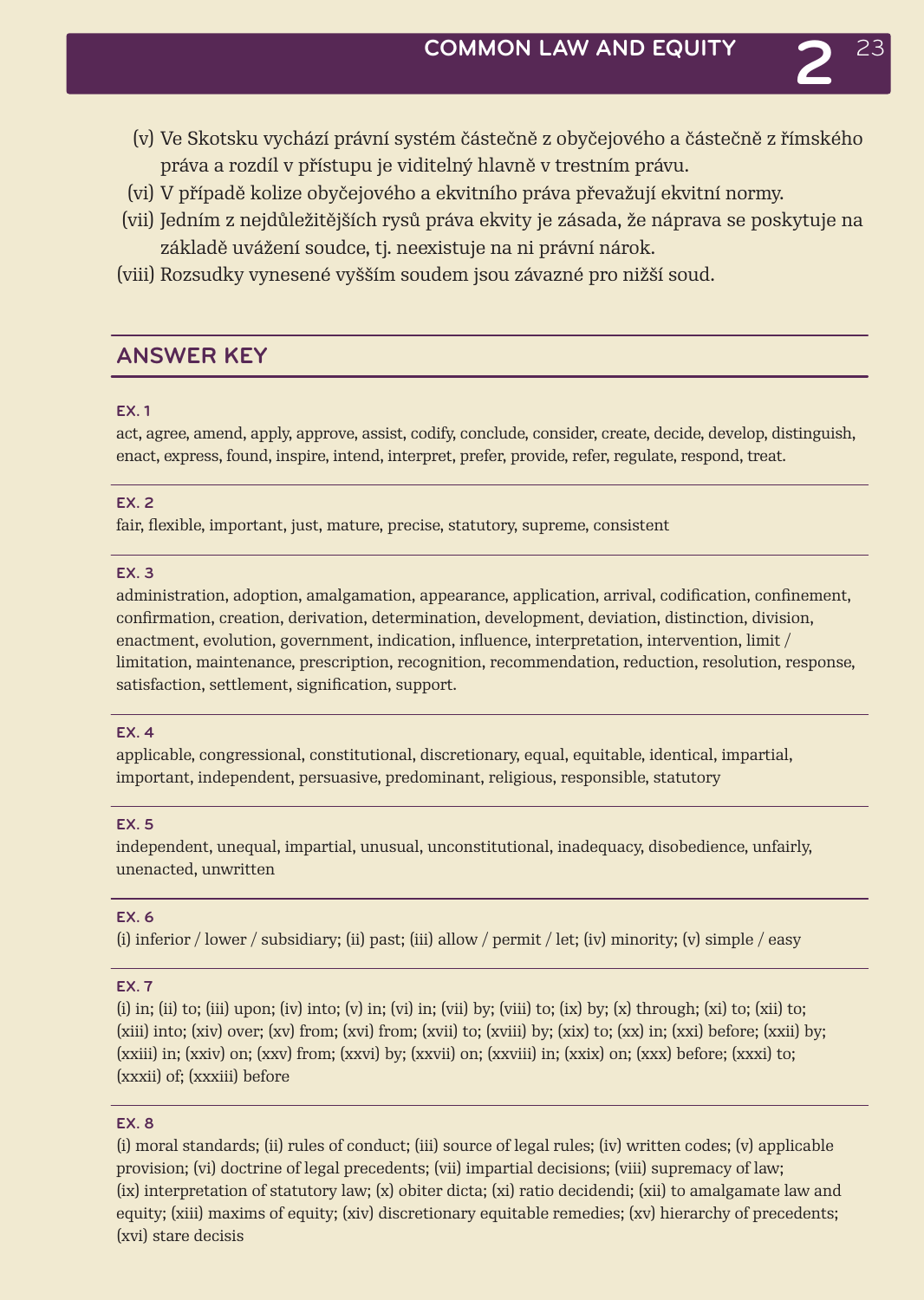(v) Ve Skotsku vychází právní systém částečně z obyčejového a částečně z římského práva a rozdíl v přístupu je viditelný hlavně v trestním právu.

(vi) V případě kolize obyčejového a ekvitního práva převažují ekvitní normy.

(vii) Jedním z nejdůležitějších rysů práva ekvity je zásada, že náprava se poskytuje na základě uvážení soudce, tj. neexistuje na ni právní nárok.

(viii) Rozsudky vynesené vyšším soudem jsou závazné pro nižší soud.

## ANSWER KEY

### EX. 1

act, agree, amend, apply, approve, assist, codify, conclude, consider, create, decide, develop, distinguish, enact, express, found, inspire, intend, interpret, prefer, provide, refer, regulate, respond, treat.

### EX. 2

fair, flexible, important, just, mature, precise, statutory, supreme, consistent

### EX. 3

administration, adoption, amalgamation, appearance, application, arrival, codification, confinement, confirmation, creation, derivation, determination, development, deviation, distinction, division, enactment, evolution, government, indication, influence, interpretation, intervention, limit / limitation, maintenance, prescription, recognition, recommendation, reduction, resolution, response, satisfaction, settlement, signification, support.

### EX. 4

applicable, congressional, constitutional, discretionary, equal, equitable, identical, impartial, important, independent, persuasive, predominant, religious, responsible, statutory

### EX. 5

independent, unequal, impartial, unusual, unconstitutional, inadequacy, disobedience, unfairly, unenacted, unwritten

### EX. 6

(i) inferior / lower / subsidiary; (ii) past; (iii) allow / permit / let; (iv) minority; (v) simple / easy

### EX. 7

(i) in; (ii) to; (iii) upon; (iv) into; (v) in; (vi) in; (vii) by; (viii) to; (ix) by; (x) through; (xi) to; (xii) to; (xiii) into; (xiv) over; (xv) from; (xvi) from; (xvii) to; (xviii) by; (xix) to; (xx) in; (xxi) before; (xxii) by; (xxiii) in; (xxiv) on; (xxv) from; (xxvi) by; (xxvii) on; (xxviii) in; (xxix) on; (xxx) before; (xxxi) to; (xxxii) of; (xxxiii) before

### EX. 8

(i) moral standards; (ii) rules of conduct; (iii) source of legal rules; (iv) written codes; (v) applicable provision; (vi) doctrine of legal precedents; (vii) impartial decisions; (viii) supremacy of law; (ix) interpretation of statutory law; (x) obiter dicta; (xi) ratio decidendi; (xii) to amalgamate law and equity; (xiii) maxims of equity; (xiv) discretionary equitable remedies; (xv) hierarchy of precedents; (xvi) stare decisis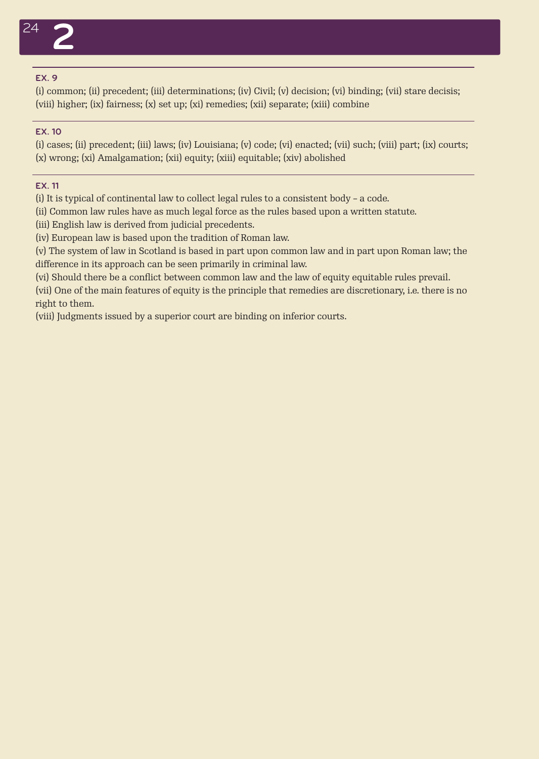# 2

### EX. 9

(i) common; (ii) precedent; (iii) determinations; (iv) Civil; (v) decision; (vi) binding; (vii) stare decisis; (viii) higher; (ix) fairness; (x) set up; (xi) remedies; (xii) separate; (xiii) combine

### EX. 10

(i) cases; (ii) precedent; (iii) laws; (iv) Louisiana; (v) code; (vi) enacted; (vii) such; (viii) part; (ix) courts; (x) wrong; (xi) Amalgamation; (xii) equity; (xiii) equitable; (xiv) abolished

### EX. 11

(i) It is typical of continental law to collect legal rules to a consistent body – a code.
(ii) Common law rules have as much legal force as the rules based upon a written statute.
(iii) English law is derived from judicial precedents.
(iv) European law is based upon the tradition of Roman law.
(v) The system of law in Scotland is based in part upon common law and in part upon Roman law; the difference in its approach can be seen primarily in criminal law.
(vi) Should there be a conflict between common law and the law of equity equitable rules prevail.
(vii) One of the main features of equity is the principle that remedies are discretionary, i.e. there is no right to them.
(viii) Judgments issued by a superior court are binding on inferior courts.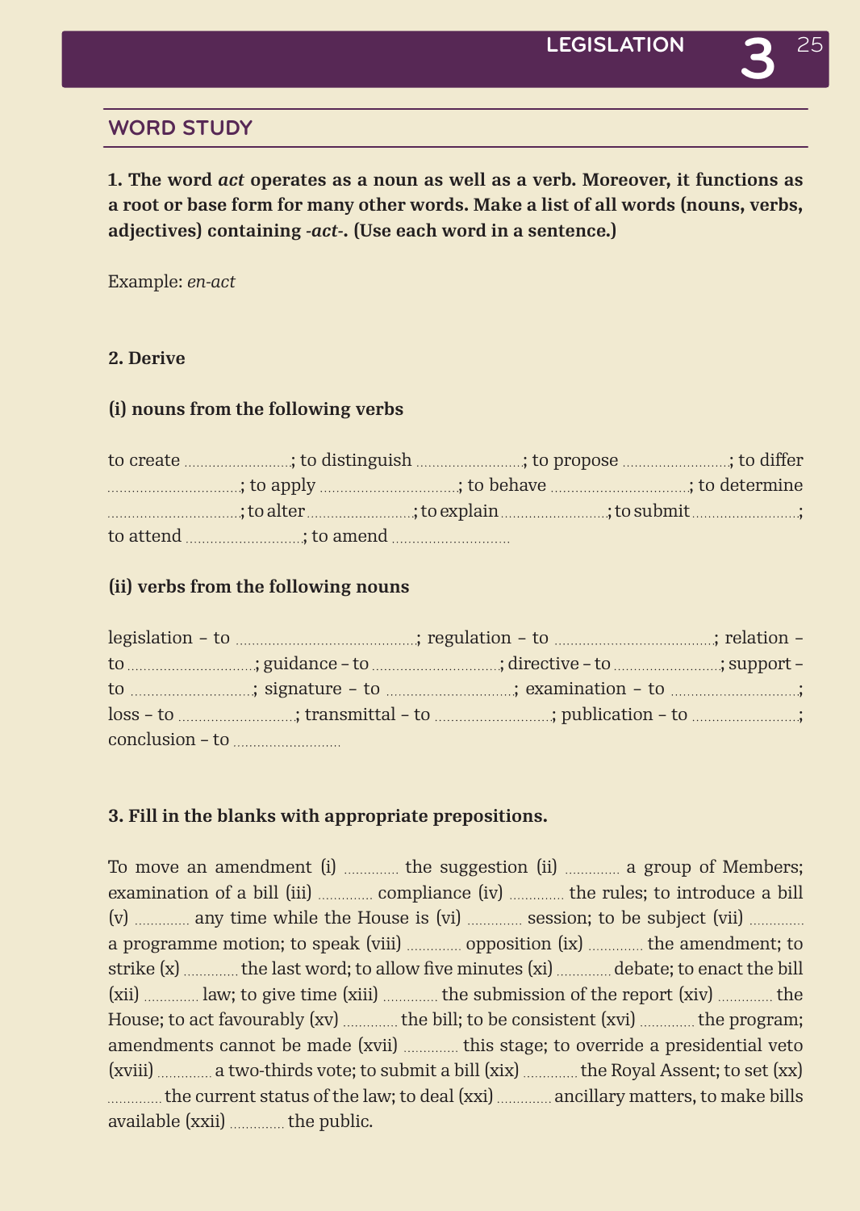## WORD STUDY

**1. The word *act* operates as a noun as well as a verb. Moreover, it functions as a root or base form for many other words. Make a list of all words (nouns, verbs, adjectives) containing *-act-*. (Use each word in a sentence.)**

Example: *en-act*

**2. Derive**

**(i) nouns from the following verbs**

to create ..........................; to distinguish ..........................; to propose ..........................; to differ ..........................; to apply ..........................; to behave ..........................; to determine ..........................; to alter ..........................; to explain ..........................; to submit ..........................; to attend ..........................; to amend ..........................

**(ii) verbs from the following nouns**

legislation – to ..........................; regulation – to ..........................; relation – to ..........................; guidance – to ..........................; directive – to ..........................; support – to ..........................; signature – to ..........................; examination – to ..........................; loss – to ..........................; transmittal – to ..........................; publication – to ..........................; conclusion – to ..........................

**3. Fill in the blanks with appropriate prepositions.**

To move an amendment (i) ............. the suggestion (ii) ............. a group of Members; examination of a bill (iii) ............. compliance (iv) ............. the rules; to introduce a bill (v) ............. any time while the House is (vi) ............. session; to be subject (vii) ............. a programme motion; to speak (viii) ............. opposition (ix) ............. the amendment; to strike (x) ............. the last word; to allow five minutes (xi) ............. debate; to enact the bill (xii) ............. law; to give time (xiii) ............. the submission of the report (xiv) ............. the House; to act favourably (xv) ............. the bill; to be consistent (xvi) ............. the program; amendments cannot be made (xvii) ............. this stage; to override a presidential veto (xviii) ............. a two-thirds vote; to submit a bill (xix) ............. the Royal Assent; to set (xx) ............. the current status of the law; to deal (xxi) ............. ancillary matters, to make bills available (xxii) ............. the public.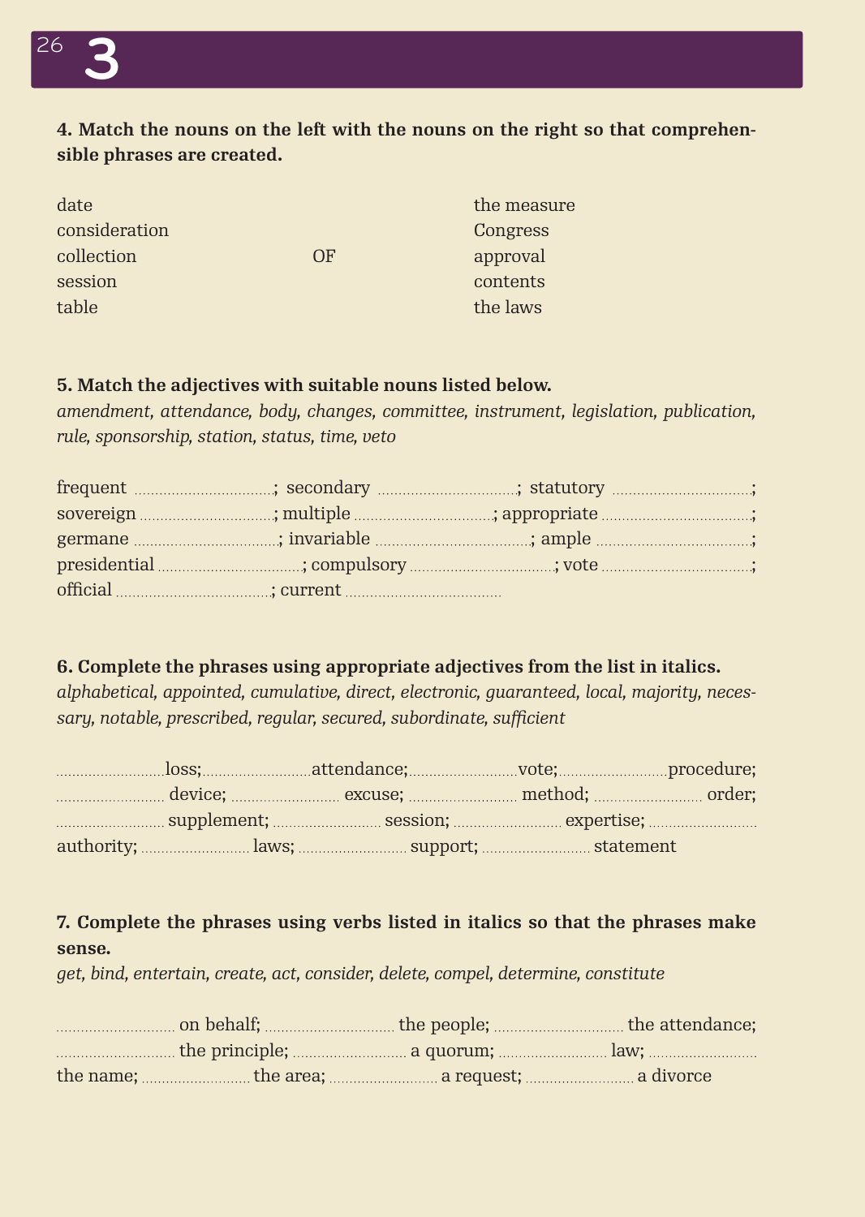**4. Match the nouns on the left with the nouns on the right so that comprehensible phrases are created.**

| | | |
|---|---|---|
| date | | the measure |
| consideration | | Congress |
| collection | OF | approval |
| session | | contents |
| table | | the laws |

**5. Match the adjectives with suitable nouns listed below.**

*amendment, attendance, body, changes, committee, instrument, legislation, publication, rule, sponsorship, station, status, time, veto*

frequent ................................; secondary ................................; statutory ................................;
sovereign ................................; multiple ................................; appropriate ................................;
germane ................................; invariable ................................; ample ................................;
presidential ................................; compulsory ................................; vote ................................;
official ................................; current ................................

**6. Complete the phrases using appropriate adjectives from the list in italics.**

*alphabetical, appointed, cumulative, direct, electronic, guaranteed, local, majority, necessary, notable, prescribed, regular, secured, subordinate, sufficient*

..........................loss;..........................attendance;..........................vote;..........................procedure;
.......................... device; .......................... excuse; .......................... method; .......................... order;
.......................... supplement; .......................... session; .......................... expertise; ..........................
authority; .......................... laws; .......................... support; .......................... statement

**7. Complete the phrases using verbs listed in italics so that the phrases make sense.**

*get, bind, entertain, create, act, consider, delete, compel, determine, constitute*

............................ on behalf; ............................ the people; ............................ the attendance;
............................ the principle; ............................ a quorum; ............................ law; ............................
the name; ............................ the area; ............................ a request; ............................ a divorce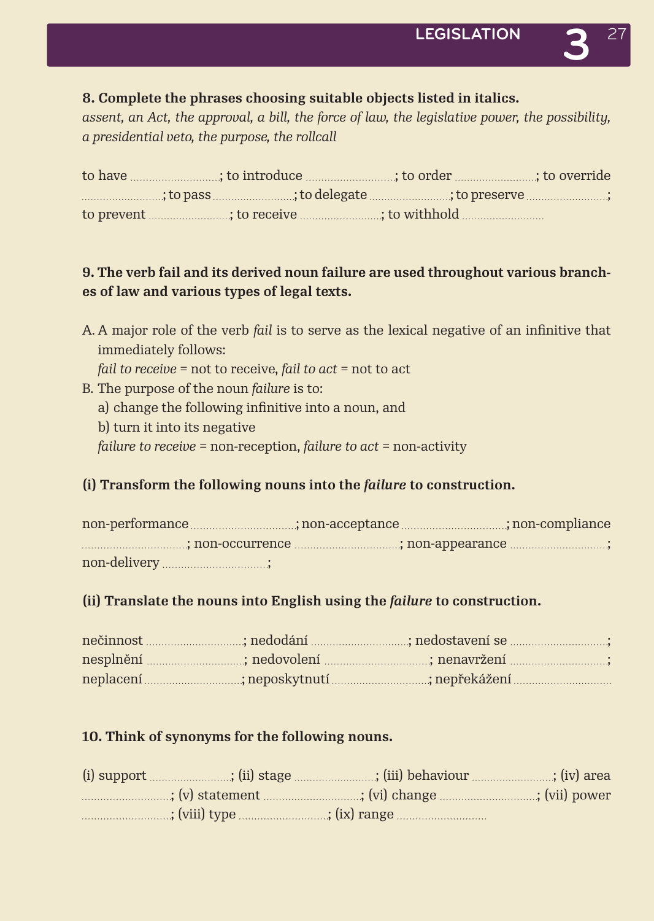**8. Complete the phrases choosing suitable objects listed in italics.**
*assent, an Act, the approval, a bill, the force of law, the legislative power, the possibility, a presidential veto, the purpose, the rollcall*

to have ............................; to introduce ............................; to order ..........................; to override ..........................; to pass ..........................; to delegate ..........................; to preserve ..........................; to prevent ..........................; to receive ..........................; to withhold ..........................

**9. The verb fail and its derived noun failure are used throughout various branches of law and various types of legal texts.**

A. A major role of the verb *fail* is to serve as the lexical negative of an infinitive that immediately follows:
   *fail to receive* = not to receive, *fail to act* = not to act

B. The purpose of the noun *failure* is to:
   a) change the following infinitive into a noun, and
   b) turn it into its negative
   *failure to receive* = non-reception, *failure to act* = non-activity

**(i) Transform the following nouns into the *failure* to construction.**

non-performance .................................; non-acceptance .................................; non-compliance .................................; non-occurrence .................................; non-appearance ..............................; non-delivery .................................;

**(ii) Translate the nouns into English using the *failure* to construction.**

nečinnost ..............................; nedodání ..............................; nedostavení se ..............................; nesplnění ..............................; nedovolení ................................; nenavržení ..............................; neplacení ..............................; neposkytnutí ..............................; nepřekážení ..............................

**10. Think of synonyms for the following nouns.**

(i) support ..........................; (ii) stage ..........................; (iii) behaviour ..........................; (iv) area ............................; (v) statement ..............................; (vi) change ..............................; (vii) power ............................; (viii) type ............................; (ix) range ............................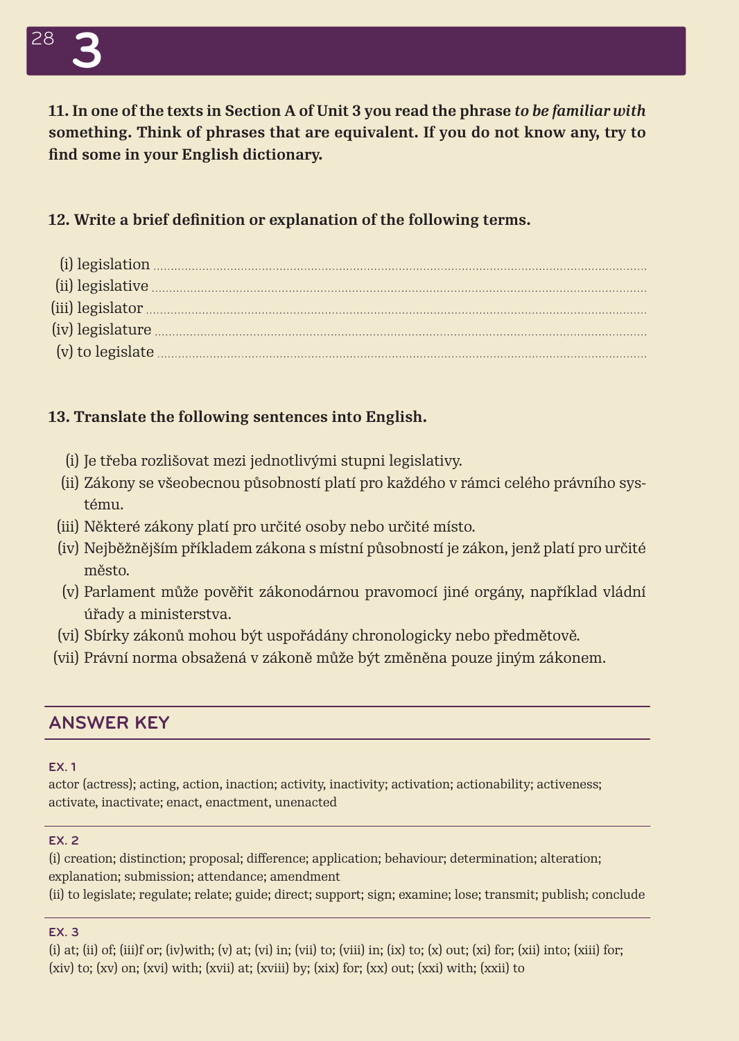**11. In one of the texts in Section A of Unit 3 you read the phrase *to be familiar with* something. Think of phrases that are equivalent. If you do not know any, try to find some in your English dictionary.**

**12. Write a brief definition or explanation of the following terms.**

(i) legislation ........................................

(ii) legislative ........................................

(iii) legislator ........................................

(iv) legislature ........................................

(v) to legislate ........................................

**13. Translate the following sentences into English.**

(i) Je třeba rozlišovat mezi jednotlivými stupni legislativy.

(ii) Zákony se všeobecnou působností platí pro každého v rámci celého právního systému.

(iii) Některé zákony platí pro určité osoby nebo určité místo.

(iv) Nejběžnějším příkladem zákona s místní působností je zákon, jenž platí pro určité město.

(v) Parlament může pověřit zákonodárnou pravomocí jiné orgány, například vládní úřady a ministerstva.

(vi) Sbírky zákonů mohou být uspořádány chronologicky nebo předmětově.

(vii) Právní norma obsažená v zákoně může být změněna pouze jiným zákonem.

## ANSWER KEY

### EX. 1

actor (actress); acting, action, inaction; activity, inactivity; activation; actionability; activeness; activate, inactivate; enact, enactment, unenacted

### EX. 2

(i) creation; distinction; proposal; difference; application; behaviour; determination; alteration; explanation; submission; attendance; amendment

(ii) to legislate; regulate; relate; guide; direct; support; sign; examine; lose; transmit; publish; conclude

### EX. 3

(i) at; (ii) of; (iii)f or; (iv)with; (v) at; (vi) in; (vii) to; (viii) in; (ix) to; (x) out; (xi) for; (xii) into; (xiii) for; (xiv) to; (xv) on; (xvi) with; (xvii) at; (xviii) by; (xix) for; (xx) out; (xxi) with; (xxii) to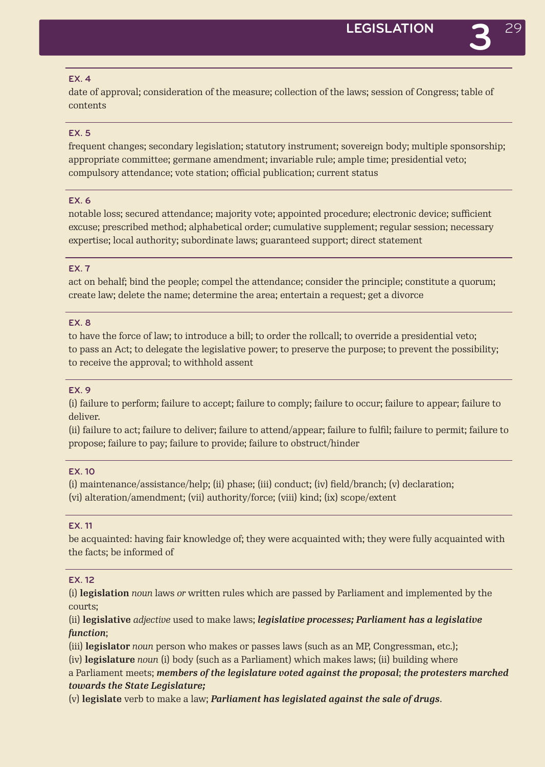### EX. 4

date of approval; consideration of the measure; collection of the laws; session of Congress; table of contents

### EX. 5

frequent changes; secondary legislation; statutory instrument; sovereign body; multiple sponsorship; appropriate committee; germane amendment; invariable rule; ample time; presidential veto; compulsory attendance; vote station; official publication; current status

### EX. 6

notable loss; secured attendance; majority vote; appointed procedure; electronic device; sufficient excuse; prescribed method; alphabetical order; cumulative supplement; regular session; necessary expertise; local authority; subordinate laws; guaranteed support; direct statement

### EX. 7

act on behalf; bind the people; compel the attendance; consider the principle; constitute a quorum; create law; delete the name; determine the area; entertain a request; get a divorce

### EX. 8

to have the force of law; to introduce a bill; to order the rollcall; to override a presidential veto; to pass an Act; to delegate the legislative power; to preserve the purpose; to prevent the possibility; to receive the approval; to withhold assent

### EX. 9

(i) failure to perform; failure to accept; failure to comply; failure to occur; failure to appear; failure to deliver.

(ii) failure to act; failure to deliver; failure to attend/appear; failure to fulfil; failure to permit; failure to propose; failure to pay; failure to provide; failure to obstruct/hinder

### EX. 10

(i) maintenance/assistance/help; (ii) phase; (iii) conduct; (iv) field/branch; (v) declaration; (vi) alteration/amendment; (vii) authority/force; (viii) kind; (ix) scope/extent

### EX. 11

be acquainted: having fair knowledge of; they were acquainted with; they were fully acquainted with the facts; be informed of

### EX. 12

(i) **legislation** *noun* laws *or* written rules which are passed by Parliament and implemented by the courts;

(ii) **legislative** *adjective* used to make laws; ***legislative processes; Parliament has a legislative function***;

(iii) **legislator** *noun* person who makes or passes laws (such as an MP, Congressman, etc.);

(iv) **legislature** *noun* (i) body (such as a Parliament) which makes laws; (ii) building where a Parliament meets; ***members of the legislature voted against the proposal***; ***the protesters marched towards the State Legislature;***

(v) **legislate** verb to make a law; ***Parliament has legislated against the sale of drugs***.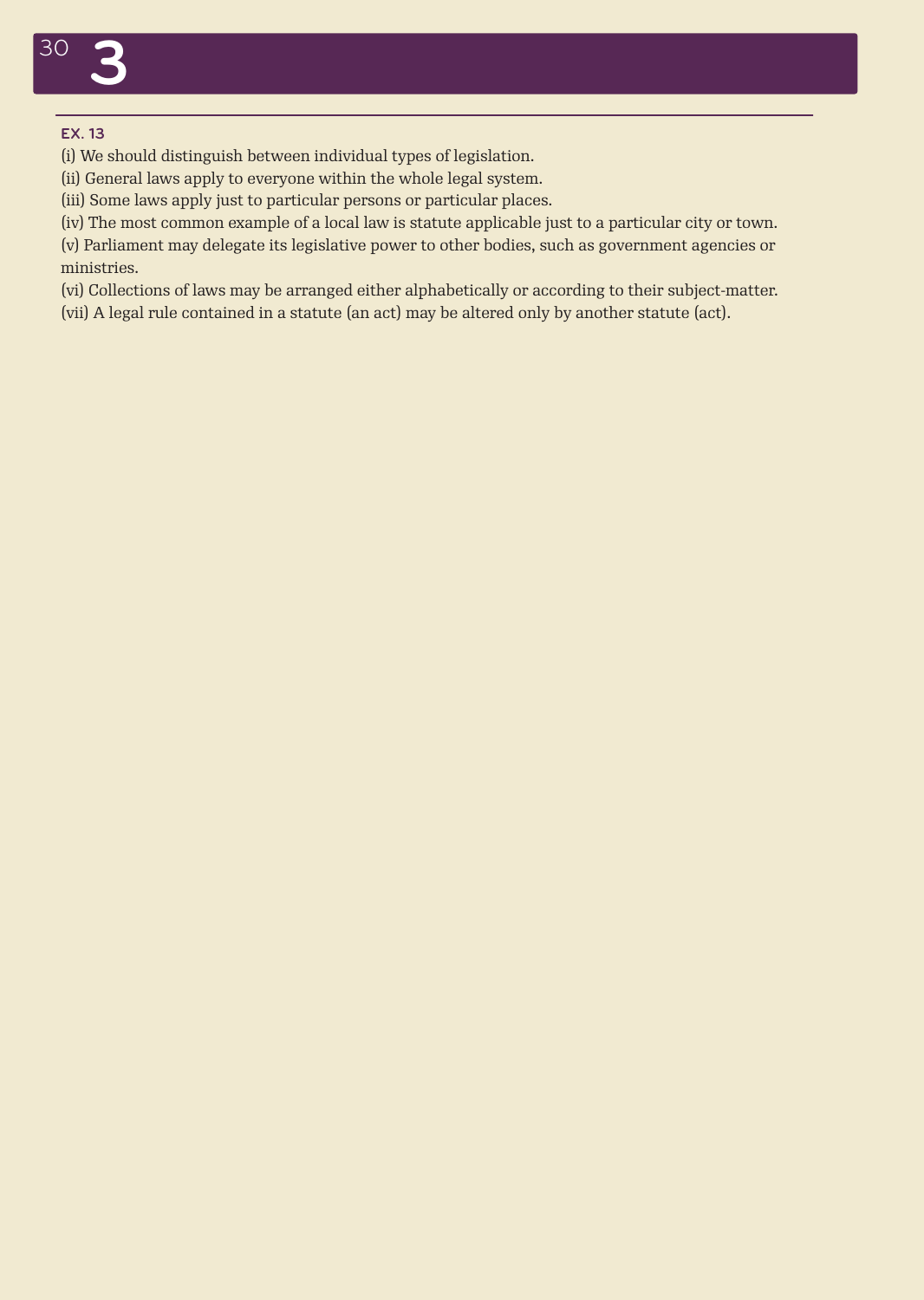# 3

EX. 13

(i) We should distinguish between individual types of legislation.
(ii) General laws apply to everyone within the whole legal system.
(iii) Some laws apply just to particular persons or particular places.
(iv) The most common example of a local law is statute applicable just to a particular city or town.
(v) Parliament may delegate its legislative power to other bodies, such as government agencies or ministries.
(vi) Collections of laws may be arranged either alphabetically or according to their subject-matter.
(vii) A legal rule contained in a statute (an act) may be altered only by another statute (act).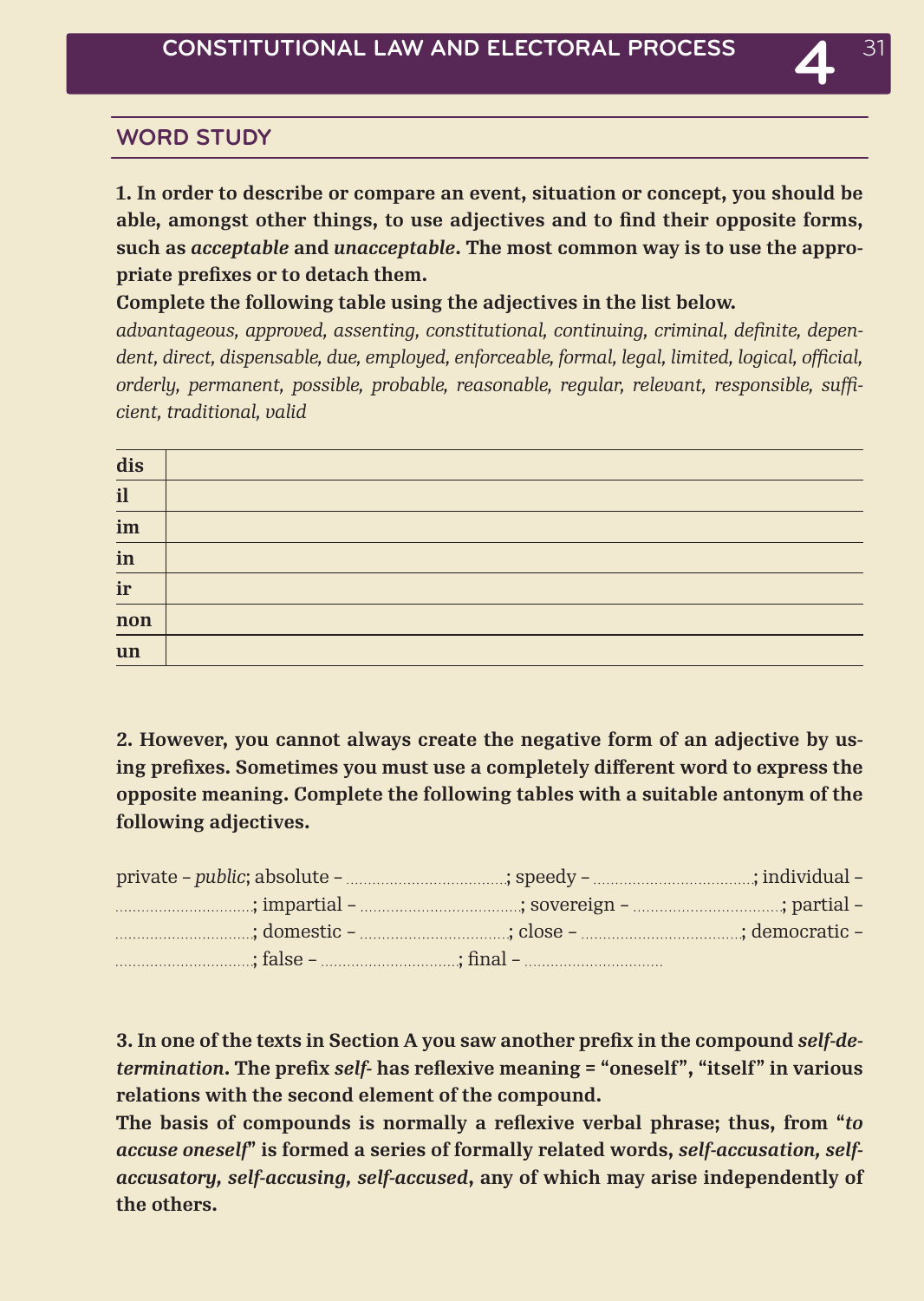## WORD STUDY

**1. In order to describe or compare an event, situation or concept, you should be able, amongst other things, to use adjectives and to find their opposite forms, such as *acceptable* and *unacceptable*. The most common way is to use the appropriate prefixes or to detach them.**

**Complete the following table using the adjectives in the list below.**

*advantageous, approved, assenting, constitutional, continuing, criminal, definite, dependent, direct, dispensable, due, employed, enforceable, formal, legal, limited, logical, official, orderly, permanent, possible, probable, reasonable, regular, relevant, responsible, sufficient, traditional, valid*

| | |
|---|---|
| **dis** | |
| **il** | |
| **im** | |
| **in** | |
| **ir** | |
| **non** | |
| **un** | |

**2. However, you cannot always create the negative form of an adjective by using prefixes. Sometimes you must use a completely different word to express the opposite meaning. Complete the following tables with a suitable antonym of the following adjectives.**

private – *public*; absolute – ....................................; speedy – ....................................; individual – ...............................; impartial – ....................................; sovereign – .................................; partial – ...............................; domestic – .................................; close – ....................................; democratic – ...............................; false – ...............................; final – ...............................

**3. In one of the texts in Section A you saw another prefix in the compound *self-determination*. The prefix *self-* has reflexive meaning = "oneself", "itself" in various relations with the second element of the compound.**

**The basis of compounds is normally a reflexive verbal phrase; thus, from "*to accuse oneself*" is formed a series of formally related words, *self-accusation, self-accusatory, self-accusing, self-accused*, any of which may arise independently of the others.**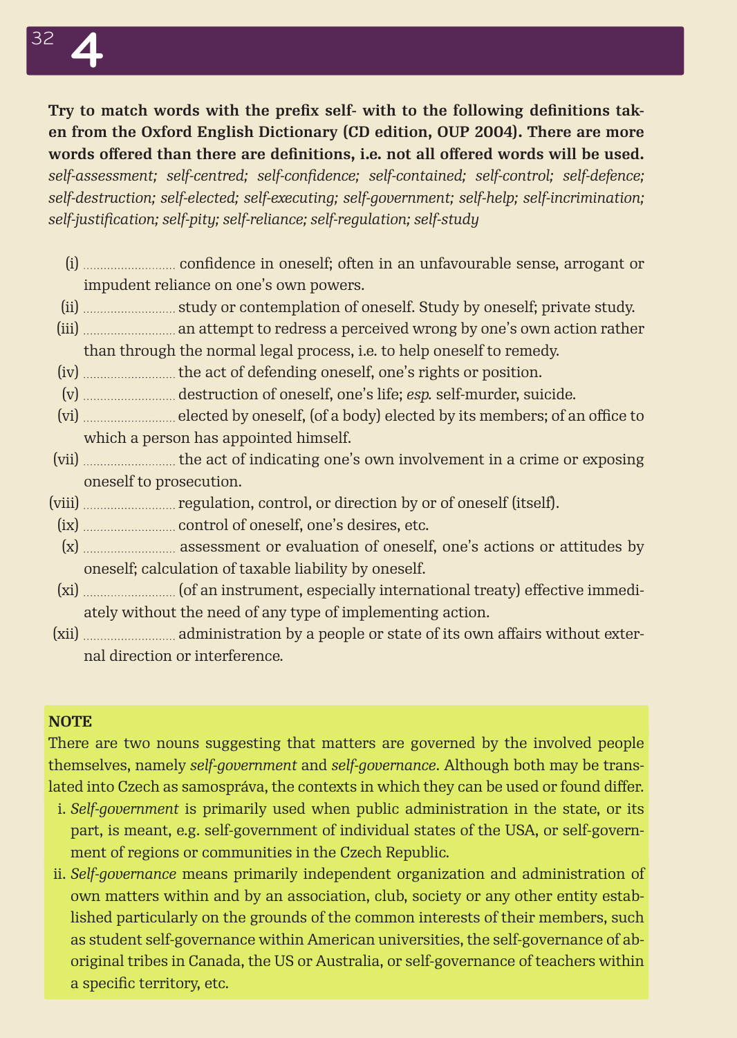# 4

**Try to match words with the prefix self- with to the following definitions taken from the Oxford English Dictionary (CD edition, OUP 2004). There are more words offered than there are definitions, i.e. not all offered words will be used.**
*self-assessment; self-centred; self-confidence; self-contained; self-control; self-defence; self-destruction; self-elected; self-executing; self-government; self-help; self-incrimination; self-justification; self-pity; self-reliance; self-regulation; self-study*

(i) .......................... confidence in oneself; often in an unfavourable sense, arrogant or impudent reliance on one's own powers.
(ii) .......................... study or contemplation of oneself. Study by oneself; private study.
(iii) .......................... an attempt to redress a perceived wrong by one's own action rather than through the normal legal process, i.e. to help oneself to remedy.
(iv) .......................... the act of defending oneself, one's rights or position.
(v) .......................... destruction of oneself, one's life; *esp.* self-murder, suicide.
(vi) .......................... elected by oneself, (of a body) elected by its members; of an office to which a person has appointed himself.
(vii) .......................... the act of indicating one's own involvement in a crime or exposing oneself to prosecution.
(viii) .......................... regulation, control, or direction by or of oneself (itself).
(ix) .......................... control of oneself, one's desires, etc.
(x) .......................... assessment or evaluation of oneself, one's actions or attitudes by oneself; calculation of taxable liability by oneself.
(xi) .......................... (of an instrument, especially international treaty) effective immediately without the need of any type of implementing action.
(xii) .......................... administration by a people or state of its own affairs without external direction or interference.

**NOTE**
There are two nouns suggesting that matters are governed by the involved people themselves, namely *self-government* and *self-governance*. Although both may be translated into Czech as samospráva, the contexts in which they can be used or found differ.

i. *Self-government* is primarily used when public administration in the state, or its part, is meant, e.g. self-government of individual states of the USA, or self-government of regions or communities in the Czech Republic.
ii. *Self-governance* means primarily independent organization and administration of own matters within and by an association, club, society or any other entity established particularly on the grounds of the common interests of their members, such as student self-governance within American universities, the self-governance of aboriginal tribes in Canada, the US or Australia, or self-governance of teachers within a specific territory, etc.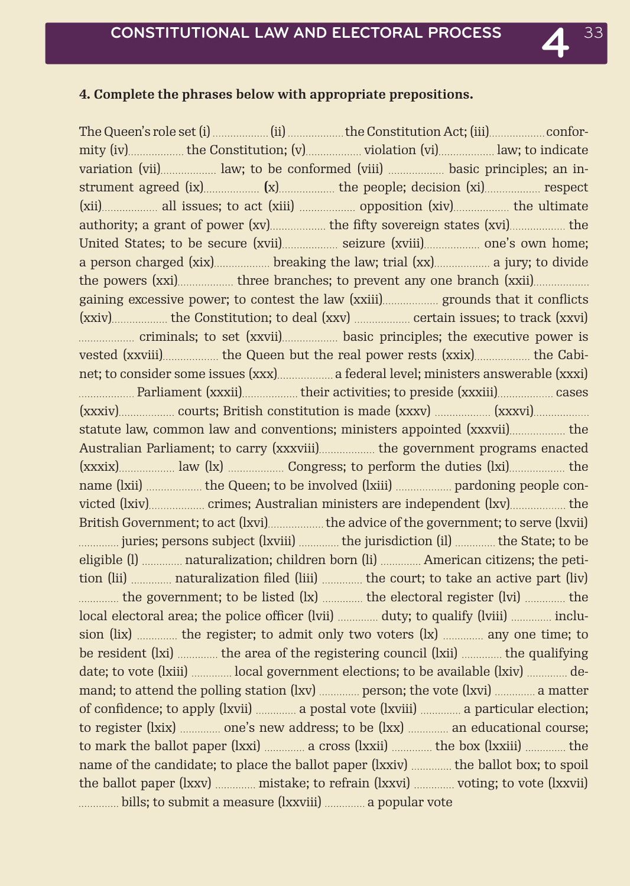**4. Complete the phrases below with appropriate prepositions.**

The Queen's role set (i) .................. (ii) ..................the Constitution Act; (iii)..................conformity (iv).................. the Constitution; (v).................. violation (vi).................. law; to indicate variation (vii).................. law; to be conformed (viii) .................. basic principles; an instrument agreed (ix).................. (x).................. the people; decision (xi).................. respect (xii).................. all issues; to act (xiii) .................. opposition (xiv).................. the ultimate authority; a grant of power (xv).................. the fifty sovereign states (xvi).................. the United States; to be secure (xvii).................. seizure (xviii).................. one's own home; a person charged (xix).................. breaking the law; trial (xx).................. a jury; to divide the powers (xxi).................. three branches; to prevent any one branch (xxii).................. gaining excessive power; to contest the law (xxiii).................. grounds that it conflicts (xxiv).................. the Constitution; to deal (xxv) .................. certain issues; to track (xxvi) .................. criminals; to set (xxvii).................. basic principles; the executive power is vested (xxviii).................. the Queen but the real power rests (xxix).................. the Cabinet; to consider some issues (xxx)..................a federal level; ministers answerable (xxxi) .................. Parliament (xxxii).................. their activities; to preside (xxxiii).................. cases (xxxiv).................. courts; British constitution is made (xxxv) .................. (xxxvi).................. statute law, common law and conventions; ministers appointed (xxxvii).................. the Australian Parliament; to carry (xxxviii).................. the government programs enacted (xxxix).................. law (lx) .................. Congress; to perform the duties (lxi).................. the name (lxii) .................. the Queen; to be involved (lxiii) .................. pardoning people convicted (lxiv).................. crimes; Australian ministers are independent (lxv).................. the British Government; to act (lxvi)..................the advice of the government; to serve (lxvii) ............. juries; persons subject (lxviii) ............. the jurisdiction (il) ............. the State; to be eligible (l) ............. naturalization; children born (li) ............. American citizens; the petition (lii) ............. naturalization filed (liii) ............. the court; to take an active part (liv) ............. the government; to be listed (lx) ............. the electoral register (lvi) ............. the local electoral area; the police officer (lvii) ............. duty; to qualify (lviii) ............. inclusion (lix) ............. the register; to admit only two voters (lx) ............. any one time; to be resident (lxi) ............. the area of the registering council (lxii) ............. the qualifying date; to vote (lxiii) ............. local government elections; to be available (lxiv) ............. demand; to attend the polling station (lxv) ............. person; the vote (lxvi) ............. a matter of confidence; to apply (lxvii) ............. a postal vote (lxviii) ............. a particular election; to register (lxix) ............. one's new address; to be (lxx) ............. an educational course; to mark the ballot paper (lxxi) ............. a cross (lxxii) ............. the box (lxxiii) ............. the name of the candidate; to place the ballot paper (lxxiv) ............. the ballot box; to spoil the ballot paper (lxxv) ............. mistake; to refrain (lxxvi) ............. voting; to vote (lxxvii) ............. bills; to submit a measure (lxxviii) ............. a popular vote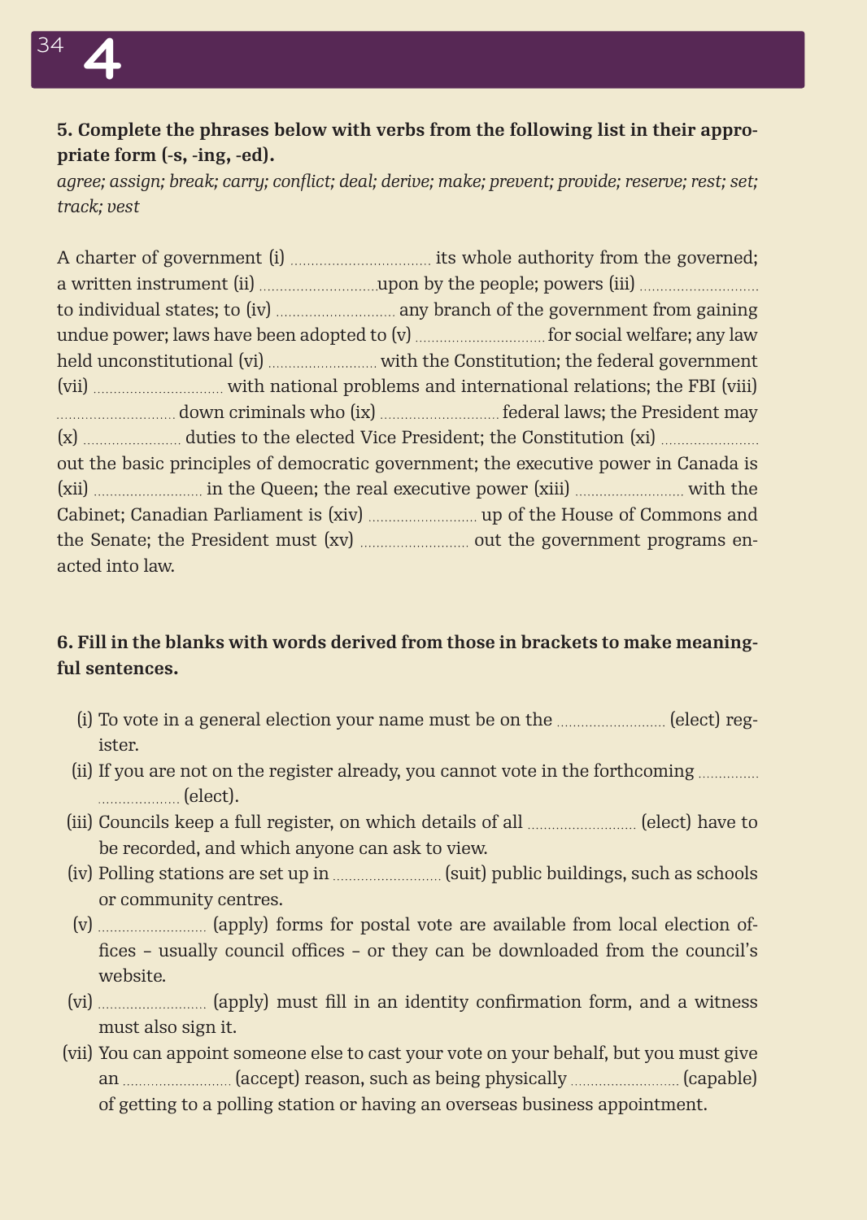**5. Complete the phrases below with verbs from the following list in their appropriate form (-s, -ing, -ed).**

*agree; assign; break; carry; conflict; deal; derive; make; prevent; provide; reserve; rest; set; track; vest*

A charter of government (i) ............................... its whole authority from the governed; a written instrument (ii) ............................upon by the people; powers (iii) ............................ to individual states; to (iv) ............................ any branch of the government from gaining undue power; laws have been adopted to (v) ...............................for social welfare; any law held unconstitutional (vi) .......................... with the Constitution; the federal government (vii) ............................... with national problems and international relations; the FBI (viii) ............................ down criminals who (ix) ............................ federal laws; the President may (x) ........................ duties to the elected Vice President; the Constitution (xi) ........................ out the basic principles of democratic government; the executive power in Canada is (xii) .......................... in the Queen; the real executive power (xiii) .......................... with the Cabinet; Canadian Parliament is (xiv) .......................... up of the House of Commons and the Senate; the President must (xv) .......................... out the government programs enacted into law.

**6. Fill in the blanks with words derived from those in brackets to make meaningful sentences.**

(i) To vote in a general election your name must be on the .......................... (elect) register.

(ii) If you are not on the register already, you cannot vote in the forthcoming .................................. (elect).

(iii) Councils keep a full register, on which details of all .......................... (elect) have to be recorded, and which anyone can ask to view.

(iv) Polling stations are set up in .......................... (suit) public buildings, such as schools or community centres.

(v) .......................... (apply) forms for postal vote are available from local election offices – usually council offices – or they can be downloaded from the council's website.

(vi) .......................... (apply) must fill in an identity confirmation form, and a witness must also sign it.

(vii) You can appoint someone else to cast your vote on your behalf, but you must give an .......................... (accept) reason, such as being physically .......................... (capable) of getting to a polling station or having an overseas business appointment.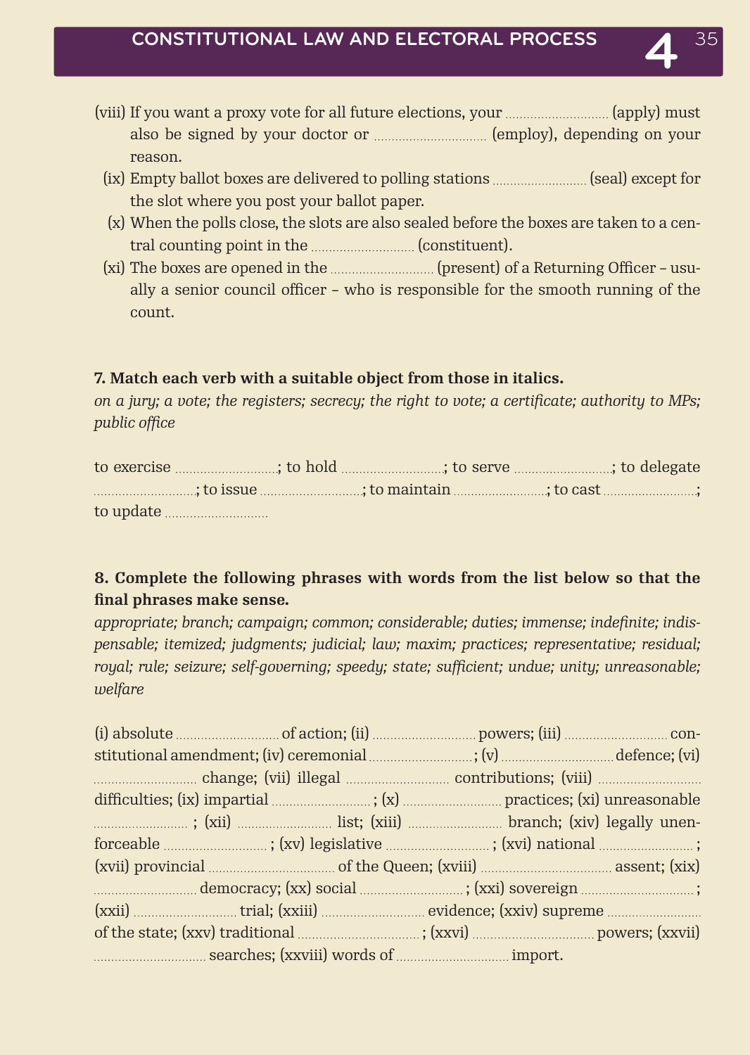(viii) If you want a proxy vote for all future elections, your .............................. (apply) must also be signed by your doctor or .............................. (employ), depending on your reason.

(ix) Empty ballot boxes are delivered to polling stations .............................. (seal) except for the slot where you post your ballot paper.

(x) When the polls close, the slots are also sealed before the boxes are taken to a central counting point in the .............................. (constituent).

(xi) The boxes are opened in the .............................. (present) of a Returning Officer – usually a senior council officer – who is responsible for the smooth running of the count.

**7. Match each verb with a suitable object from those in italics.**

*on a jury; a vote; the registers; secrecy; the right to vote; a certificate; authority to MPs; public office*

to exercise ..............................; to hold ..............................; to serve ..............................; to delegate ..............................; to issue ..............................; to maintain ..............................; to cast ..............................; to update ..............................

**8. Complete the following phrases with words from the list below so that the final phrases make sense.**

*appropriate; branch; campaign; common; considerable; duties; immense; indefinite; indispensable; itemized; judgments; judicial; law; maxim; practices; representative; residual; royal; rule; seizure; self-governing; speedy; state; sufficient; undue; unity; unreasonable; welfare*

(i) absolute .............................. of action; (ii) .............................. powers; (iii) .............................. constitutional amendment; (iv) ceremonial ..............................; (v) .............................. defence; (vi) .............................. change; (vii) illegal .............................. contributions; (viii) .............................. difficulties; (ix) impartial ..............................; (x) .............................. practices; (xi) unreasonable ..............................; (xii) .............................. list; (xiii) .............................. branch; (xiv) legally unenforceable ..............................; (xv) legislative ..............................; (xvi) national ..............................; (xvii) provincial .............................. of the Queen; (xviii) .............................. assent; (xix) .............................. democracy; (xx) social ..............................; (xxi) sovereign ..............................; (xxii) .............................. trial; (xxiii) .............................. evidence; (xxiv) supreme .............................. of the state; (xxv) traditional ..............................; (xxvi) .............................. powers; (xxvii) .............................. searches; (xxviii) words of .............................. import.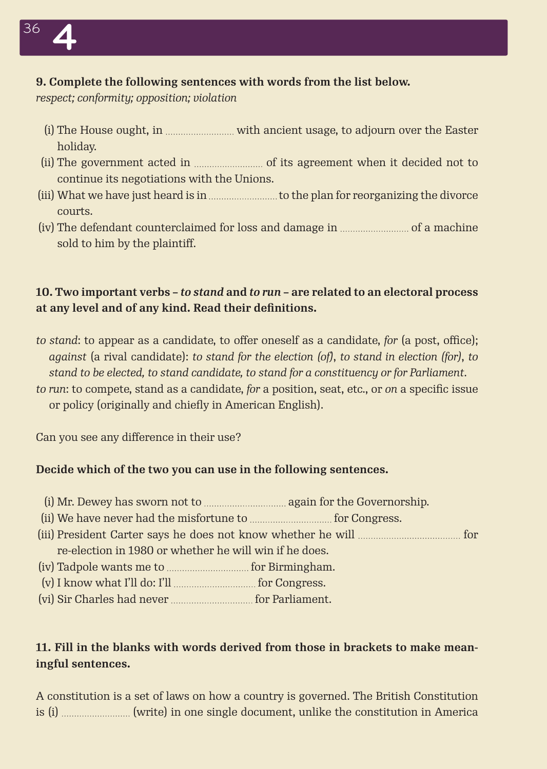**9. Complete the following sentences with words from the list below.**
*respect; conformity; opposition; violation*

(i) The House ought, in .......................... with ancient usage, to adjourn over the Easter holiday.
(ii) The government acted in .......................... of its agreement when it decided not to continue its negotiations with the Unions.
(iii) What we have just heard is in .......................... to the plan for reorganizing the divorce courts.
(iv) The defendant counterclaimed for loss and damage in .......................... of a machine sold to him by the plaintiff.

**10. Two important verbs – *to stand* and *to run* – are related to an electoral process at any level and of any kind. Read their definitions.**

*to stand*: to appear as a candidate, to offer oneself as a candidate, *for* (a post, office); *against* (a rival candidate): *to stand for the election (of)*, *to stand in election (for)*, *to stand to be elected, to stand candidate, to stand for a constituency or for Parliament*.
*to run*: to compete, stand as a candidate, *for* a position, seat, etc., or *on* a specific issue or policy (originally and chiefly in American English).

Can you see any difference in their use?

**Decide which of the two you can use in the following sentences.**

(i) Mr. Dewey has sworn not to ............................... again for the Governorship.
(ii) We have never had the misfortune to ............................... for Congress.
(iii) President Carter says he does not know whether he will ....................................... for re-election in 1980 or whether he will win if he does.
(iv) Tadpole wants me to ............................... for Birmingham.
(v) I know what I'll do: I'll ............................... for Congress.
(vi) Sir Charles had never ............................... for Parliament.

**11. Fill in the blanks with words derived from those in brackets to make meaningful sentences.**

A constitution is a set of laws on how a country is governed. The British Constitution is (i) .......................... (write) in one single document, unlike the constitution in America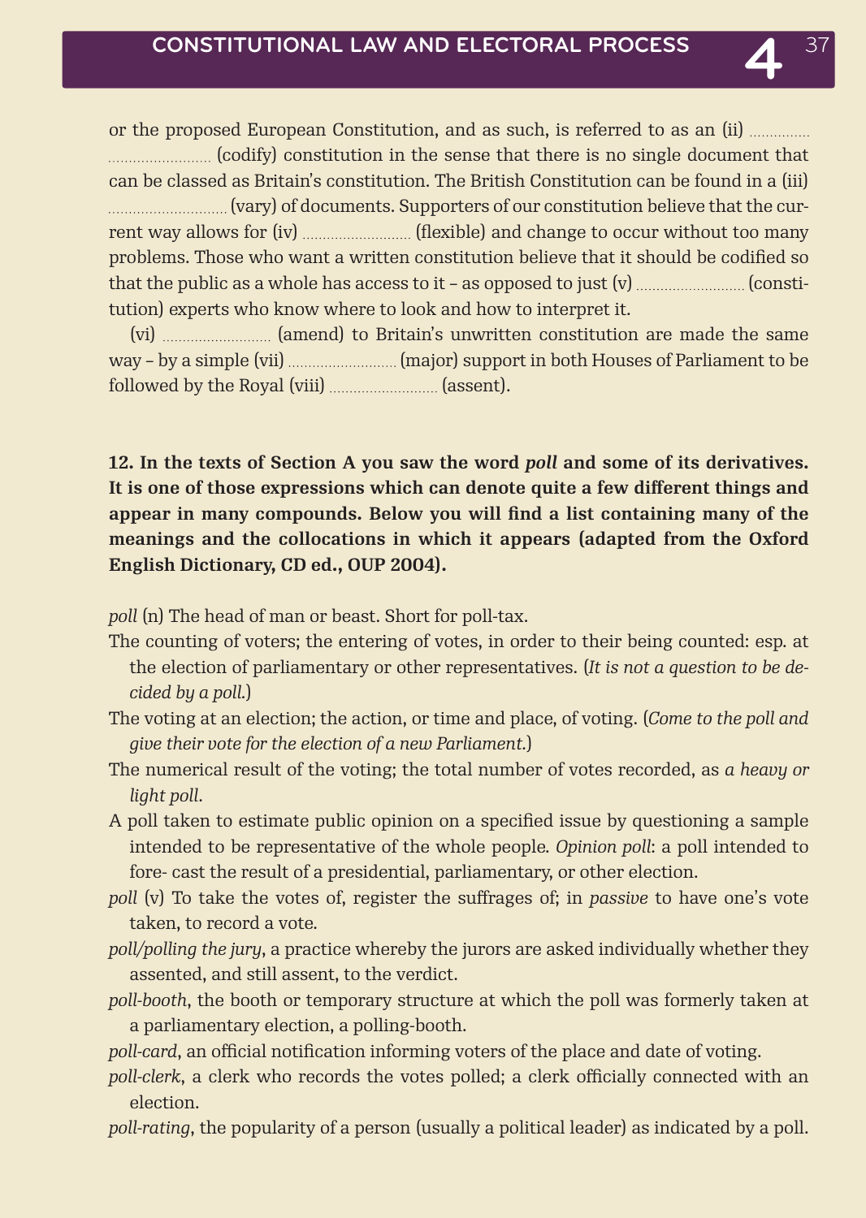or the proposed European Constitution, and as such, is referred to as an (ii) .................................................. (codify) constitution in the sense that there is no single document that can be classed as Britain's constitution. The British Constitution can be found in a (iii) ............................. (vary) of documents. Supporters of our constitution believe that the current way allows for (iv) ........................... (flexible) and change to occur without too many problems. Those who want a written constitution believe that it should be codified so that the public as a whole has access to it – as opposed to just (v) ........................... (constitution) experts who know where to look and how to interpret it.

(vi) ........................... (amend) to Britain's unwritten constitution are made the same way – by a simple (vii) ........................... (major) support in both Houses of Parliament to be followed by the Royal (viii) ........................... (assent).

**12. In the texts of Section A you saw the word *poll* and some of its derivatives. It is one of those expressions which can denote quite a few different things and appear in many compounds. Below you will find a list containing many of the meanings and the collocations in which it appears (adapted from the Oxford English Dictionary, CD ed., OUP 2004).**

*poll* (n) The head of man or beast. Short for poll-tax.

The counting of voters; the entering of votes, in order to their being counted: esp. at the election of parliamentary or other representatives. (*It is not a question to be decided by a poll.*)

The voting at an election; the action, or time and place, of voting. (*Come to the poll and give their vote for the election of a new Parliament.*)

The numerical result of the voting; the total number of votes recorded, as *a heavy or light poll*.

A poll taken to estimate public opinion on a specified issue by questioning a sample intended to be representative of the whole people. *Opinion poll*: a poll intended to fore- cast the result of a presidential, parliamentary, or other election.

*poll* (v) To take the votes of, register the suffrages of; in *passive* to have one's vote taken, to record a vote.

*poll/polling the jury*, a practice whereby the jurors are asked individually whether they assented, and still assent, to the verdict.

*poll-booth*, the booth or temporary structure at which the poll was formerly taken at a parliamentary election, a polling-booth.

*poll-card*, an official notification informing voters of the place and date of voting.

*poll-clerk*, a clerk who records the votes polled; a clerk officially connected with an election.

*poll-rating*, the popularity of a person (usually a political leader) as indicated by a poll.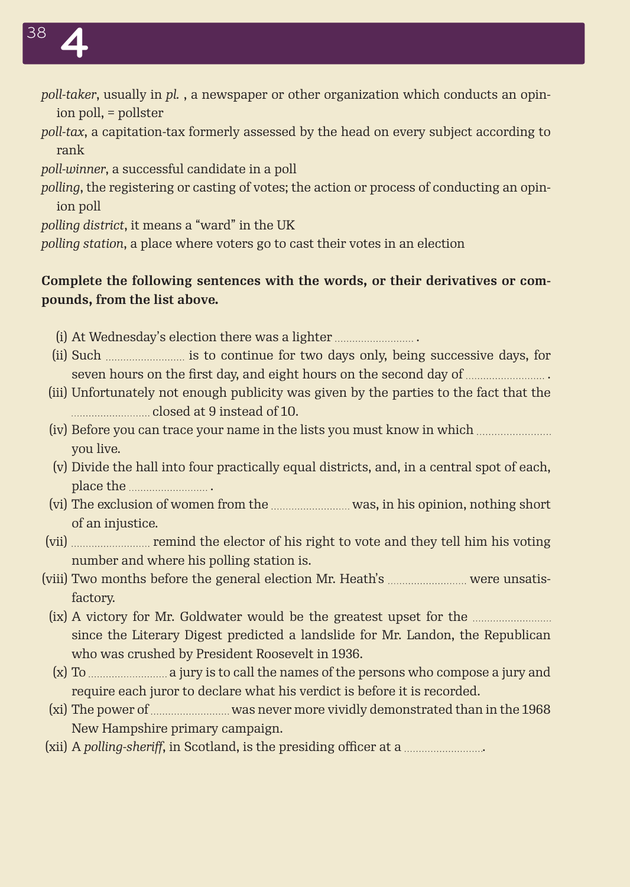# 4

*poll-taker*, usually in *pl.* , a newspaper or other organization which conducts an opinion poll, = pollster

*poll-tax*, a capitation-tax formerly assessed by the head on every subject according to rank

*poll-winner*, a successful candidate in a poll

*polling*, the registering or casting of votes; the action or process of conducting an opinion poll

*polling district*, it means a "ward" in the UK

*polling station*, a place where voters go to cast their votes in an election

**Complete the following sentences with the words, or their derivatives or compounds, from the list above.**

(i) At Wednesday's election there was a lighter .......................... .

(ii) Such .......................... is to continue for two days only, being successive days, for seven hours on the first day, and eight hours on the second day of .......................... .

(iii) Unfortunately not enough publicity was given by the parties to the fact that the .......................... closed at 9 instead of 10.

(iv) Before you can trace your name in the lists you must know in which .......................... you live.

(v) Divide the hall into four practically equal districts, and, in a central spot of each, place the .......................... .

(vi) The exclusion of women from the .......................... was, in his opinion, nothing short of an injustice.

(vii) .......................... remind the elector of his right to vote and they tell him his voting number and where his polling station is.

(viii) Two months before the general election Mr. Heath's .......................... were unsatisfactory.

(ix) A victory for Mr. Goldwater would be the greatest upset for the .......................... since the Literary Digest predicted a landslide for Mr. Landon, the Republican who was crushed by President Roosevelt in 1936.

(x) To .......................... a jury is to call the names of the persons who compose a jury and require each juror to declare what his verdict is before it is recorded.

(xi) The power of .......................... was never more vividly demonstrated than in the 1968 New Hampshire primary campaign.

(xii) A *polling-sheriff*, in Scotland, is the presiding officer at a ..........................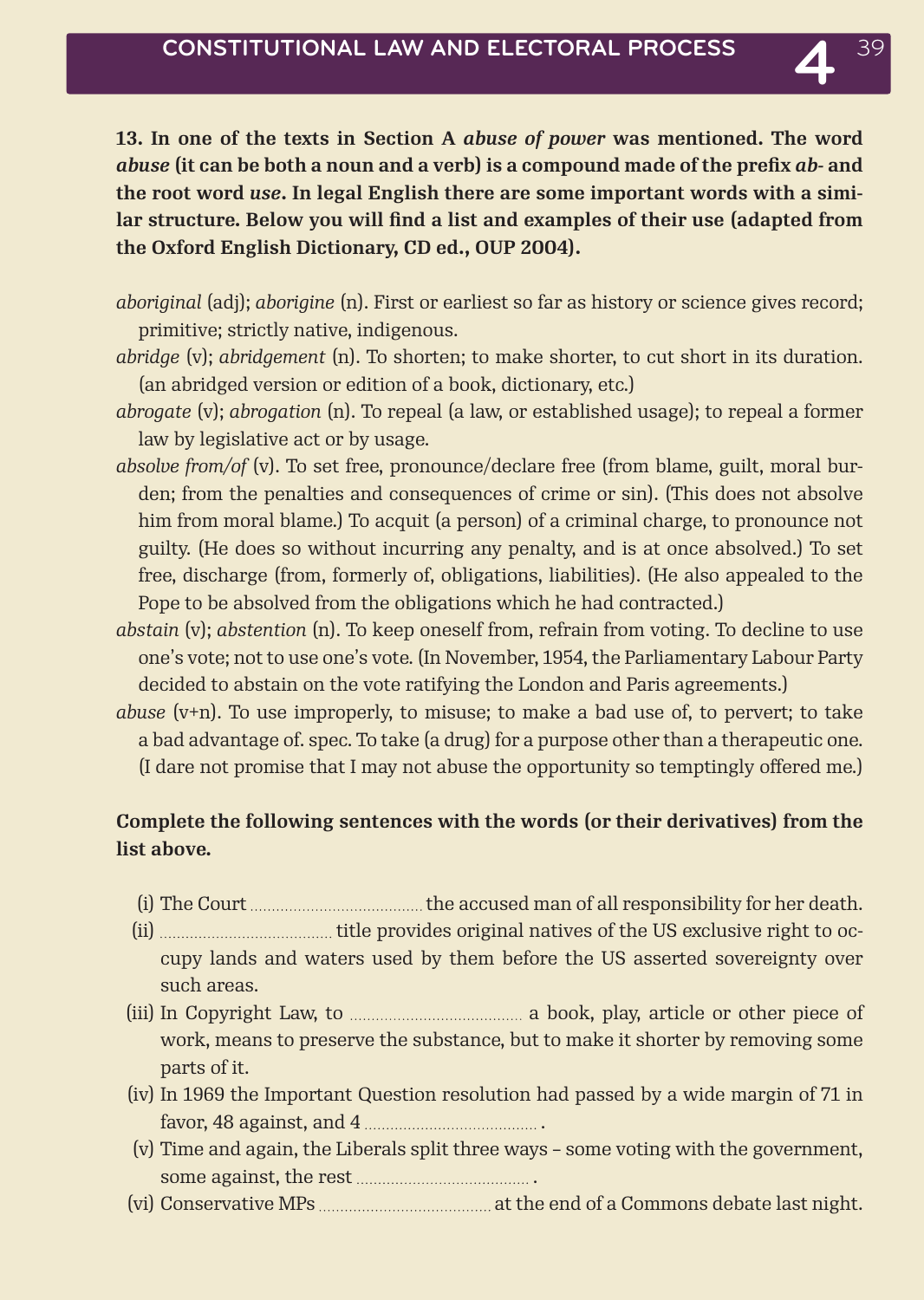**13. In one of the texts in Section A *abuse of power* was mentioned. The word *abuse* (it can be both a noun and a verb) is a compound made of the prefix *ab-* and the root word *use*. In legal English there are some important words with a similar structure. Below you will find a list and examples of their use (adapted from the Oxford English Dictionary, CD ed., OUP 2004).**

*aboriginal* (adj); *aborigine* (n). First or earliest so far as history or science gives record; primitive; strictly native, indigenous.

*abridge* (v); *abridgement* (n). To shorten; to make shorter, to cut short in its duration. (an abridged version or edition of a book, dictionary, etc.)

*abrogate* (v); *abrogation* (n). To repeal (a law, or established usage); to repeal a former law by legislative act or by usage.

*absolve from/of* (v). To set free, pronounce/declare free (from blame, guilt, moral burden; from the penalties and consequences of crime or sin). (This does not absolve him from moral blame.) To acquit (a person) of a criminal charge, to pronounce not guilty. (He does so without incurring any penalty, and is at once absolved.) To set free, discharge (from, formerly of, obligations, liabilities). (He also appealed to the Pope to be absolved from the obligations which he had contracted.)

*abstain* (v); *abstention* (n). To keep oneself from, refrain from voting. To decline to use one's vote; not to use one's vote. (In November, 1954, the Parliamentary Labour Party decided to abstain on the vote ratifying the London and Paris agreements.)

*abuse* (v+n). To use improperly, to misuse; to make a bad use of, to pervert; to take a bad advantage of. spec. To take (a drug) for a purpose other than a therapeutic one. (I dare not promise that I may not abuse the opportunity so temptingly offered me.)

**Complete the following sentences with the words (or their derivatives) from the list above.**

(i) The Court .................................... the accused man of all responsibility for her death.

(ii) .................................... title provides original natives of the US exclusive right to occupy lands and waters used by them before the US asserted sovereignty over such areas.

(iii) In Copyright Law, to .................................... a book, play, article or other piece of work, means to preserve the substance, but to make it shorter by removing some parts of it.

(iv) In 1969 the Important Question resolution had passed by a wide margin of 71 in favor, 48 against, and 4 .................................... .

(v) Time and again, the Liberals split three ways – some voting with the government, some against, the rest .................................... .

(vi) Conservative MPs .................................... at the end of a Commons debate last night.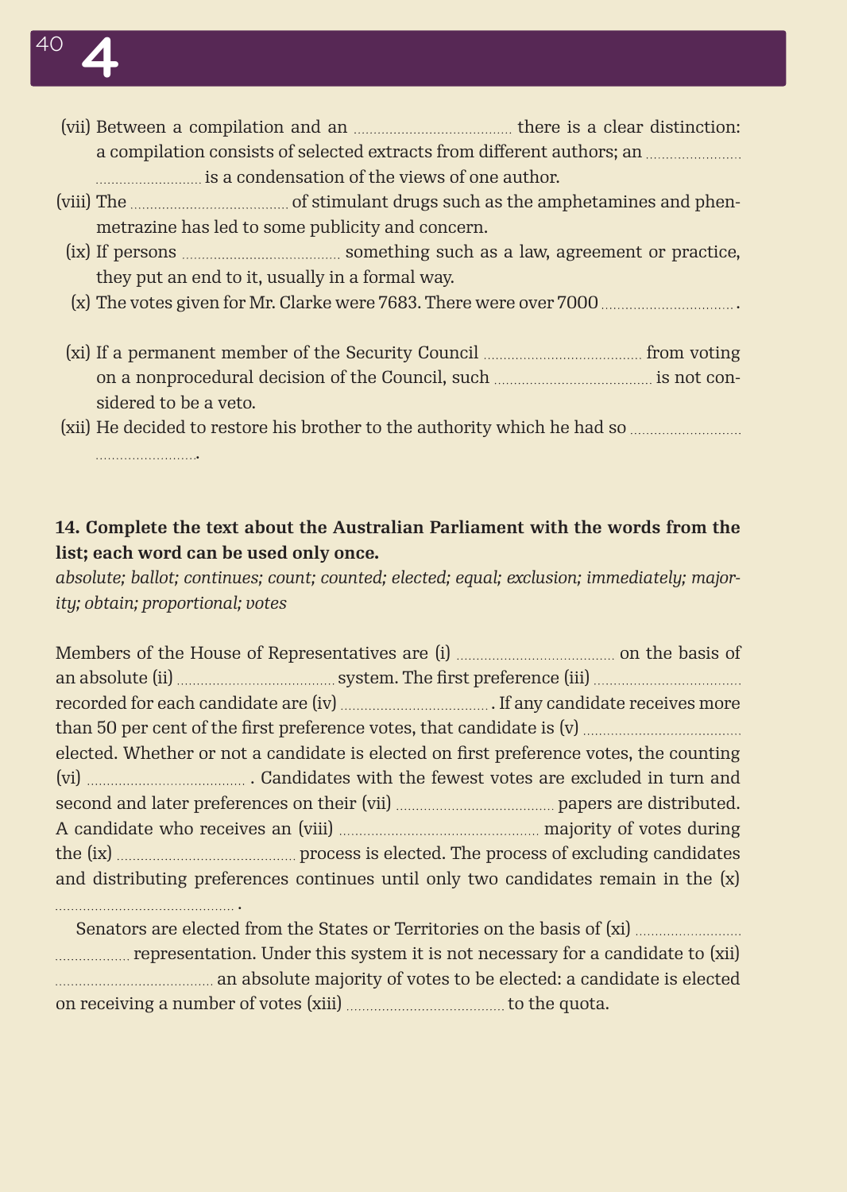(vii) Between a compilation and an .................................... there is a clear distinction: a compilation consists of selected extracts from different authors; an .................... ........................ is a condensation of the views of one author.

(viii) The .................................... of stimulant drugs such as the amphetamines and phenmetrazine has led to some publicity and concern.

(ix) If persons .................................... something such as a law, agreement or practice, they put an end to it, usually in a formal way.

(x) The votes given for Mr. Clarke were 7683. There were over 7000 ..............................

(xi) If a permanent member of the Security Council .................................... from voting on a nonprocedural decision of the Council, such .................................... is not considered to be a veto.

(xii) He decided to restore his brother to the authority which he had so ........................ .......................

**14. Complete the text about the Australian Parliament with the words from the list; each word can be used only once.**

*absolute; ballot; continues; count; counted; elected; equal; exclusion; immediately; majority; obtain; proportional; votes*

Members of the House of Representatives are (i) .................................... on the basis of an absolute (ii) .................................... system. The first preference (iii) .................................. recorded for each candidate are (iv) .................................. . If any candidate receives more than 50 per cent of the first preference votes, that candidate is (v) .................................... elected. Whether or not a candidate is elected on first preference votes, the counting (vi) .................................... . Candidates with the fewest votes are excluded in turn and second and later preferences on their (vii) .................................... papers are distributed. A candidate who receives an (viii) .............................................. majority of votes during the (ix) ......................................... process is elected. The process of excluding candidates and distributing preferences continues until only two candidates remain in the (x) ......................................... .

Senators are elected from the States or Territories on the basis of (xi) ........................ ................. representation. Under this system it is not necessary for a candidate to (xii) .................................... an absolute majority of votes to be elected: a candidate is elected on receiving a number of votes (xiii) .................................... to the quota.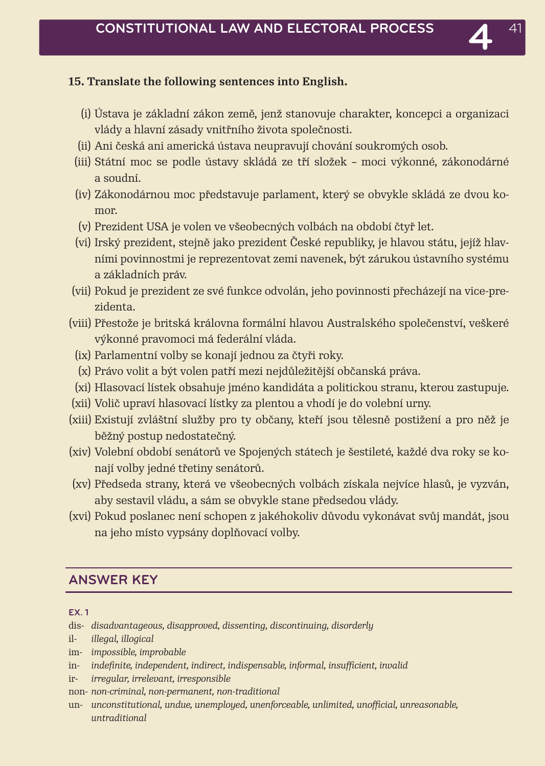**15. Translate the following sentences into English.**

(i) Ústava je základní zákon země, jenž stanovuje charakter, koncepci a organizaci vlády a hlavní zásady vnitřního života společnosti.

(ii) Ani česká ani americká ústava neupravují chování soukromých osob.

(iii) Státní moc se podle ústavy skládá ze tří složek – moci výkonné, zákonodárné a soudní.

(iv) Zákonodárnou moc představuje parlament, který se obvykle skládá ze dvou komor.

(v) Prezident USA je volen ve všeobecných volbách na období čtyř let.

(vi) Irský prezident, stejně jako prezident České republiky, je hlavou státu, jejíž hlavními povinnostmi je reprezentovat zemi navenek, být zárukou ústavního systému a základních práv.

(vii) Pokud je prezident ze své funkce odvolán, jeho povinnosti přecházejí na vice-prezidenta.

(viii) Přestože je britská královna formální hlavou Australského společenství, veškeré výkonné pravomoci má federální vláda.

(ix) Parlamentní volby se konají jednou za čtyři roky.

(x) Právo volit a být volen patří mezi nejdůležitější občanská práva.

(xi) Hlasovací lístek obsahuje jméno kandidáta a politickou stranu, kterou zastupuje.

(xii) Volič upraví hlasovací lístky za plentou a vhodí je do volební urny.

(xiii) Existují zvláštní služby pro ty občany, kteří jsou tělesně postižení a pro něž je běžný postup nedostatečný.

(xiv) Volební období senátorů ve Spojených státech je šestileté, každé dva roky se konají volby jedné třetiny senátorů.

(xv) Předseda strany, která ve všeobecných volbách získala nejvíce hlasů, je vyzván, aby sestavil vládu, a sám se obvykle stane předsedou vlády.

(xvi) Pokud poslanec není schopen z jakéhokoliv důvodu vykonávat svůj mandát, jsou na jeho místo vypsány doplňovací volby.

## ANSWER KEY

**EX. 1**

dis- *disadvantageous, disapproved, dissenting, discontinuing, disorderly*
il- *illegal, illogical*
im- *impossible, improbable*
in- *indefinite, independent, indirect, indispensable, informal, insufficient, invalid*
ir- *irregular, irrelevant, irresponsible*
non- *non-criminal, non-permanent, non-traditional*
un- *unconstitutional, undue, unemployed, unenforceable, unlimited, unofficial, unreasonable, untraditional*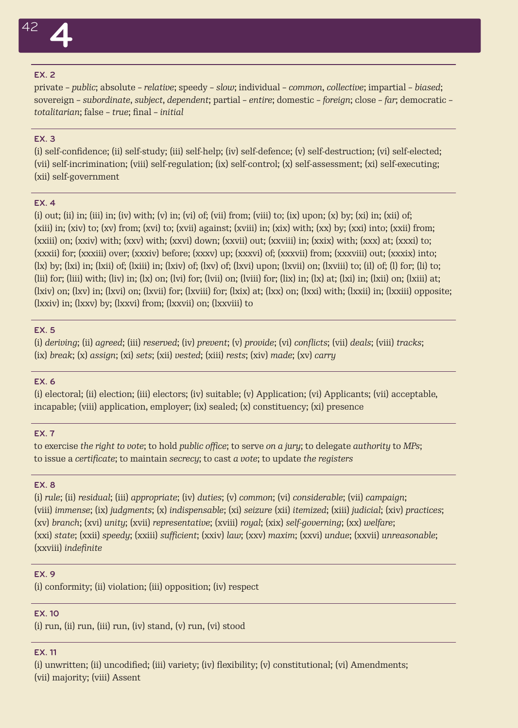# 4

### EX. 2

private – *public*; absolute – *relative*; speedy – *slow*; individual – *common*, *collective*; impartial – *biased*; sovereign – *subordinate*, *subject*, *dependent*; partial – *entire*; domestic – *foreign*; close – *far*; democratic – *totalitarian*; false – *true*; final – *initial*

### EX. 3

(i) self-confidence; (ii) self-study; (iii) self-help; (iv) self-defence; (v) self-destruction; (vi) self-elected; (vii) self-incrimination; (viii) self-regulation; (ix) self-control; (x) self-assessment; (xi) self-executing; (xii) self-government

### EX. 4

(i) out; (ii) in; (iii) in; (iv) with; (v) in; (vi) of; (vii) from; (viii) to; (ix) upon; (x) by; (xi) in; (xii) of; (xiii) in; (xiv) to; (xv) from; (xvi) to; (xvii) against; (xviii) in; (xix) with; (xx) by; (xxi) into; (xxii) from; (xxiii) on; (xxiv) with; (xxv) with; (xxvi) down; (xxvii) out; (xxviii) in; (xxix) with; (xxx) at; (xxxi) to; (xxxii) for; (xxxiii) over; (xxxiv) before; (xxxv) up; (xxxvi) of; (xxxvii) from; (xxxviii) out; (xxxix) into; (lx) by; (lxi) in; (lxii) of; (lxiii) in; (lxiv) of; (lxv) of; (lxvi) upon; (lxvii) on; (lxviii) to; (il) of; (l) for; (li) to; (lii) for; (liii) with; (liv) in; (lx) on; (lvi) for; (lvii) on; (lviii) for; (lix) in; (lx) at; (lxi) in; (lxii) on; (lxiii) at; (lxiv) on; (lxv) in; (lxvi) on; (lxvii) for; (lxviii) for; (lxix) at; (lxx) on; (lxxi) with; (lxxii) in; (lxxiii) opposite; (lxxiv) in; (lxxv) by; (lxxvi) from; (lxxvii) on; (lxxviii) to

### EX. 5

(i) *deriving*; (ii) *agreed*; (iii) *reserved*; (iv) *prevent*; (v) *provide*; (vi) *conflicts*; (vii) *deals*; (viii) *tracks*; (ix) *break*; (x) *assign*; (xi) *sets*; (xii) *vested*; (xiii) *rests*; (xiv) *made*; (xv) *carry*

### EX. 6

(i) electoral; (ii) election; (iii) electors; (iv) suitable; (v) Application; (vi) Applicants; (vii) acceptable, incapable; (viii) application, employer; (ix) sealed; (x) constituency; (xi) presence

### EX. 7

to exercise *the right to vote*; to hold *public office*; to serve *on a jury*; to delegate *authority* to *MPs*; to issue a *certificate*; to maintain *secrecy*; to cast *a vote*; to update *the registers*

### EX. 8

(i) *rule*; (ii) *residual*; (iii) *appropriate*; (iv) *duties*; (v) *common*; (vi) *considerable*; (vii) *campaign*; (viii) *immense*; (ix) *judgments*; (x) *indispensable*; (xi) *seizure* (xii) *itemized*; (xiii) *judicial*; (xiv) *practices*; (xv) *branch*; (xvi) *unity*; (xvii) *representative*; (xviii) *royal*; (xix) *self-governing*; (xx) *welfare*; (xxi) *state*; (xxii) *speedy*; (xxiii) *sufficient*; (xxiv) *law*; (xxv) *maxim*; (xxvi) *undue*; (xxvii) *unreasonable*; (xxviii) *indefinite*

### EX. 9

(i) conformity; (ii) violation; (iii) opposition; (iv) respect

### EX. 10

(i) run, (ii) run, (iii) run, (iv) stand, (v) run, (vi) stood

### EX. 11

(i) unwritten; (ii) uncodified; (iii) variety; (iv) flexibility; (v) constitutional; (vi) Amendments; (vii) majority; (viii) Assent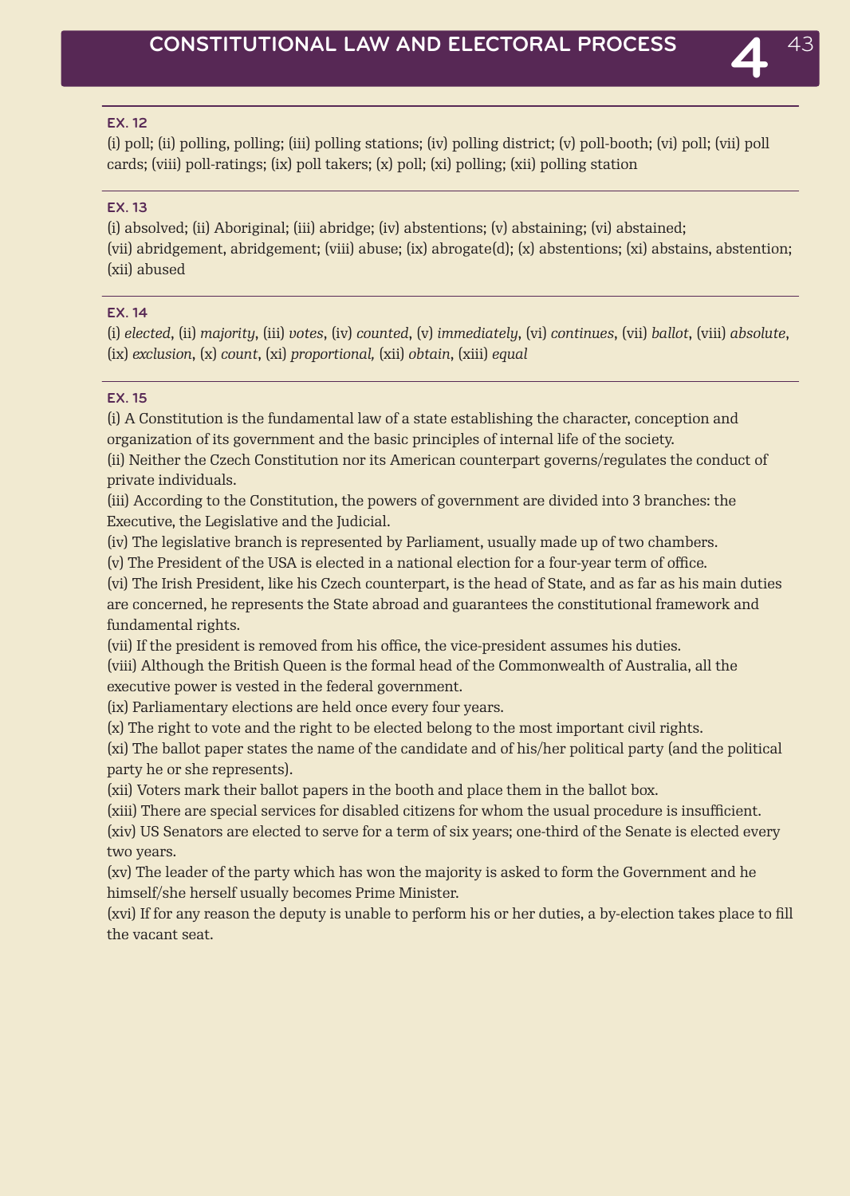### EX. 12

(i) poll; (ii) polling, polling; (iii) polling stations; (iv) polling district; (v) poll-booth; (vi) poll; (vii) poll cards; (viii) poll-ratings; (ix) poll takers; (x) poll; (xi) polling; (xii) polling station

### EX. 13

(i) absolved; (ii) Aboriginal; (iii) abridge; (iv) abstentions; (v) abstaining; (vi) abstained;
(vii) abridgement, abridgement; (viii) abuse; (ix) abrogate(d); (x) abstentions; (xi) abstains, abstention;
(xii) abused

### EX. 14

(i) *elected*, (ii) *majority*, (iii) *votes*, (iv) *counted*, (v) *immediately*, (vi) *continues*, (vii) *ballot*, (viii) *absolute*, (ix) *exclusion*, (x) *count*, (xi) *proportional,* (xii) *obtain*, (xiii) *equal*

### EX. 15

(i) A Constitution is the fundamental law of a state establishing the character, conception and organization of its government and the basic principles of internal life of the society.
(ii) Neither the Czech Constitution nor its American counterpart governs/regulates the conduct of private individuals.
(iii) According to the Constitution, the powers of government are divided into 3 branches: the Executive, the Legislative and the Judicial.
(iv) The legislative branch is represented by Parliament, usually made up of two chambers.
(v) The President of the USA is elected in a national election for a four-year term of office.
(vi) The Irish President, like his Czech counterpart, is the head of State, and as far as his main duties are concerned, he represents the State abroad and guarantees the constitutional framework and fundamental rights.
(vii) If the president is removed from his office, the vice-president assumes his duties.
(viii) Although the British Queen is the formal head of the Commonwealth of Australia, all the executive power is vested in the federal government.
(ix) Parliamentary elections are held once every four years.
(x) The right to vote and the right to be elected belong to the most important civil rights.
(xi) The ballot paper states the name of the candidate and of his/her political party (and the political party he or she represents).
(xii) Voters mark their ballot papers in the booth and place them in the ballot box.
(xiii) There are special services for disabled citizens for whom the usual procedure is insufficient.
(xiv) US Senators are elected to serve for a term of six years; one-third of the Senate is elected every two years.
(xv) The leader of the party which has won the majority is asked to form the Government and he himself/she herself usually becomes Prime Minister.
(xvi) If for any reason the deputy is unable to perform his or her duties, a by-election takes place to fill the vacant seat.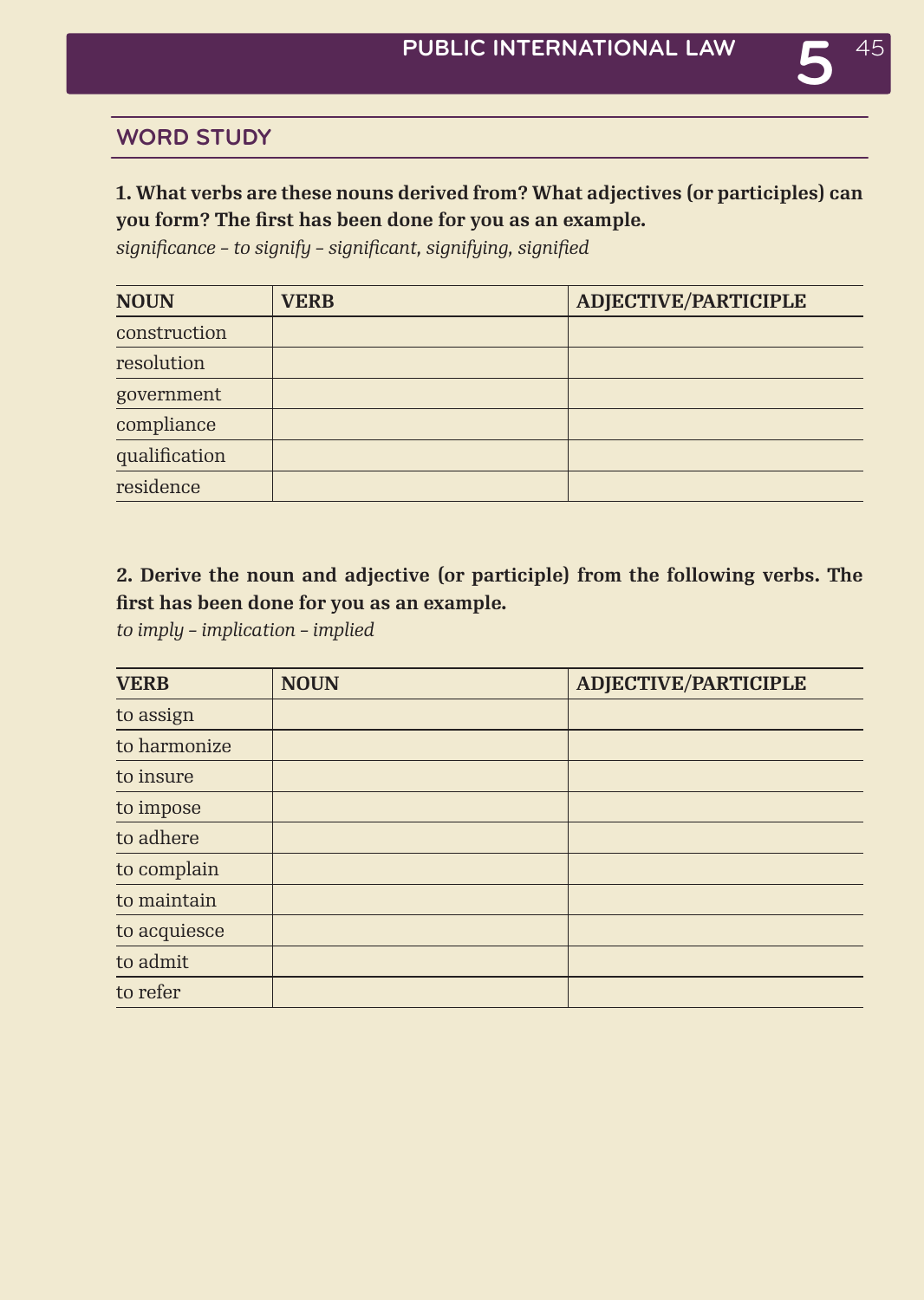## WORD STUDY

**1. What verbs are these nouns derived from? What adjectives (or participles) can you form? The first has been done for you as an example.**

*significance – to signify – significant, signifying, signified*

| NOUN | VERB | ADJECTIVE/PARTICIPLE |
| --- | --- | --- |
| construction | | |
| resolution | | |
| government | | |
| compliance | | |
| qualification | | |
| residence | | |

**2. Derive the noun and adjective (or participle) from the following verbs. The first has been done for you as an example.**

*to imply – implication – implied*

| VERB | NOUN | ADJECTIVE/PARTICIPLE |
| --- | --- | --- |
| to assign | | |
| to harmonize | | |
| to insure | | |
| to impose | | |
| to adhere | | |
| to complain | | |
| to maintain | | |
| to acquiesce | | |
| to admit | | |
| to refer | | |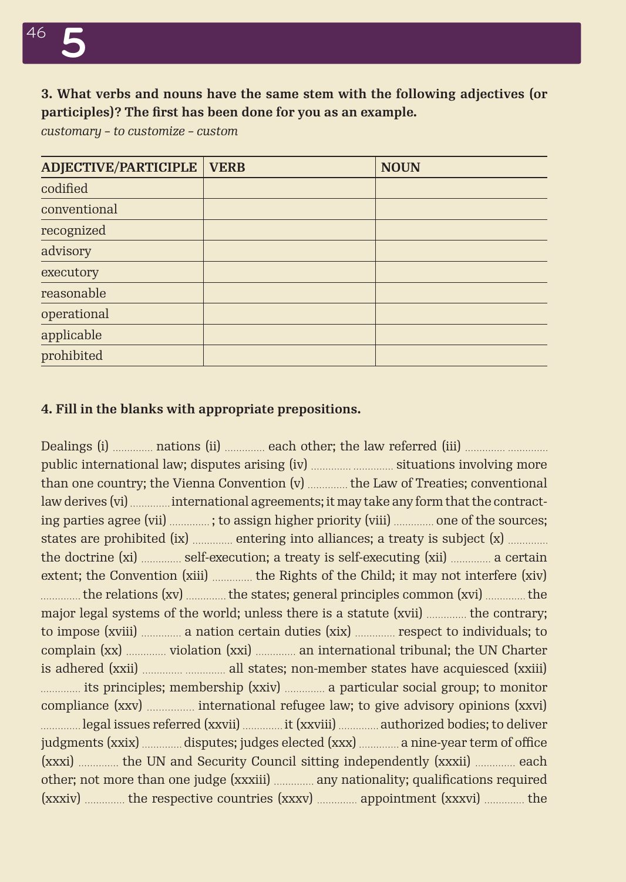**3. What verbs and nouns have the same stem with the following adjectives (or participles)? The first has been done for you as an example.**

*customary – to customize – custom*

| ADJECTIVE/PARTICIPLE | VERB | NOUN |
|---|---|---|
| codified | | |
| conventional | | |
| recognized | | |
| advisory | | |
| executory | | |
| reasonable | | |
| operational | | |
| applicable | | |
| prohibited | | |

**4. Fill in the blanks with appropriate prepositions.**

Dealings (i) ............. nations (ii) ............. each other; the law referred (iii) ............. ............. public international law; disputes arising (iv) ............. ............. situations involving more than one country; the Vienna Convention (v) ............. the Law of Treaties; conventional law derives (vi) ............. international agreements; it may take any form that the contracting parties agree (vii) ............. ; to assign higher priority (viii) ............. one of the sources; states are prohibited (ix) ............. entering into alliances; a treaty is subject (x) ............. the doctrine (xi) ............. self-execution; a treaty is self-executing (xii) ............. a certain extent; the Convention (xiii) ............. the Rights of the Child; it may not interfere (xiv) ............. the relations (xv) ............. the states; general principles common (xvi) ............. the major legal systems of the world; unless there is a statute (xvii) ............. the contrary; to impose (xviii) ............. a nation certain duties (xix) ............. respect to individuals; to complain (xx) ............. violation (xxi) ............. an international tribunal; the UN Charter is adhered (xxii) ............. ............. all states; non-member states have acquiesced (xxiii) ............. its principles; membership (xxiv) ............. a particular social group; to monitor compliance (xxv) ............... international refugee law; to give advisory opinions (xxvi) ............. legal issues referred (xxvii) ............. it (xxviii) ............. authorized bodies; to deliver judgments (xxix) ............. disputes; judges elected (xxx) ............. a nine-year term of office (xxxi) ............. the UN and Security Council sitting independently (xxxii) ............. each other; not more than one judge (xxxiii) ............. any nationality; qualifications required (xxxiv) ............. the respective countries (xxxv) ............. appointment (xxxvi) ............. the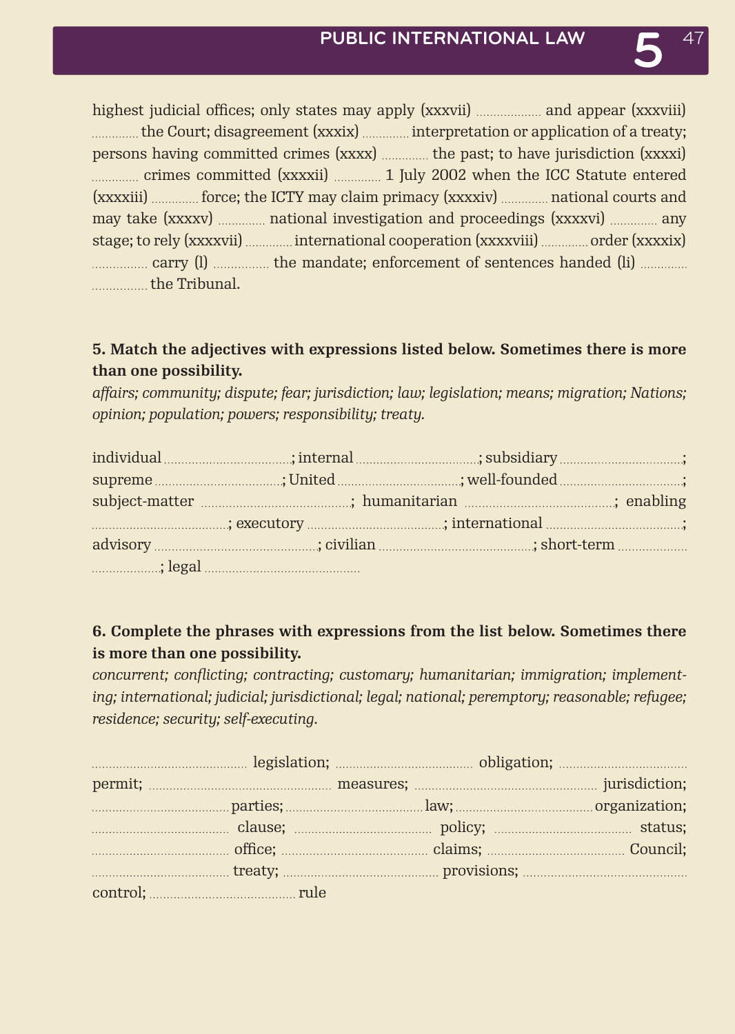highest judicial offices; only states may apply (xxxvii) .................. and appear (xxxviii) ............. the Court; disagreement (xxxix) ............. interpretation or application of a treaty; persons having committed crimes (xxxx) ............. the past; to have jurisdiction (xxxxi) ............. crimes committed (xxxxii) ............. 1 July 2002 when the ICC Statute entered (xxxxiii) ............. force; the ICTY may claim primacy (xxxxiv) ............. national courts and may take (xxxxv) ............. national investigation and proceedings (xxxxvi) ............. any stage; to rely (xxxxvii) ............. international cooperation (xxxxviii) ............. order (xxxxix) ................ carry (l) ................ the mandate; enforcement of sentences handed (li) ............. ................ the Tribunal.

**5. Match the adjectives with expressions listed below. Sometimes there is more than one possibility.**

*affairs; community; dispute; fear; jurisdiction; law; legislation; means; migration; Nations; opinion; population; powers; responsibility; treaty.*

individual ....................................; internal ..................................; subsidiary ..................................; supreme ...................................; United ..................................; well-founded ..................................; subject-matter ..........................................; humanitarian ..........................................; enabling ......................................; executory ......................................; international ......................................; advisory ..............................................; civilian ............................................; short-term .................. ..................; legal ............................................

**6. Complete the phrases with expressions from the list below. Sometimes there is more than one possibility.**

*concurrent; conflicting; contracting; customary; humanitarian; immigration; implementing; international; judicial; jurisdictional; legal; national; peremptory; reasonable; refugee; residence; security; self-executing.*

............................................ legislation; ....................................... obligation; .................................... permit; .................................................... measures; .................................................... jurisdiction; ....................................... parties; ....................................... law; ....................................... organization; ....................................... clause; ....................................... policy; ....................................... status; ....................................... office; .......................................... claims; ....................................... Council; ....................................... treaty; ............................................ provisions; .............................................. control; ......................................... rule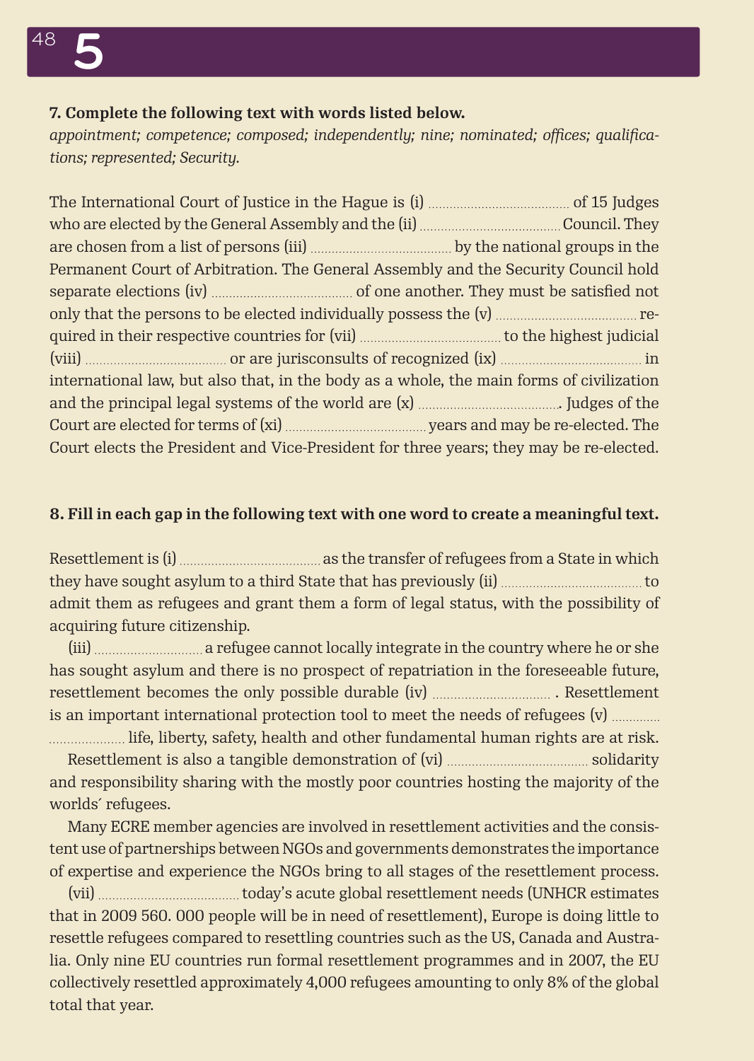**7. Complete the following text with words listed below.**

*appointment; competence; composed; independently; nine; nominated; offices; qualifications; represented; Security.*

The International Court of Justice in the Hague is (i) ........................................ of 15 Judges who are elected by the General Assembly and the (ii) ........................................ Council. They are chosen from a list of persons (iii) ........................................ by the national groups in the Permanent Court of Arbitration. The General Assembly and the Security Council hold separate elections (iv) ........................................ of one another. They must be satisfied not only that the persons to be elected individually possess the (v) ........................................ required in their respective countries for (vii) ........................................ to the highest judicial (viii) ........................................ or are jurisconsults of recognized (ix) ........................................ in international law, but also that, in the body as a whole, the main forms of civilization and the principal legal systems of the world are (x) ......................................... Judges of the Court are elected for terms of (xi) ........................................ years and may be re-elected. The Court elects the President and Vice-President for three years; they may be re-elected.

**8. Fill in each gap in the following text with one word to create a meaningful text.**

Resettlement is (i) ........................................ as the transfer of refugees from a State in which they have sought asylum to a third State that has previously (ii) ........................................ to admit them as refugees and grant them a form of legal status, with the possibility of acquiring future citizenship.

(iii) .............................. a refugee cannot locally integrate in the country where he or she has sought asylum and there is no prospect of repatriation in the foreseeable future, resettlement becomes the only possible durable (iv) ................................ . Resettlement is an important international protection tool to meet the needs of refugees (v) .................................. life, liberty, safety, health and other fundamental human rights are at risk.

Resettlement is also a tangible demonstration of (vi) ........................................ solidarity and responsibility sharing with the mostly poor countries hosting the majority of the worlds´ refugees.

Many ECRE member agencies are involved in resettlement activities and the consistent use of partnerships between NGOs and governments demonstrates the importance of expertise and experience the NGOs bring to all stages of the resettlement process.

(vii) ........................................ today's acute global resettlement needs (UNHCR estimates that in 2009 560. 000 people will be in need of resettlement), Europe is doing little to resettle refugees compared to resettling countries such as the US, Canada and Australia. Only nine EU countries run formal resettlement programmes and in 2007, the EU collectively resettled approximately 4,000 refugees amounting to only 8% of the global total that year.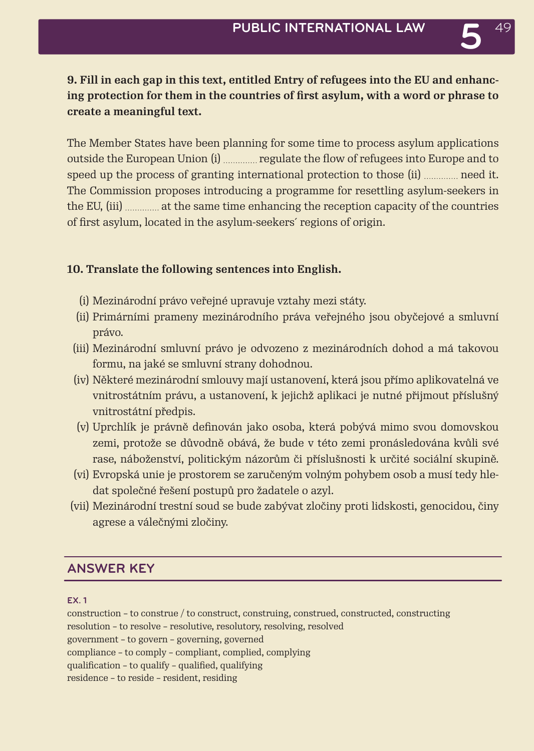**9. Fill in each gap in this text, entitled Entry of refugees into the EU and enhancing protection for them in the countries of first asylum, with a word or phrase to create a meaningful text.**

The Member States have been planning for some time to process asylum applications outside the European Union (i) ............. regulate the flow of refugees into Europe and to speed up the process of granting international protection to those (ii) ............. need it. The Commission proposes introducing a programme for resettling asylum-seekers in the EU, (iii) ............. at the same time enhancing the reception capacity of the countries of first asylum, located in the asylum-seekers´ regions of origin.

**10. Translate the following sentences into English.**

(i) Mezinárodní právo veřejné upravuje vztahy mezi státy.

(ii) Primárními prameny mezinárodního práva veřejného jsou obyčejové a smluvní právo.

(iii) Mezinárodní smluvní právo je odvozeno z mezinárodních dohod a má takovou formu, na jaké se smluvní strany dohodnou.

(iv) Některé mezinárodní smlouvy mají ustanovení, která jsou přímo aplikovatelná ve vnitrostátním právu, a ustanovení, k jejichž aplikaci je nutné přijmout příslušný vnitrostátní předpis.

(v) Uprchlík je právně definován jako osoba, která pobývá mimo svou domovskou zemi, protože se důvodně obává, že bude v této zemi pronásledována kvůli své rase, náboženství, politickým názorům či příslušnosti k určité sociální skupině.

(vi) Evropská unie je prostorem se zaručeným volným pohybem osob a musí tedy hledat společné řešení postupů pro žadatele o azyl.

(vii) Mezinárodní trestní soud se bude zabývat zločiny proti lidskosti, genocidou, činy agrese a válečnými zločiny.

## ANSWER KEY

### EX. 1

construction – to construe / to construct, construing, construed, constructed, constructing
resolution – to resolve – resolutive, resolutory, resolving, resolved
government – to govern – governing, governed
compliance – to comply – compliant, complied, complying
qualification – to qualify – qualified, qualifying
residence – to reside – resident, residing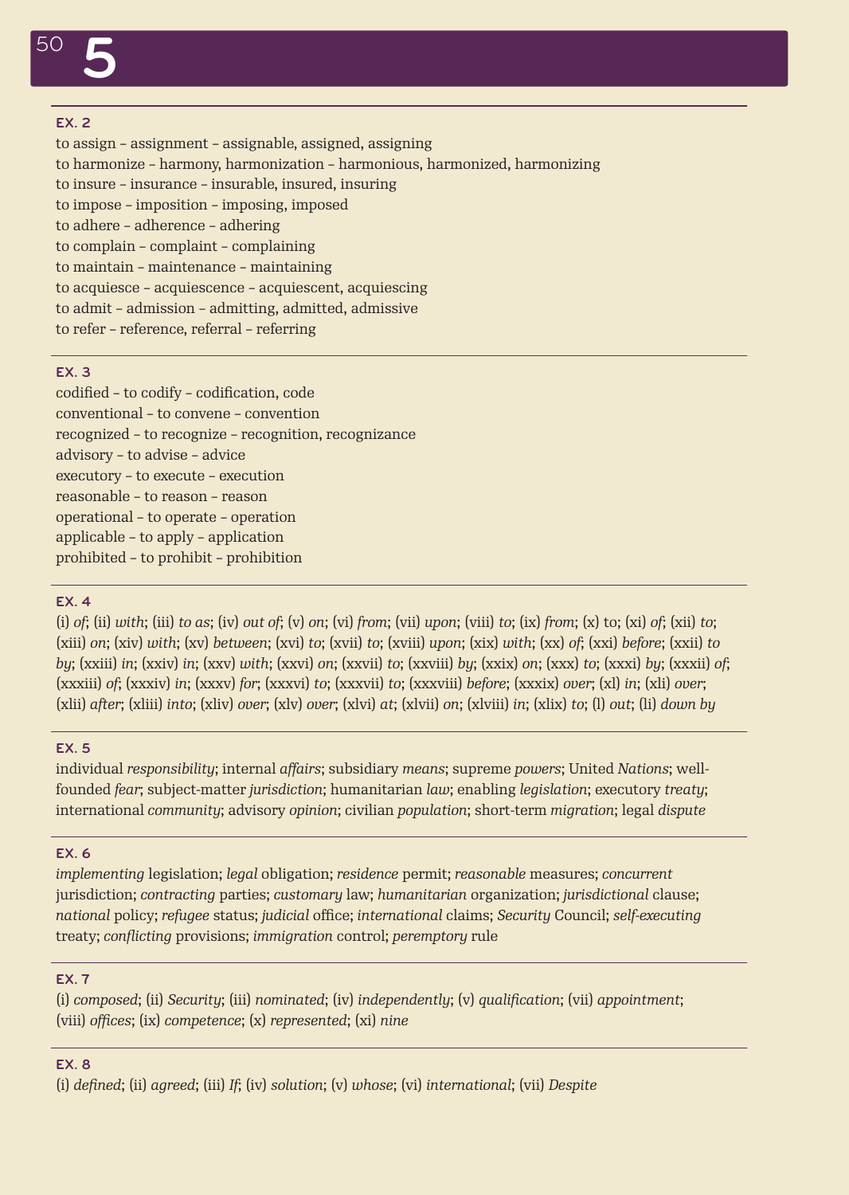# 5

### EX. 2

to assign – assignment – assignable, assigned, assigning
to harmonize – harmony, harmonization – harmonious, harmonized, harmonizing
to insure – insurance – insurable, insured, insuring
to impose – imposition – imposing, imposed
to adhere – adherence – adhering
to complain – complaint – complaining
to maintain – maintenance – maintaining
to acquiesce – acquiescence – acquiescent, acquiescing
to admit – admission – admitting, admitted, admissive
to refer – reference, referral – referring

### EX. 3

codified – to codify – codification, code
conventional – to convene – convention
recognized – to recognize – recognition, recognizance
advisory – to advise – advice
executory – to execute – execution
reasonable – to reason – reason
operational – to operate – operation
applicable – to apply – application
prohibited – to prohibit – prohibition

### EX. 4

(i) *of*; (ii) *with*; (iii) *to as*; (iv) *out of*; (v) *on*; (vi) *from*; (vii) *upon*; (viii) *to*; (ix) *from*; (x) to; (xi) *of*; (xii) *to*; (xiii) *on*; (xiv) *with*; (xv) *between*; (xvi) *to*; (xvii) *to*; (xviii) *upon*; (xix) *with*; (xx) *of*; (xxi) *before*; (xxii) *to by*; (xxiii) *in*; (xxiv) *in*; (xxv) *with*; (xxvi) *on*; (xxvii) *to*; (xxviii) *by*; (xxix) *on*; (xxx) *to*; (xxxi) *by*; (xxxii) *of*; (xxxiii) *of*; (xxxiv) *in*; (xxxv) *for*; (xxxvi) *to*; (xxxvii) *to*; (xxxviii) *before*; (xxxix) *over*; (xl) *in*; (xli) *over*; (xlii) *after*; (xliii) *into*; (xliv) *over*; (xlv) *over*; (xlvi) *at*; (xlvii) *on*; (xlviii) *in*; (xlix) *to*; (l) *out*; (li) *down by*

### EX. 5

individual *responsibility*; internal *affairs*; subsidiary *means*; supreme *powers*; United *Nations*; well-founded *fear*; subject-matter *jurisdiction*; humanitarian *law*; enabling *legislation*; executory *treaty*; international *community*; advisory *opinion*; civilian *population*; short-term *migration*; legal *dispute*

### EX. 6

*implementing* legislation; *legal* obligation; *residence* permit; *reasonable* measures; *concurrent* jurisdiction; *contracting* parties; *customary* law; *humanitarian* organization; *jurisdictional* clause; *national* policy; *refugee* status; *judicial* office; *international* claims; *Security* Council; *self-executing* treaty; *conflicting* provisions; *immigration* control; *peremptory* rule

### EX. 7

(i) *composed*; (ii) *Security*; (iii) *nominated*; (iv) *independently*; (v) *qualification*; (vii) *appointment*; (viii) *offices*; (ix) *competence*; (x) *represented*; (xi) *nine*

### EX. 8

(i) *defined*; (ii) *agreed*; (iii) *If*; (iv) *solution*; (v) *whose*; (vi) *international*; (vii) *Despite*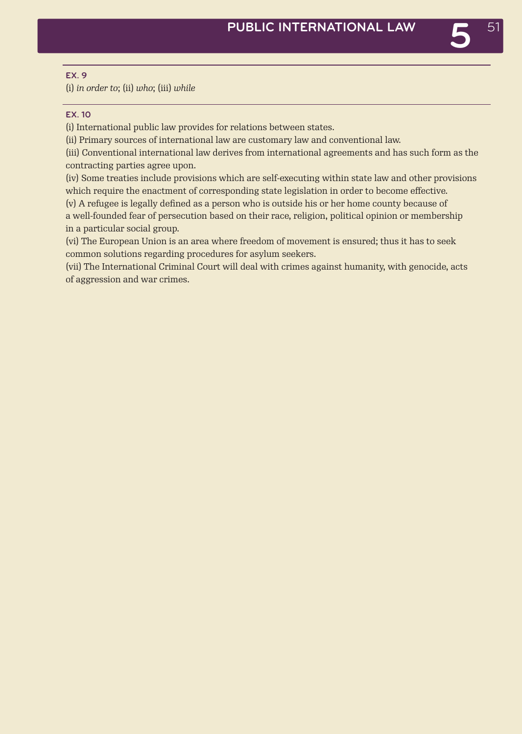### EX. 9

(i) *in order to*; (ii) *who*; (iii) *while*

### EX. 10

(i) International public law provides for relations between states.
(ii) Primary sources of international law are customary law and conventional law.
(iii) Conventional international law derives from international agreements and has such form as the contracting parties agree upon.
(iv) Some treaties include provisions which are self-executing within state law and other provisions which require the enactment of corresponding state legislation in order to become effective.
(v) A refugee is legally defined as a person who is outside his or her home county because of a well-founded fear of persecution based on their race, religion, political opinion or membership in a particular social group.
(vi) The European Union is an area where freedom of movement is ensured; thus it has to seek common solutions regarding procedures for asylum seekers.
(vii) The International Criminal Court will deal with crimes against humanity, with genocide, acts of aggression and war crimes.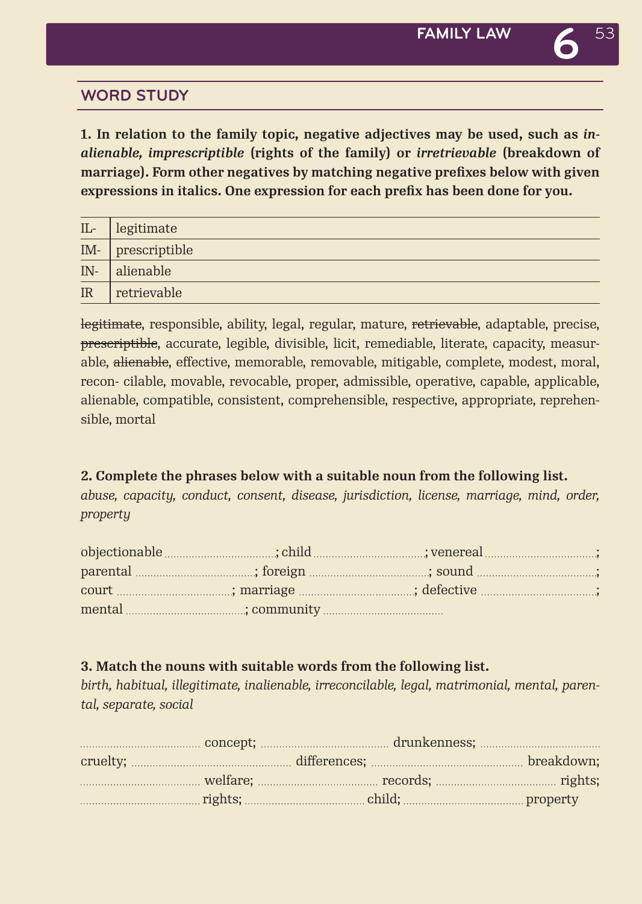## WORD STUDY

**1. In relation to the family topic, negative adjectives may be used, such as *inalienable, imprescriptible* (rights of the family) or *irretrievable* (breakdown of marriage). Form other negatives by matching negative prefixes below with given expressions in italics. One expression for each prefix has been done for you.**

| | |
|---|---|
| IL- | legitimate |
| IM- | prescriptible |
| IN- | alienable |
| IR | retrievable |

~~legitimate~~, responsible, ability, legal, regular, mature, ~~retrievable~~, adaptable, precise, ~~prescriptible~~, accurate, legible, divisible, licit, remediable, literate, capacity, measurable, ~~alienable~~, effective, memorable, removable, mitigable, complete, modest, moral, recon- cilable, movable, revocable, proper, admissible, operative, capable, applicable, alienable, compatible, consistent, comprehensible, respective, appropriate, reprehensible, mortal

**2. Complete the phrases below with a suitable noun from the following list.**
*abuse, capacity, conduct, consent, disease, jurisdiction, license, marriage, mind, order, property*

objectionable ..........; child ..........; venereal ..........;
parental ..........; foreign ..........; sound ..........;
court ..........; marriage ..........; defective ..........;
mental ..........; community ..........

**3. Match the nouns with suitable words from the following list.**
*birth, habitual, illegitimate, inalienable, irreconcilable, legal, matrimonial, mental, parental, separate, social*

.......... concept; .......... drunkenness; ..........
cruelty; .......... differences; .......... breakdown;
.......... welfare; .......... records; .......... rights;
.......... rights; .......... child; .......... property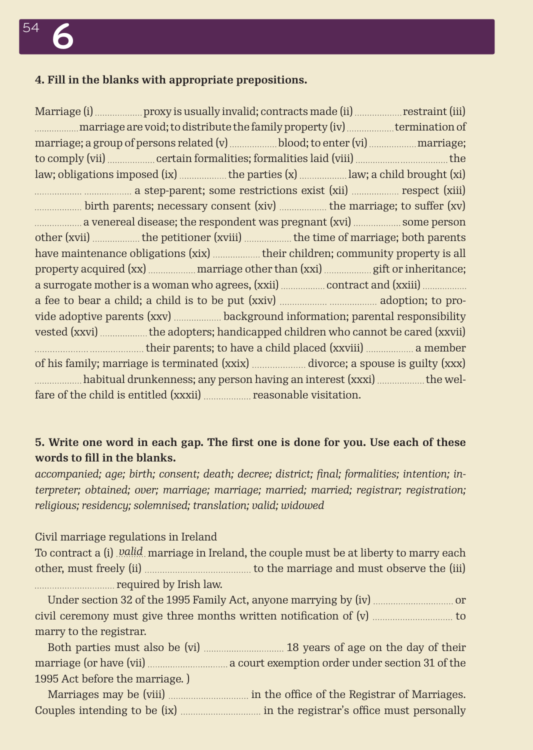**4. Fill in the blanks with appropriate prepositions.**

Marriage (i) .................. proxy is usually invalid; contracts made (ii) .................. restraint (iii) .................. marriage are void; to distribute the family property (iv) .................. termination of marriage; a group of persons related (v) .................. blood; to enter (vi) .................. marriage; to comply (vii) .................. certain formalities; formalities laid (viii) .................. .................. the law; obligations imposed (ix) .................. the parties (x) .................. law; a child brought (xi) .................. .................. a step-parent; some restrictions exist (xii) .................. respect (xiii) .................. birth parents; necessary consent (xiv) .................. the marriage; to suffer (xv) .................. a venereal disease; the respondent was pregnant (xvi) .................. some person other (xvii) .................. the petitioner (xviii) .................. the time of marriage; both parents have maintenance obligations (xix) .................. their children; community property is all property acquired (xx) .................. marriage other than (xxi) .................. gift or inheritance; a surrogate mother is a woman who agrees, (xxii) .................. contract and (xxiii) .................. a fee to bear a child; a child is to be put (xxiv) .................. .................. adoption; to provide adoptive parents (xxv) .................. background information; parental responsibility vested (xxvi) .................. the adopters; handicapped children who cannot be cared (xxvii) .................. .................. their parents; to have a child placed (xxviii) .................. a member of his family; marriage is terminated (xxix) .................. divorce; a spouse is guilty (xxx) .................. habitual drunkenness; any person having an interest (xxxi) .................. the welfare of the child is entitled (xxxii) .................. reasonable visitation.

**5. Write one word in each gap. The first one is done for you. Use each of these words to fill in the blanks.**

*accompanied; age; birth; consent; death; decree; district; final; formalities; intention; interpreter; obtained; over; marriage; marriage; married; married; registrar; registration; religious; residency; solemnised; translation; valid; widowed*

Civil marriage regulations in Ireland

To contract a (i) *valid* marriage in Ireland, the couple must be at liberty to marry each other, must freely (ii) .................................... to the marriage and must observe the (iii) .................................... required by Irish law.

Under section 32 of the 1995 Family Act, anyone marrying by (iv) .................................... or civil ceremony must give three months written notification of (v) .................................... to marry to the registrar.

Both parties must also be (vi) .................................... 18 years of age on the day of their marriage (or have (vii) .................................... a court exemption order under section 31 of the 1995 Act before the marriage. )

Marriages may be (viii) .................................... in the office of the Registrar of Marriages. Couples intending to be (ix) .................................... in the registrar's office must personally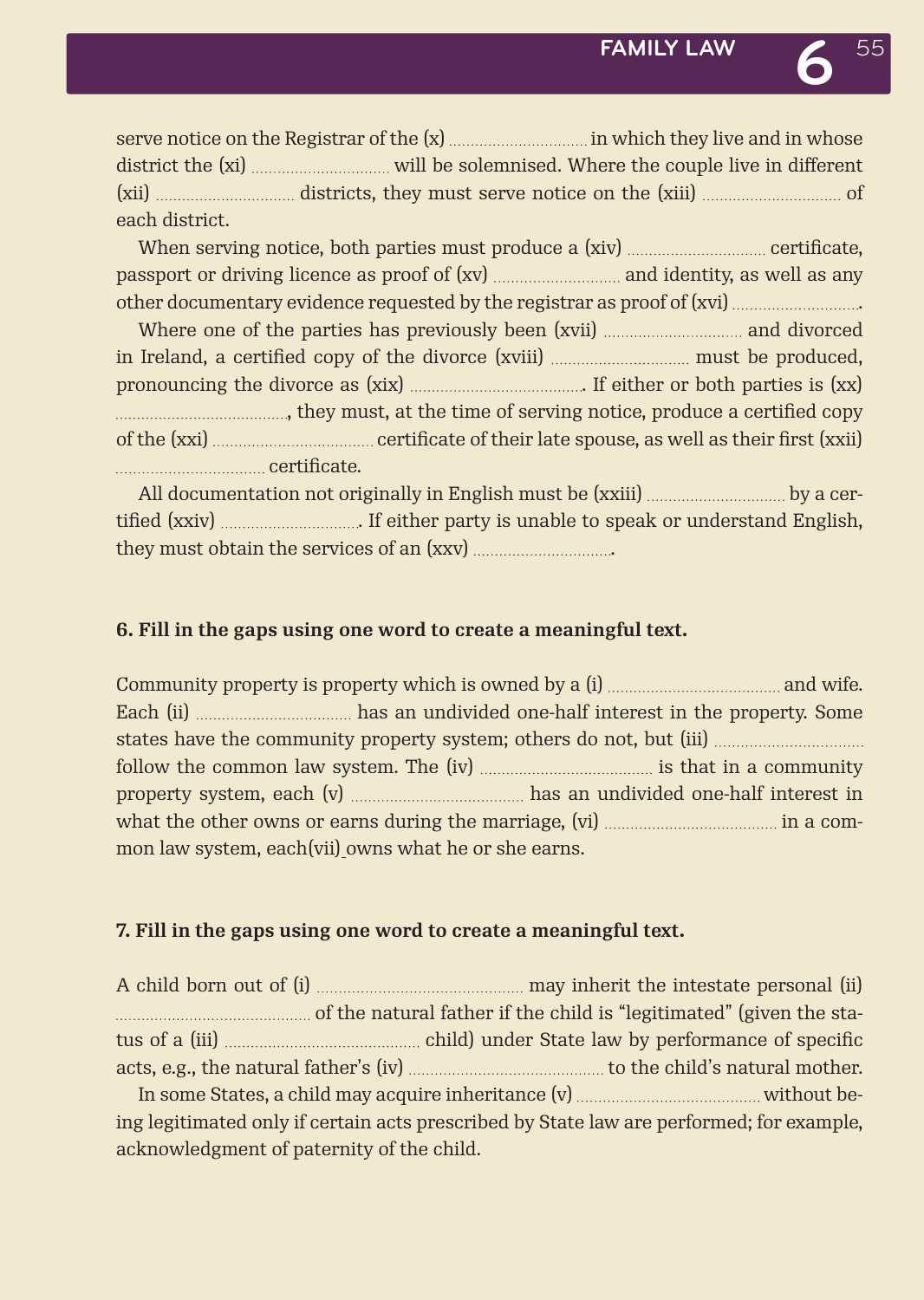serve notice on the Registrar of the (x) ............................... in which they live and in whose district the (xi) ............................... will be solemnised. Where the couple live in different (xii) ............................... districts, they must serve notice on the (xiii) ............................... of each district.

When serving notice, both parties must produce a (xiv) ............................... certificate, passport or driving licence as proof of (xv) ............................ and identity, as well as any other documentary evidence requested by the registrar as proof of (xvi) ............................

Where one of the parties has previously been (xvii) ............................... and divorced in Ireland, a certified copy of the divorce (xviii) ............................... must be produced, pronouncing the divorce as (xix) ....................................... If either or both parties is (xx) ......................................., they must, at the time of serving notice, produce a certified copy of the (xxi) .................................... certificate of their late spouse, as well as their first (xxii) .................................. certificate.

All documentation not originally in English must be (xxiii) ............................... by a certified (xxiv) ............................... If either party is unable to speak or understand English, they must obtain the services of an (xxv) ...............................

**6. Fill in the gaps using one word to create a meaningful text.**

Community property is property which is owned by a (i) ....................................... and wife. Each (ii) ................................... has an undivided one-half interest in the property. Some states have the community property system; others do not, but (iii) ................................. follow the common law system. The (iv) ....................................... is that in a community property system, each (v) ....................................... has an undivided one-half interest in what the other owns or earns during the marriage, (vi) ....................................... in a common law system, each(vii) owns what he or she earns.

**7. Fill in the gaps using one word to create a meaningful text.**

A child born out of (i) ............................................... may inherit the intestate personal (ii) ............................................ of the natural father if the child is "legitimated" (given the status of a (iii) ............................................ child) under State law by performance of specific acts, e.g., the natural father's (iv) ............................................ to the child's natural mother.

In some States, a child may acquire inheritance (v) ......................................... without being legitimated only if certain acts prescribed by State law are performed; for example, acknowledgment of paternity of the child.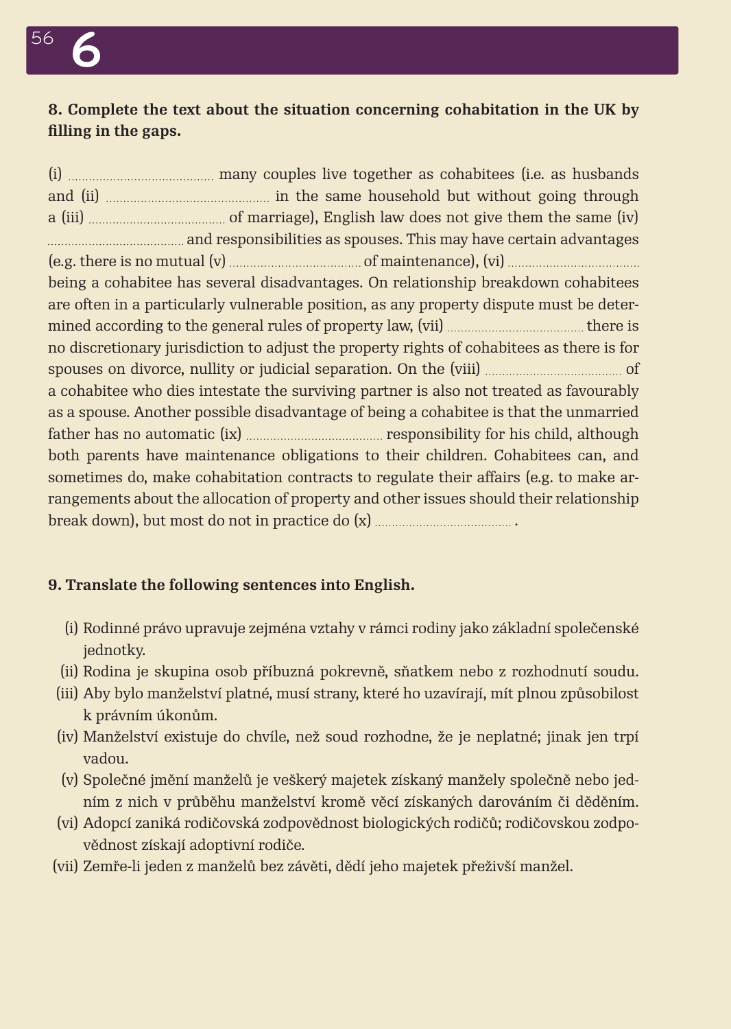**8. Complete the text about the situation concerning cohabitation in the UK by filling in the gaps.**

(i) .......................................... many couples live together as cohabitees (i.e. as husbands and (ii) ............................................... in the same household but without going through a (iii) ....................................... of marriage), English law does not give them the same (iv) ....................................... and responsibilities as spouses. This may have certain advantages (e.g. there is no mutual (v) ..................................... of maintenance), (vi) ..................................... being a cohabitee has several disadvantages. On relationship breakdown cohabitees are often in a particularly vulnerable position, as any property dispute must be determined according to the general rules of property law, (vii) ....................................... there is no discretionary jurisdiction to adjust the property rights of cohabitees as there is for spouses on divorce, nullity or judicial separation. On the (viii) ....................................... of a cohabitee who dies intestate the surviving partner is also not treated as favourably as a spouse. Another possible disadvantage of being a cohabitee is that the unmarried father has no automatic (ix) ....................................... responsibility for his child, although both parents have maintenance obligations to their children. Cohabitees can, and sometimes do, make cohabitation contracts to regulate their affairs (e.g. to make arrangements about the allocation of property and other issues should their relationship break down), but most do not in practice do (x) ....................................... .

**9. Translate the following sentences into English.**

(i) Rodinné právo upravuje zejména vztahy v rámci rodiny jako základní společenské jednotky.
(ii) Rodina je skupina osob příbuzná pokrevně, sňatkem nebo z rozhodnutí soudu.
(iii) Aby bylo manželství platné, musí strany, které ho uzavírají, mít plnou způsobilost k právním úkonům.
(iv) Manželství existuje do chvíle, než soud rozhodne, že je neplatné; jinak jen trpí vadou.
(v) Společné jmění manželů je veškerý majetek získaný manžely společně nebo jedním z nich v průběhu manželství kromě věcí získaných darováním či děděním.
(vi) Adopcí zaniká rodičovská zodpovědnost biologických rodičů; rodičovskou zodpovědnost získají adoptivní rodiče.
(vii) Zemře-li jeden z manželů bez závěti, dědí jeho majetek přeživší manžel.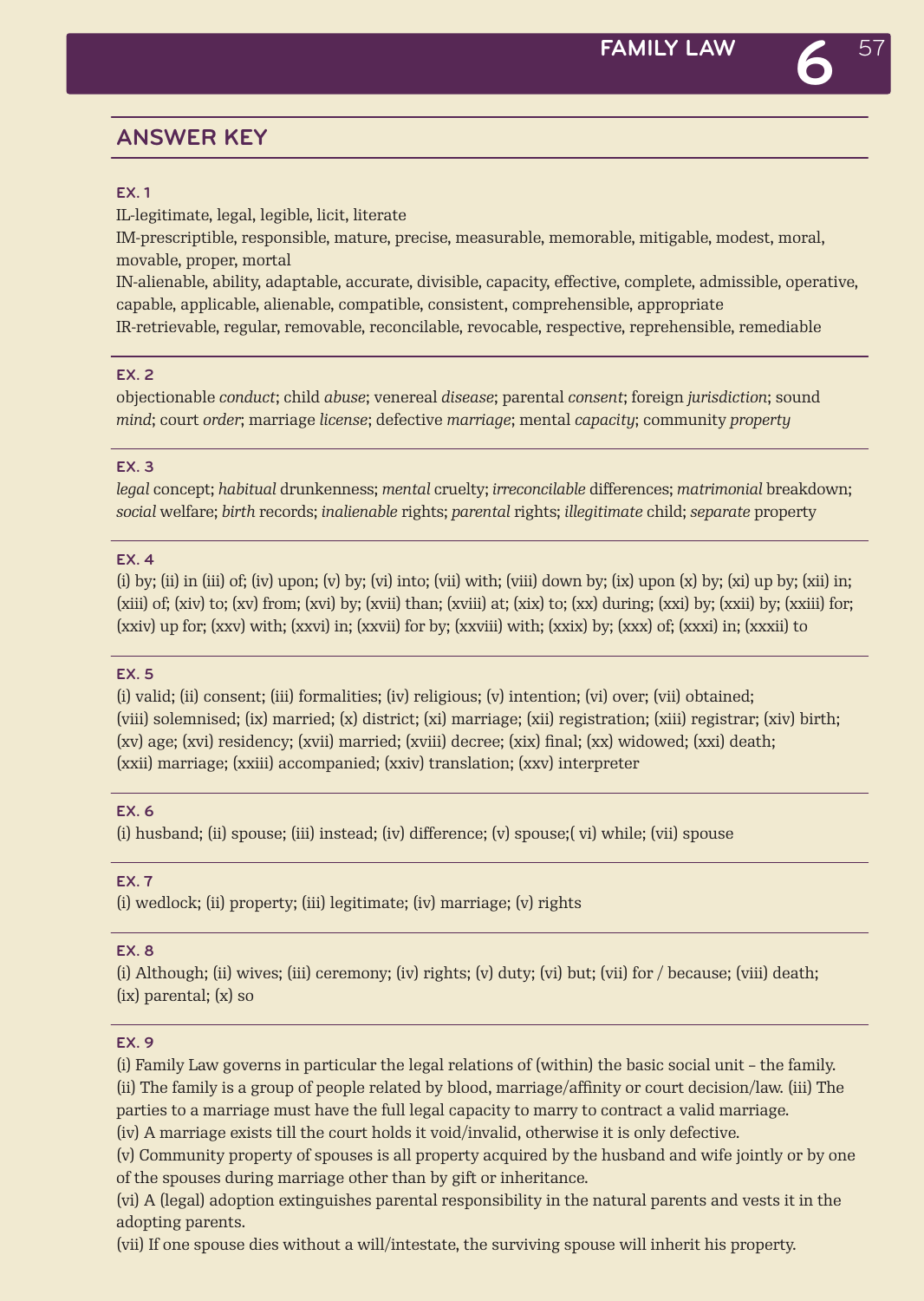## ANSWER KEY

### EX. 1

IL-legitimate, legal, legible, licit, literate
IM-prescriptible, responsible, mature, precise, measurable, memorable, mitigable, modest, moral, movable, proper, mortal
IN-alienable, ability, adaptable, accurate, divisible, capacity, effective, complete, admissible, operative, capable, applicable, alienable, compatible, consistent, comprehensible, appropriate
IR-retrievable, regular, removable, reconcilable, revocable, respective, reprehensible, remediable

### EX. 2

objectionable *conduct*; child *abuse*; venereal *disease*; parental *consent*; foreign *jurisdiction*; sound *mind*; court *order*; marriage *license*; defective *marriage*; mental *capacity*; community *property*

### EX. 3

*legal* concept; *habitual* drunkenness; *mental* cruelty; *irreconcilable* differences; *matrimonial* breakdown; *social* welfare; *birth* records; *inalienable* rights; *parental* rights; *illegitimate* child; *separate* property

### EX. 4

(i) by; (ii) in (iii) of; (iv) upon; (v) by; (vi) into; (vii) with; (viii) down by; (ix) upon (x) by; (xi) up by; (xii) in; (xiii) of; (xiv) to; (xv) from; (xvi) by; (xvii) than; (xviii) at; (xix) to; (xx) during; (xxi) by; (xxii) by; (xxiii) for; (xxiv) up for; (xxv) with; (xxvi) in; (xxvii) for by; (xxviii) with; (xxix) by; (xxx) of; (xxxi) in; (xxxii) to

### EX. 5

(i) valid; (ii) consent; (iii) formalities; (iv) religious; (v) intention; (vi) over; (vii) obtained; (viii) solemnised; (ix) married; (x) district; (xi) marriage; (xii) registration; (xiii) registrar; (xiv) birth; (xv) age; (xvi) residency; (xvii) married; (xviii) decree; (xix) final; (xx) widowed; (xxi) death; (xxii) marriage; (xxiii) accompanied; (xxiv) translation; (xxv) interpreter

### EX. 6

(i) husband; (ii) spouse; (iii) instead; (iv) difference; (v) spouse;( vi) while; (vii) spouse

### EX. 7

(i) wedlock; (ii) property; (iii) legitimate; (iv) marriage; (v) rights

### EX. 8

(i) Although; (ii) wives; (iii) ceremony; (iv) rights; (v) duty; (vi) but; (vii) for / because; (viii) death; (ix) parental; (x) so

### EX. 9

(i) Family Law governs in particular the legal relations of (within) the basic social unit – the family.
(ii) The family is a group of people related by blood, marriage/affinity or court decision/law. (iii) The parties to a marriage must have the full legal capacity to marry to contract a valid marriage.
(iv) A marriage exists till the court holds it void/invalid, otherwise it is only defective.
(v) Community property of spouses is all property acquired by the husband and wife jointly or by one of the spouses during marriage other than by gift or inheritance.
(vi) A (legal) adoption extinguishes parental responsibility in the natural parents and vests it in the adopting parents.
(vii) If one spouse dies without a will/intestate, the surviving spouse will inherit his property.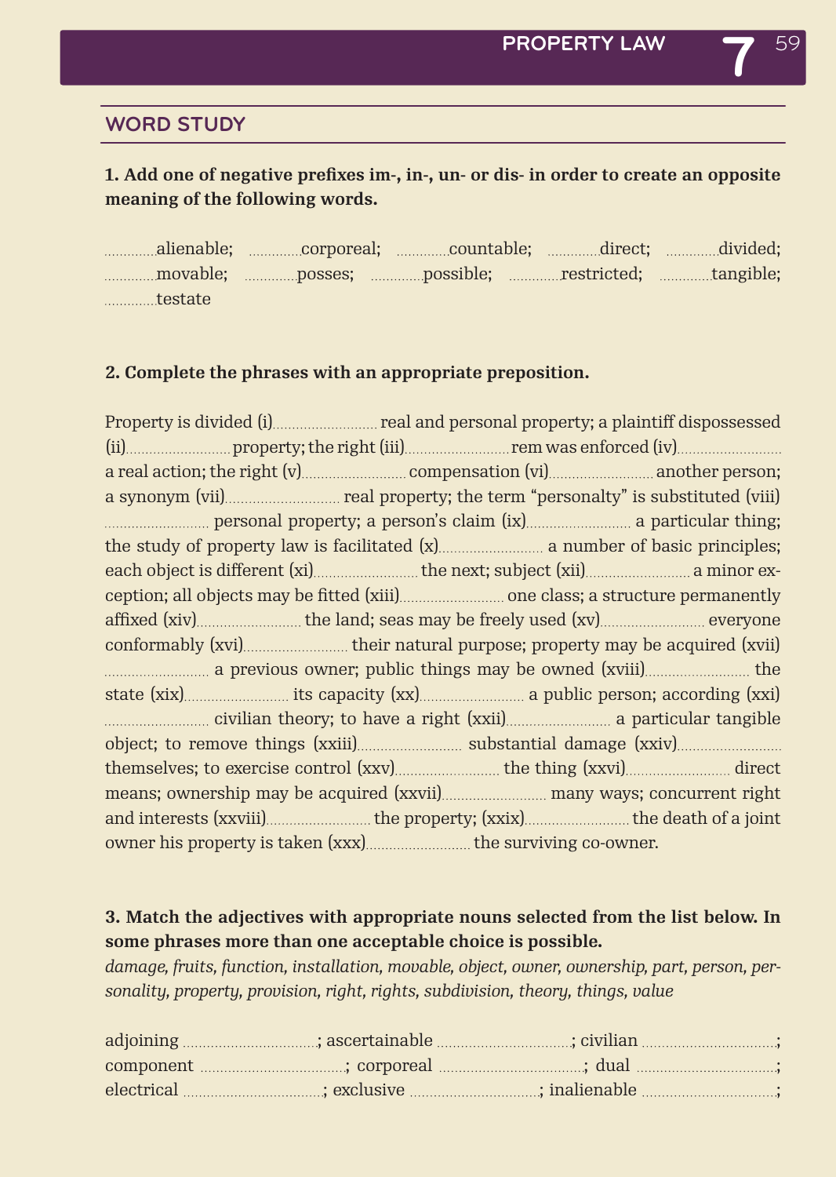## WORD STUDY

**1. Add one of negative prefixes im-, in-, un- or dis- in order to create an opposite meaning of the following words.**

............alienable; ............corporeal; ............countable; ............direct; ............divided; ............movable; ............posses; ............possible; ............restricted; ............tangible; ............testate

**2. Complete the phrases with an appropriate preposition.**

Property is divided (i)........................ real and personal property; a plaintiff dispossessed (ii)........................ property; the right (iii)........................ rem was enforced (iv)........................ a real action; the right (v)........................ compensation (vi)........................ another person; a synonym (vii)........................ real property; the term "personalty" is substituted (viii) ........................ personal property; a person's claim (ix)........................ a particular thing; the study of property law is facilitated (x)........................ a number of basic principles; each object is different (xi)........................ the next; subject (xii)........................ a minor exception; all objects may be fitted (xiii)........................ one class; a structure permanently affixed (xiv)........................ the land; seas may be freely used (xv)........................ everyone conformably (xvi)........................ their natural purpose; property may be acquired (xvii) ........................ a previous owner; public things may be owned (xviii)........................ the state (xix)........................ its capacity (xx)........................ a public person; according (xxi) ........................ civilian theory; to have a right (xxii)........................ a particular tangible object; to remove things (xxiii)........................ substantial damage (xxiv)........................ themselves; to exercise control (xxv)........................ the thing (xxvi)........................ direct means; ownership may be acquired (xxvii)........................ many ways; concurrent right and interests (xxviii)........................ the property; (xxix)........................ the death of a joint owner his property is taken (xxx)........................ the surviving co-owner.

**3. Match the adjectives with appropriate nouns selected from the list below. In some phrases more than one acceptable choice is possible.**

*damage, fruits, function, installation, movable, object, owner, ownership, part, person, personality, property, provision, right, rights, subdivision, theory, things, value*

adjoining ..............................; ascertainable ..............................; civilian ..............................; component ..............................; corporeal ..............................; dual ..............................; electrical ..............................; exclusive ..............................; inalienable ..............................;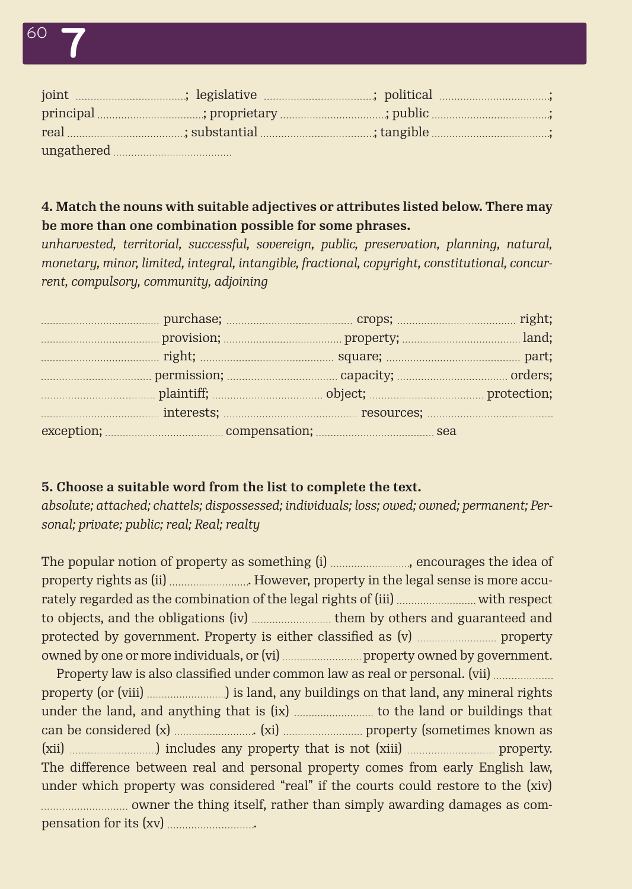joint ..................................; legislative ..................................; political ..................................;
principal ..................................; proprietary ..................................; public ..................................;
real ..................................; substantial ..................................; tangible ..................................;
ungathered ..................................

**4. Match the nouns with suitable adjectives or attributes listed below. There may be more than one combination possible for some phrases.**

*unharvested, territorial, successful, sovereign, public, preservation, planning, natural, monetary, minor, limited, integral, intangible, fractional, copyright, constitutional, concurrent, compulsory, community, adjoining*

.................................. purchase; .................................. crops; .................................. right;
.................................. provision; .................................. property; .................................. land;
.................................. right; .................................. square; .................................. part;
.................................. permission; .................................. capacity; .................................. orders;
.................................. plaintiff; .................................. object; .................................. protection;
.................................. interests; .................................. resources; ..................................
exception; .................................. compensation; .................................. sea

**5. Choose a suitable word from the list to complete the text.**

*absolute; attached; chattels; dispossessed; individuals; loss; owed; owned; permanent; Personal; private; public; real; Real; realty*

The popular notion of property as something (i) .........................., encourages the idea of property rights as (ii) ........................... However, property in the legal sense is more accurately regarded as the combination of the legal rights of (iii) .......................... with respect to objects, and the obligations (iv) .......................... them by others and guaranteed and protected by government. Property is either classified as (v) .......................... property owned by one or more individuals, or (vi) .......................... property owned by government.

Property law is also classified under common law as real or personal. (vii) .................. property (or (viii) ..........................) is land, any buildings on that land, any mineral rights under the land, and anything that is (ix) .......................... to the land or buildings that can be considered (x) ........................... (xi) .......................... property (sometimes known as (xii) ............................) includes any property that is not (xiii) ............................ property. The difference between real and personal property comes from early English law, under which property was considered "real" if the courts could restore to the (xiv) ............................ owner the thing itself, rather than simply awarding damages as compensation for its (xv) ............................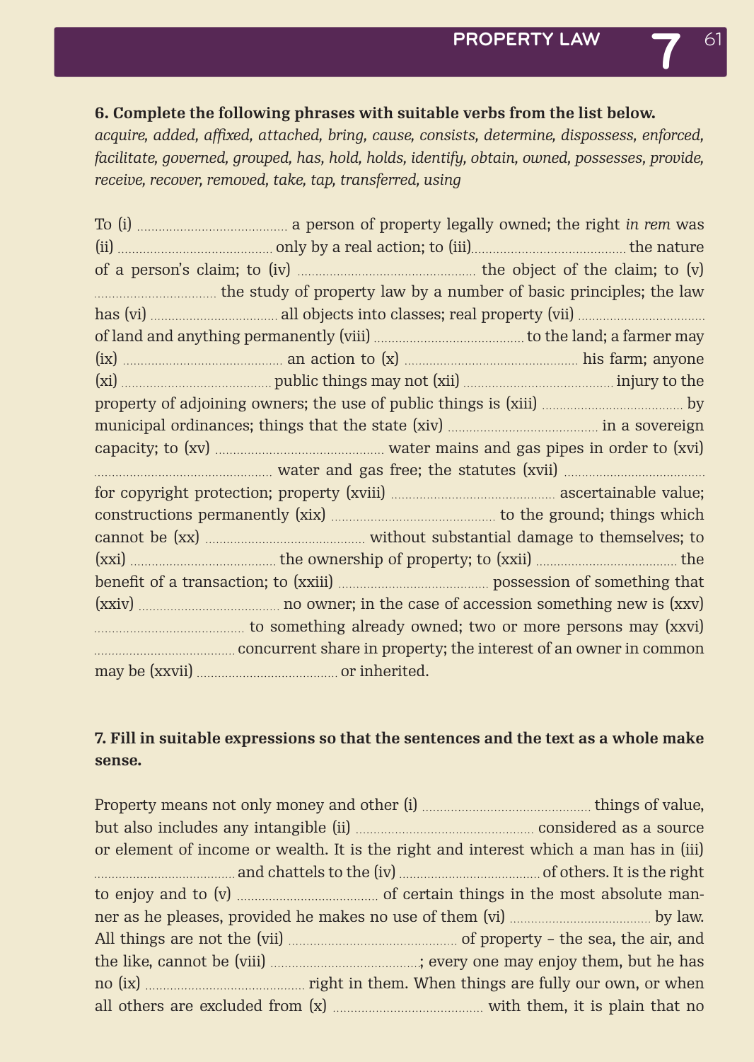**6. Complete the following phrases with suitable verbs from the list below.**
*acquire, added, affixed, attached, bring, cause, consists, determine, dispossess, enforced, facilitate, governed, grouped, has, hold, holds, identify, obtain, owned, possesses, provide, receive, recover, removed, take, tap, transferred, using*

To (i) ........................................ a person of property legally owned; the right *in rem* was (ii) ........................................ only by a real action; to (iii)........................................ the nature of a person's claim; to (iv) ................................................ the object of the claim; to (v) ................................ the study of property law by a number of basic principles; the law has (vi) .................................. all objects into classes; real property (vii) .................................. of land and anything permanently (viii) ........................................ to the land; a farmer may (ix) ........................................... an action to (x) ............................................... his farm; anyone (xi) ........................................ public things may not (xii) ........................................ injury to the property of adjoining owners; the use of public things is (xiii) ..................................... by municipal ordinances; things that the state (xiv) ........................................ in a sovereign capacity; to (xv) .............................................. water mains and gas pipes in order to (xvi) ................................................ water and gas free; the statutes (xvii) ...................................... for copyright protection; property (xviii) ............................................ ascertainable value; constructions permanently (xix) ............................................ to the ground; things which cannot be (xx) ........................................... without substantial damage to themselves; to (xxi) ....................................... the ownership of property; to (xxii) ...................................... the benefit of a transaction; to (xxiii) ........................................ possession of something that (xxiv) ...................................... no owner; in the case of accession something new is (xxv) ......................................... to something already owned; two or more persons may (xxvi) ......................................concurrent share in property; the interest of an owner in common may be (xxvii) ...................................... or inherited.

**7. Fill in suitable expressions so that the sentences and the text as a whole make sense.**

Property means not only money and other (i) ............................................. things of value, but also includes any intangible (ii) ................................................ considered as a source or element of income or wealth. It is the right and interest which a man has in (iii) ......................................and chattels to the (iv) ...................................... of others. It is the right to enjoy and to (v) ...................................... of certain things in the most absolute manner as he pleases, provided he makes no use of them (vi) ...................................... by law. All things are not the (vii) ............................................. of property – the sea, the air, and the like, cannot be (viii) ........................................; every one may enjoy them, but he has no (ix) ........................................... right in them. When things are fully our own, or when all others are excluded from (x) ........................................ with them, it is plain that no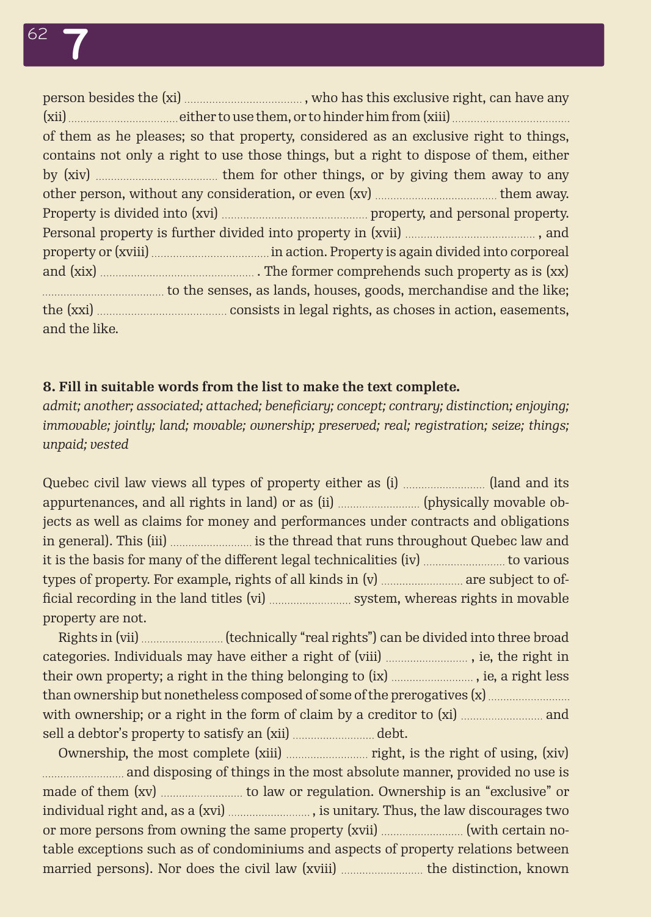person besides the (xi) ......................................, who has this exclusive right, can have any (xii) ...................................... either to use them, or to hinder him from (xiii) ...................................... of them as he pleases; so that property, considered as an exclusive right to things, contains not only a right to use those things, but a right to dispose of them, either by (xiv) ...................................... them for other things, or by giving them away to any other person, without any consideration, or even (xv) ...................................... them away. Property is divided into (xvi) ...................................... property, and personal property. Personal property is further divided into property in (xvii) ......................................, and property or (xviii) ...................................... in action. Property is again divided into corporeal and (xix) ....................................... The former comprehends such property as is (xx) ...................................... to the senses, as lands, houses, goods, merchandise and the like; the (xxi) ...................................... consists in legal rights, as choses in action, easements, and the like.

**8. Fill in suitable words from the list to make the text complete.**

*admit; another; associated; attached; beneficiary; concept; contrary; distinction; enjoying; immovable; jointly; land; movable; ownership; preserved; real; registration; seize; things; unpaid; vested*

Quebec civil law views all types of property either as (i) .......................... (land and its appurtenances, and all rights in land) or as (ii) .......................... (physically movable objects as well as claims for money and performances under contracts and obligations in general). This (iii) .......................... is the thread that runs throughout Quebec law and it is the basis for many of the different legal technicalities (iv) .......................... to various types of property. For example, rights of all kinds in (v) .......................... are subject to official recording in the land titles (vi) .......................... system, whereas rights in movable property are not.

Rights in (vii) .......................... (technically "real rights") can be divided into three broad categories. Individuals may have either a right of (viii) .........................., ie, the right in their own property; a right in the thing belonging to (ix) .........................., ie, a right less than ownership but nonetheless composed of some of the prerogatives (x) .......................... with ownership; or a right in the form of claim by a creditor to (xi) .......................... and sell a debtor's property to satisfy an (xii) .......................... debt.

Ownership, the most complete (xiii) .......................... right, is the right of using, (xiv) .......................... and disposing of things in the most absolute manner, provided no use is made of them (xv) .......................... to law or regulation. Ownership is an "exclusive" or individual right and, as a (xvi) .........................., is unitary. Thus, the law discourages two or more persons from owning the same property (xvii) .......................... (with certain notable exceptions such as of condominiums and aspects of property relations between married persons). Nor does the civil law (xviii) .......................... the distinction, known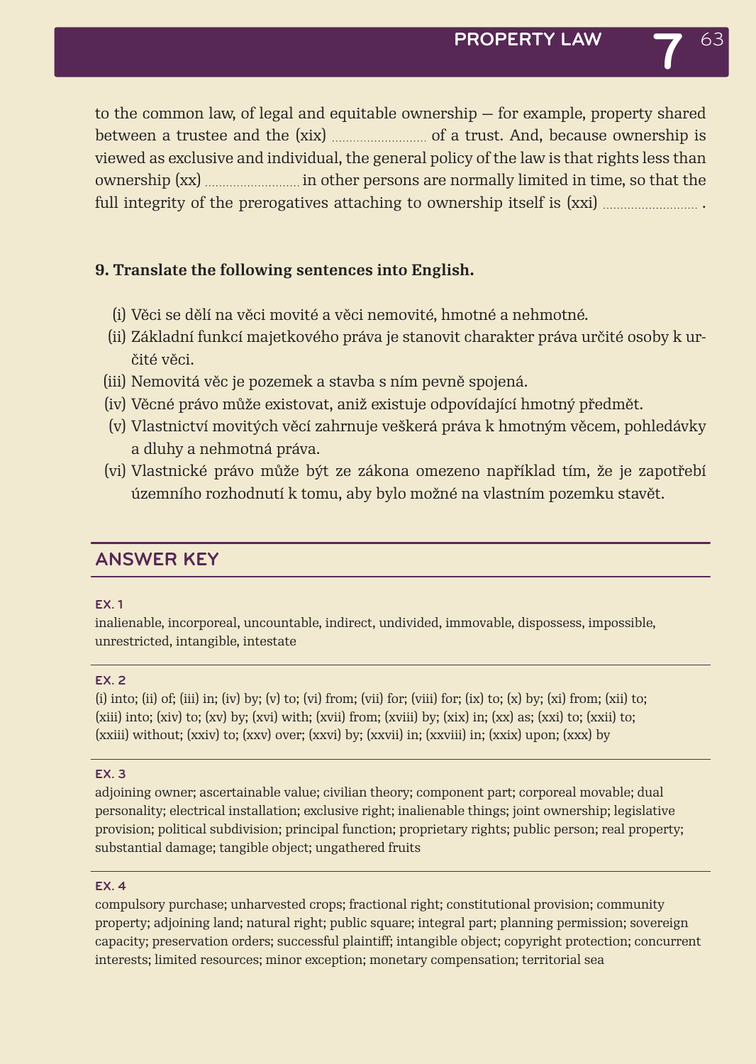to the common law, of legal and equitable ownership — for example, property shared between a trustee and the (xix) .......................... of a trust. And, because ownership is viewed as exclusive and individual, the general policy of the law is that rights less than ownership (xx) .......................... in other persons are normally limited in time, so that the full integrity of the prerogatives attaching to ownership itself is (xxi) .......................... .

**9. Translate the following sentences into English.**

(i) Věci se dělí na věci movité a věci nemovité, hmotné a nehmotné.
(ii) Základní funkcí majetkového práva je stanovit charakter práva určité osoby k určité věci.
(iii) Nemovitá věc je pozemek a stavba s ním pevně spojená.
(iv) Věcné právo může existovat, aniž existuje odpovídající hmotný předmět.
(v) Vlastnictví movitých věcí zahrnuje veškerá práva k hmotným věcem, pohledávky a dluhy a nehmotná práva.
(vi) Vlastnické právo může být ze zákona omezeno například tím, že je zapotřebí územního rozhodnutí k tomu, aby bylo možné na vlastním pozemku stavět.

## ANSWER KEY

### EX. 1

inalienable, incorporeal, uncountable, indirect, undivided, immovable, dispossess, impossible, unrestricted, intangible, intestate

### EX. 2

(i) into; (ii) of; (iii) in; (iv) by; (v) to; (vi) from; (vii) for; (viii) for; (ix) to; (x) by; (xi) from; (xii) to; (xiii) into; (xiv) to; (xv) by; (xvi) with; (xvii) from; (xviii) by; (xix) in; (xx) as; (xxi) to; (xxii) to; (xxiii) without; (xxiv) to; (xxv) over; (xxvi) by; (xxvii) in; (xxviii) in; (xxix) upon; (xxx) by

### EX. 3

adjoining owner; ascertainable value; civilian theory; component part; corporeal movable; dual personality; electrical installation; exclusive right; inalienable things; joint ownership; legislative provision; political subdivision; principal function; proprietary rights; public person; real property; substantial damage; tangible object; ungathered fruits

### EX. 4

compulsory purchase; unharvested crops; fractional right; constitutional provision; community property; adjoining land; natural right; public square; integral part; planning permission; sovereign capacity; preservation orders; successful plaintiff; intangible object; copyright protection; concurrent interests; limited resources; minor exception; monetary compensation; territorial sea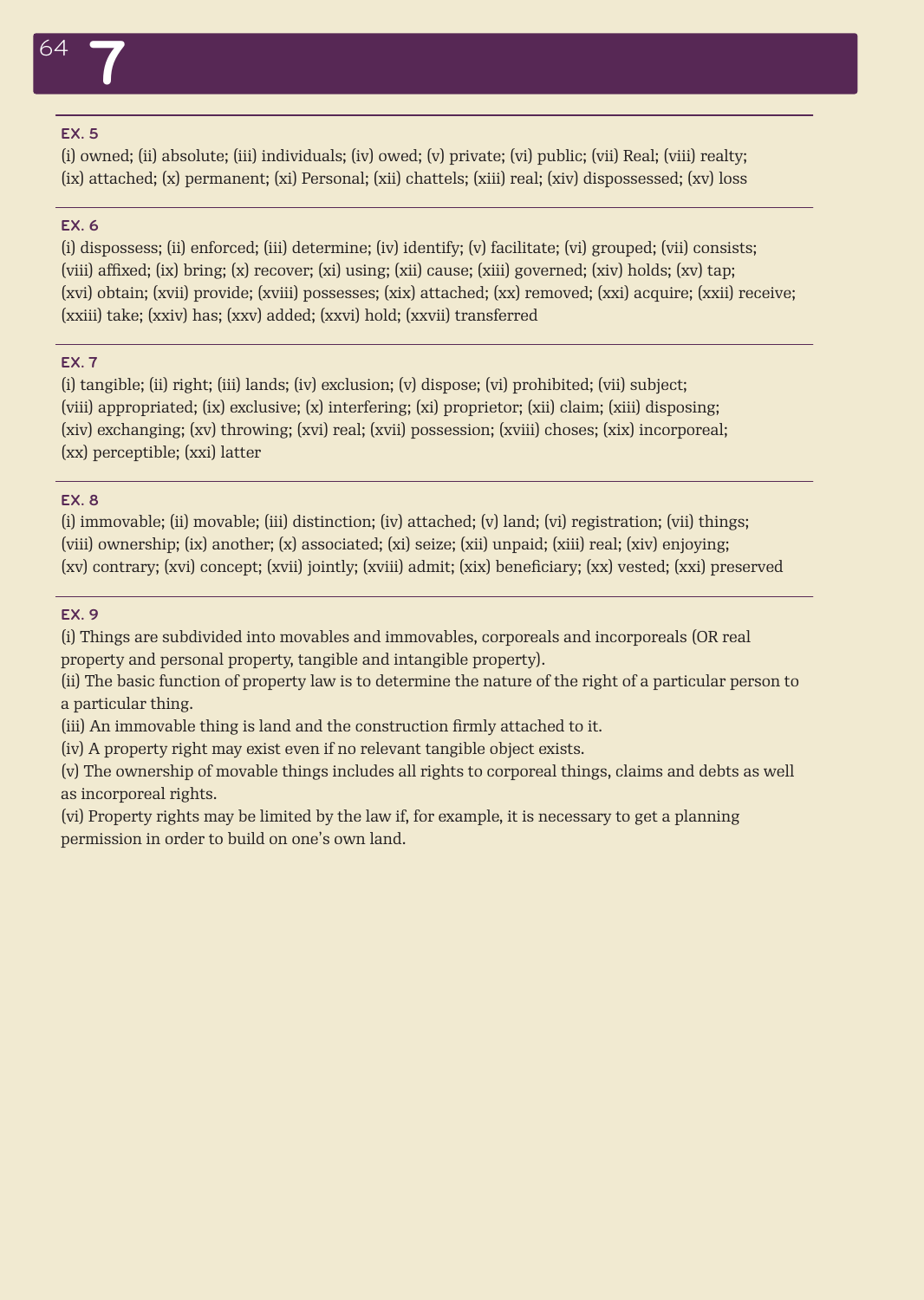# 7

### EX. 5

(i) owned; (ii) absolute; (iii) individuals; (iv) owed; (v) private; (vi) public; (vii) Real; (viii) realty; (ix) attached; (x) permanent; (xi) Personal; (xii) chattels; (xiii) real; (xiv) dispossessed; (xv) loss

### EX. 6

(i) dispossess; (ii) enforced; (iii) determine; (iv) identify; (v) facilitate; (vi) grouped; (vii) consists; (viii) affixed; (ix) bring; (x) recover; (xi) using; (xii) cause; (xiii) governed; (xiv) holds; (xv) tap; (xvi) obtain; (xvii) provide; (xviii) possesses; (xix) attached; (xx) removed; (xxi) acquire; (xxii) receive; (xxiii) take; (xxiv) has; (xxv) added; (xxvi) hold; (xxvii) transferred

### EX. 7

(i) tangible; (ii) right; (iii) lands; (iv) exclusion; (v) dispose; (vi) prohibited; (vii) subject; (viii) appropriated; (ix) exclusive; (x) interfering; (xi) proprietor; (xii) claim; (xiii) disposing; (xiv) exchanging; (xv) throwing; (xvi) real; (xvii) possession; (xviii) choses; (xix) incorporeal; (xx) perceptible; (xxi) latter

### EX. 8

(i) immovable; (ii) movable; (iii) distinction; (iv) attached; (v) land; (vi) registration; (vii) things; (viii) ownership; (ix) another; (x) associated; (xi) seize; (xii) unpaid; (xiii) real; (xiv) enjoying; (xv) contrary; (xvi) concept; (xvii) jointly; (xviii) admit; (xix) beneficiary; (xx) vested; (xxi) preserved

### EX. 9

(i) Things are subdivided into movables and immovables, corporeals and incorporeals (OR real property and personal property, tangible and intangible property).

(ii) The basic function of property law is to determine the nature of the right of a particular person to a particular thing.

(iii) An immovable thing is land and the construction firmly attached to it.

(iv) A property right may exist even if no relevant tangible object exists.

(v) The ownership of movable things includes all rights to corporeal things, claims and debts as well as incorporeal rights.

(vi) Property rights may be limited by the law if, for example, it is necessary to get a planning permission in order to build on one's own land.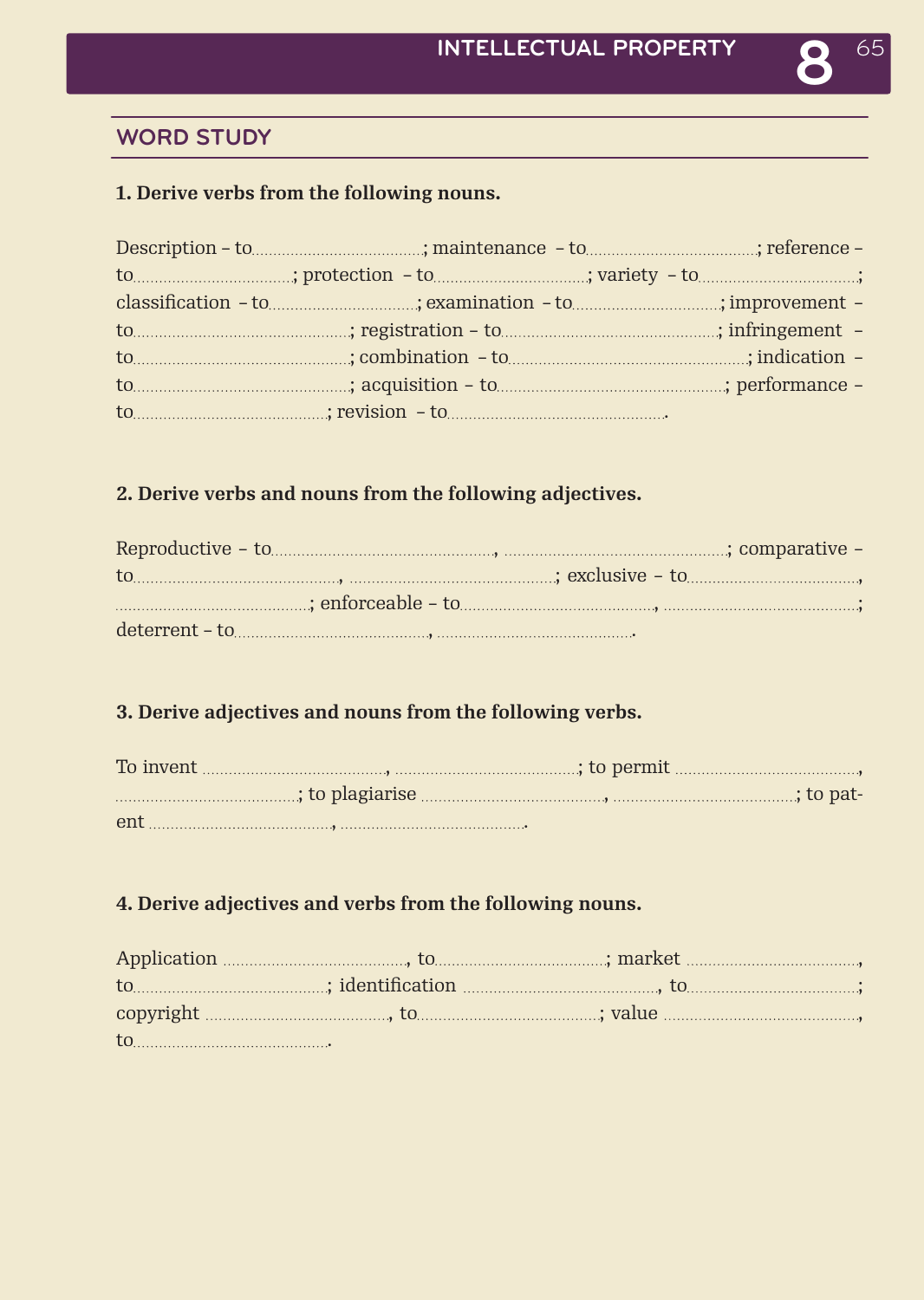## WORD STUDY

**1. Derive verbs from the following nouns.**

Description – to……………………………; maintenance – to……………………………; reference – to……………………………; protection – to……………………………; variety – to……………………………; classification – to……………………………; examination – to……………………………; improvement – to……………………………; registration – to……………………………; infringement – to……………………………; combination – to……………………………; indication – to……………………………; acquisition – to……………………………; performance – to……………………………; revision – to…………………………….

**2. Derive verbs and nouns from the following adjectives.**

Reproductive – to……………………………, ……………………………; comparative – to……………………………, ……………………………; exclusive – to……………………………, ……………………………; enforceable – to……………………………, ……………………………; deterrent – to……………………………, …………………………….

**3. Derive adjectives and nouns from the following verbs.**

To invent ……………………………, ……………………………; to permit ……………………………, ……………………………; to plagiarise ……………………………, ……………………………; to patent ……………………………, …………………………….

**4. Derive adjectives and verbs from the following nouns.**

Application ……………………………, to……………………………; market ……………………………, to……………………………; identification ……………………………, to……………………………; copyright ……………………………, to……………………………; value ……………………………, to…………………………….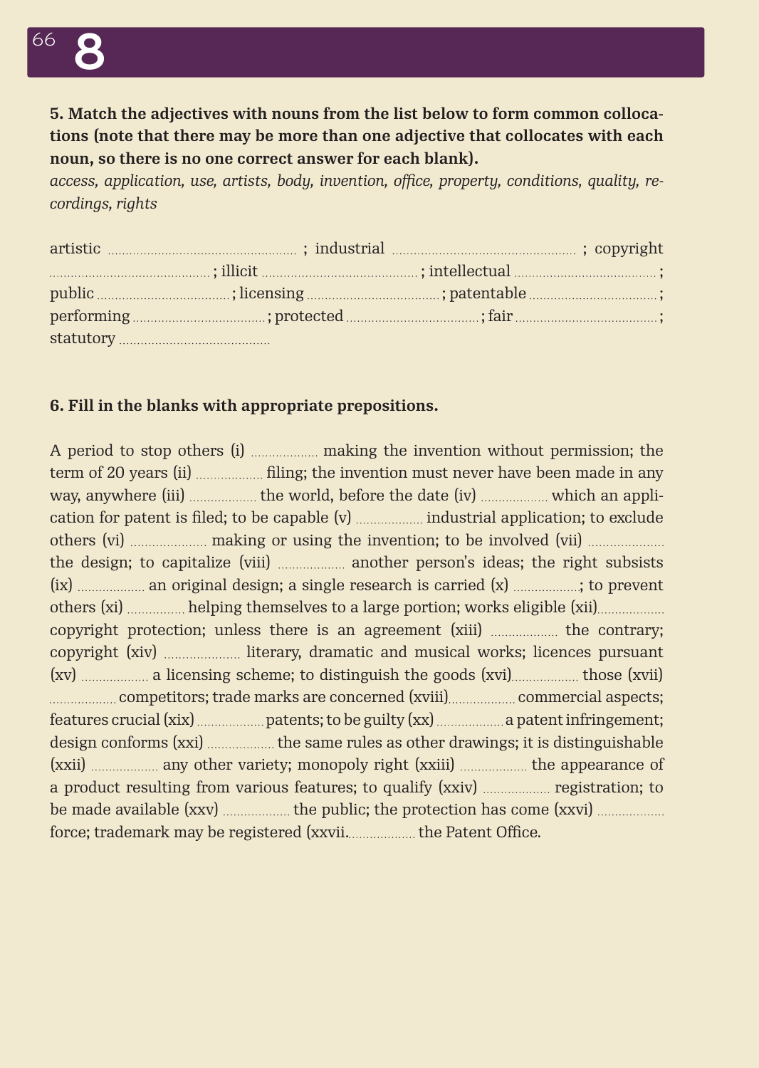**5. Match the adjectives with nouns from the list below to form common collocations (note that there may be more than one adjective that collocates with each noun, so there is no one correct answer for each blank).**

*access, application, use, artists, body, invention, office, property, conditions, quality, recordings, rights*

artistic .................................................. ; industrial .................................................. ; copyright ........................................... ; illicit ......................................... ; intellectual ...................................... ; public .................................... ; licensing .................................... ; patentable .................................. ; performing .................................... ; protected .................................... ; fair ....................................... ; statutory .........................................

**6. Fill in the blanks with appropriate prepositions.**

A period to stop others (i) .................. making the invention without permission; the term of 20 years (ii) .................. filing; the invention must never have been made in any way, anywhere (iii) .................. the world, before the date (iv) .................. which an application for patent is filed; to be capable (v) .................. industrial application; to exclude others (vi) .................... making or using the invention; to be involved (vii) .................... the design; to capitalize (viii) .................. another person's ideas; the right subsists (ix) .................. an original design; a single research is carried (x) ..................; to prevent others (xi) ............... helping themselves to a large portion; works eligible (xii).................. copyright protection; unless there is an agreement (xiii) .................. the contrary; copyright (xiv) .................... literary, dramatic and musical works; licences pursuant (xv) .................. a licensing scheme; to distinguish the goods (xvi).................. those (xvii) .................. competitors; trade marks are concerned (xviii).................. commercial aspects; features crucial (xix) .................. patents; to be guilty (xx) .................. a patent infringement; design conforms (xxi) .................. the same rules as other drawings; it is distinguishable (xxii) .................. any other variety; monopoly right (xxiii) .................. the appearance of a product resulting from various features; to qualify (xxiv) .................. registration; to be made available (xxv) .................. the public; the protection has come (xxvi) .................. force; trademark may be registered (xxvii.................. the Patent Office.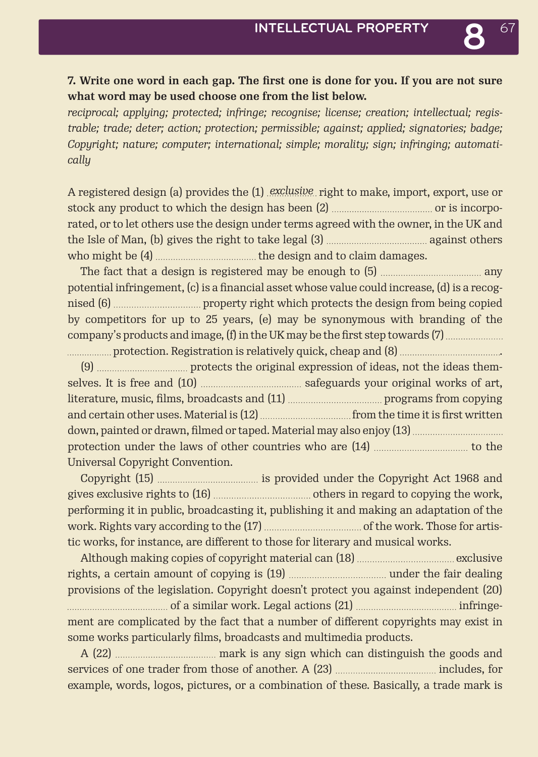**7. Write one word in each gap. The first one is done for you. If you are not sure what word may be used choose one from the list below.**

*reciprocal; applying; protected; infringe; recognise; license; creation; intellectual; registrable; trade; deter; action; protection; permissible; against; applied; signatories; badge; Copyright; nature; computer; international; simple; morality; sign; infringing; automatically*

A registered design (a) provides the (1) *exclusive* right to make, import, export, use or stock any product to which the design has been (2) .................................. or is incorporated, or to let others use the design under terms agreed with the owner, in the UK and the Isle of Man, (b) gives the right to take legal (3) .................................. against others who might be (4) .................................. the design and to claim damages.

The fact that a design is registered may be enough to (5) .................................. any potential infringement, (c) is a financial asset whose value could increase, (d) is a recognised (6) .................................. property right which protects the design from being copied by competitors for up to 25 years, (e) may be synonymous with branding of the company's products and image, (f) in the UK may be the first step towards (7) .................................. protection. Registration is relatively quick, cheap and (8) ...................................

(9) .................................. protects the original expression of ideas, not the ideas themselves. It is free and (10) .................................. safeguards your original works of art, literature, music, films, broadcasts and (11) .................................. programs from copying and certain other uses. Material is (12) .................................. from the time it is first written down, painted or drawn, filmed or taped. Material may also enjoy (13) .................................. protection under the laws of other countries who are (14) .................................. to the Universal Copyright Convention.

Copyright (15) .................................. is provided under the Copyright Act 1968 and gives exclusive rights to (16) .................................. others in regard to copying the work, performing it in public, broadcasting it, publishing it and making an adaptation of the work. Rights vary according to the (17) .................................. of the work. Those for artistic works, for instance, are different to those for literary and musical works.

Although making copies of copyright material can (18) .................................. exclusive rights, a certain amount of copying is (19) .................................. under the fair dealing provisions of the legislation. Copyright doesn't protect you against independent (20) .................................. of a similar work. Legal actions (21) .................................. infringement are complicated by the fact that a number of different copyrights may exist in some works particularly films, broadcasts and multimedia products.

A (22) .................................. mark is any sign which can distinguish the goods and services of one trader from those of another. A (23) .................................. includes, for example, words, logos, pictures, or a combination of these. Basically, a trade mark is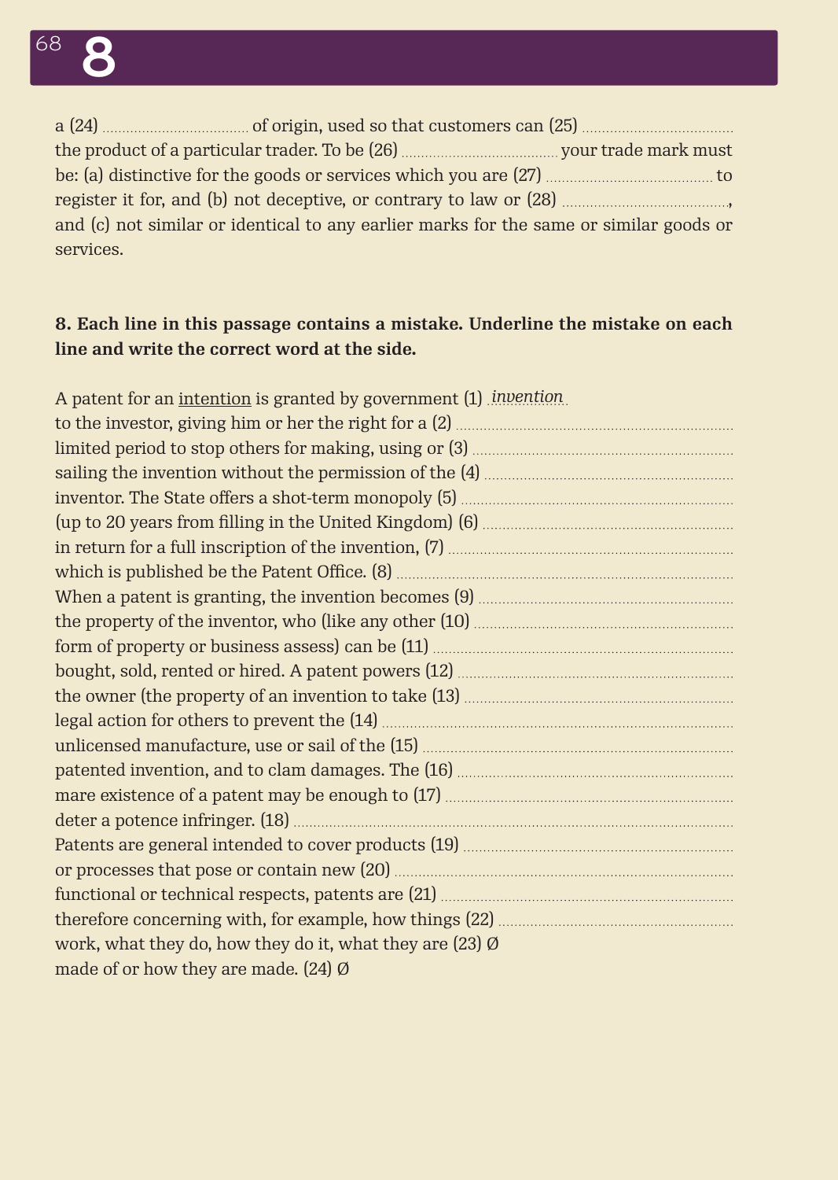a (24) .................................. of origin, used so that customers can (25) .................................. the product of a particular trader. To be (26) .................................. your trade mark must be: (a) distinctive for the goods or services which you are (27) .................................. to register it for, and (b) not deceptive, or contrary to law or (28) ..................................., and (c) not similar or identical to any earlier marks for the same or similar goods or services.

**8. Each line in this passage contains a mistake. Underline the mistake on each line and write the correct word at the side.**

A patent for an <u>intention</u> is granted by government (1) *invention*  
to the investor, giving him or her the right for a (2) ..................................  
limited period to stop others for making, using or (3) ..................................  
sailing the invention without the permission of the (4) ..................................  
inventor. The State offers a shot-term monopoly (5) ..................................  
(up to 20 years from filling in the United Kingdom) (6) ..................................  
in return for a full inscription of the invention, (7) ..................................  
which is published be the Patent Office. (8) ..................................  
When a patent is granting, the invention becomes (9) ..................................  
the property of the inventor, who (like any other (10) ..................................  
form of property or business assess) can be (11) ..................................  
bought, sold, rented or hired. A patent powers (12) ..................................  
the owner (the property of an invention to take (13) ..................................  
legal action for others to prevent the (14) ..................................  
unlicensed manufacture, use or sail of the (15) ..................................  
patented invention, and to clam damages. The (16) ..................................  
mare existence of a patent may be enough to (17) ..................................  
deter a potence infringer. (18) ..................................  
Patents are general intended to cover products (19) ..................................  
or processes that pose or contain new (20) ..................................  
functional or technical respects, patents are (21) ..................................  
therefore concerning with, for example, how things (22) ..................................  
work, what they do, how they do it, what they are (23) Ø  
made of or how they are made. (24) Ø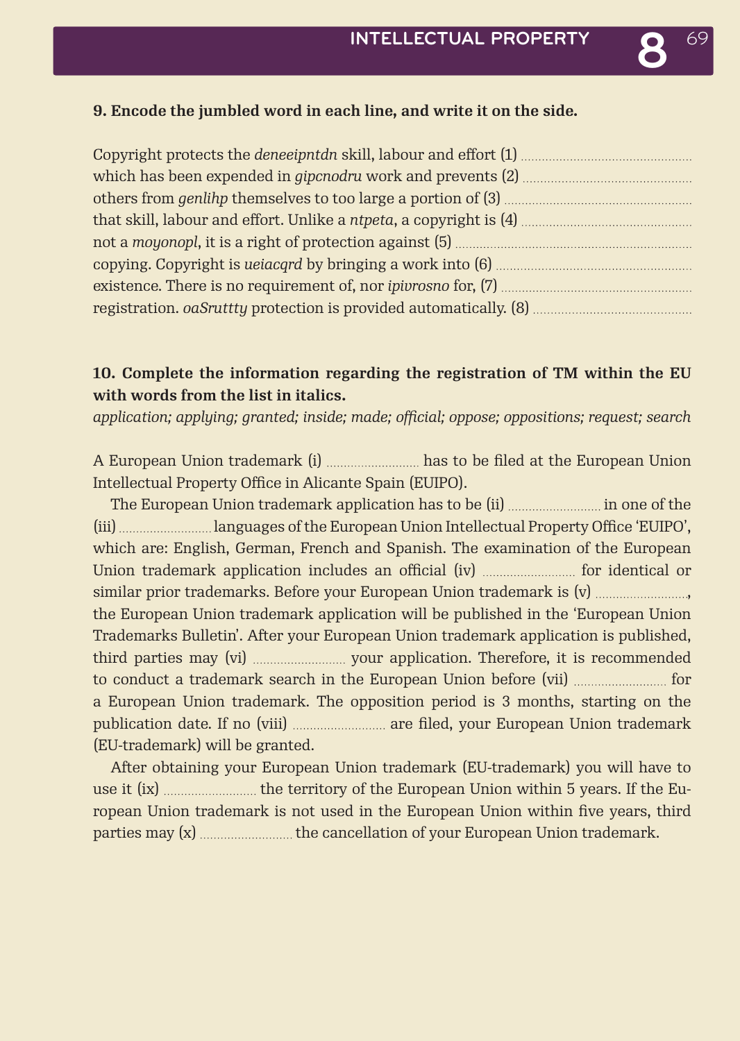**9. Encode the jumbled word in each line, and write it on the side.**

Copyright protects the *deneeipntdn* skill, labour and effort (1) ..............................................
which has been expended in *gipcnodru* work and prevents (2) ..............................................
others from *genlihp* themselves to too large a portion of (3) ..............................................
that skill, labour and effort. Unlike a *ntpeta*, a copyright is (4) ..............................................
not a *moyonopl*, it is a right of protection against (5) ..............................................
copying. Copyright is *ueiacqrd* by bringing a work into (6) ..............................................
existence. There is no requirement of, nor *ipivrosno* for, (7) ..............................................
registration. *oaSruttty* protection is provided automatically. (8) ..............................................

**10. Complete the information regarding the registration of TM within the EU with words from the list in italics.**

*application; applying; granted; inside; made; official; oppose; oppositions; request; search*

A European Union trademark (i) .......................... has to be filed at the European Union Intellectual Property Office in Alicante Spain (EUIPO).

The European Union trademark application has to be (ii) .......................... in one of the (iii) .......................... languages of the European Union Intellectual Property Office 'EUIPO', which are: English, German, French and Spanish. The examination of the European Union trademark application includes an official (iv) .......................... for identical or similar prior trademarks. Before your European Union trademark is (v) .........................., the European Union trademark application will be published in the 'European Union Trademarks Bulletin'. After your European Union trademark application is published, third parties may (vi) .......................... your application. Therefore, it is recommended to conduct a trademark search in the European Union before (vii) .......................... for a European Union trademark. The opposition period is 3 months, starting on the publication date. If no (viii) .......................... are filed, your European Union trademark (EU-trademark) will be granted.

After obtaining your European Union trademark (EU-trademark) you will have to use it (ix) .......................... the territory of the European Union within 5 years. If the European Union trademark is not used in the European Union within five years, third parties may (x) .......................... the cancellation of your European Union trademark.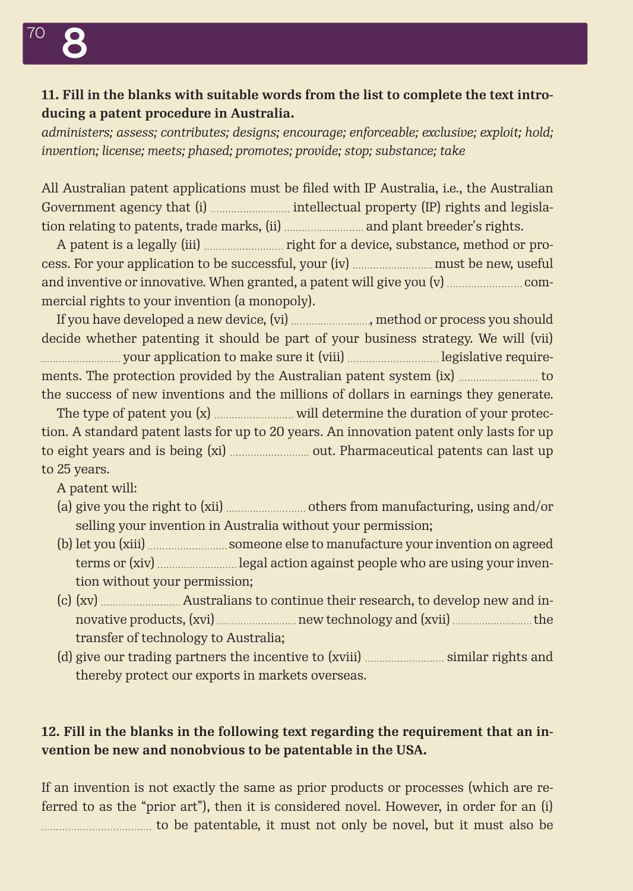**11. Fill in the blanks with suitable words from the list to complete the text introducing a patent procedure in Australia.**

*administers; assess; contributes; designs; encourage; enforceable; exclusive; exploit; hold; invention; license; meets; phased; promotes; provide; stop; substance; take*

All Australian patent applications must be filed with IP Australia, i.e., the Australian Government agency that (i) .......................... intellectual property (IP) rights and legislation relating to patents, trade marks, (ii) .......................... and plant breeder's rights.

A patent is a legally (iii) .......................... right for a device, substance, method or process. For your application to be successful, your (iv) .......................... must be new, useful and inventive or innovative. When granted, a patent will give you (v) .......................... commercial rights to your invention (a monopoly).

If you have developed a new device, (vi) .........................., method or process you should decide whether patenting it should be part of your business strategy. We will (vii) .......................... your application to make sure it (viii) .......................... legislative requirements. The protection provided by the Australian patent system (ix) .......................... to the success of new inventions and the millions of dollars in earnings they generate.

The type of patent you (x) .......................... will determine the duration of your protection. A standard patent lasts for up to 20 years. An innovation patent only lasts for up to eight years and is being (xi) .......................... out. Pharmaceutical patents can last up to 25 years.

A patent will:

(a) give you the right to (xii) .......................... others from manufacturing, using and/or selling your invention in Australia without your permission;

(b) let you (xiii) .......................... someone else to manufacture your invention on agreed terms or (xiv) .......................... legal action against people who are using your invention without your permission;

(c) (xv) .......................... Australians to continue their research, to develop new and innovative products, (xvi) .......................... new technology and (xvii) .......................... the transfer of technology to Australia;

(d) give our trading partners the incentive to (xviii) .......................... similar rights and thereby protect our exports in markets overseas.

**12. Fill in the blanks in the following text regarding the requirement that an invention be new and nonobvious to be patentable in the USA.**

If an invention is not exactly the same as prior products or processes (which are referred to as the "prior art"), then it is considered novel. However, in order for an (i) .................................... to be patentable, it must not only be novel, but it must also be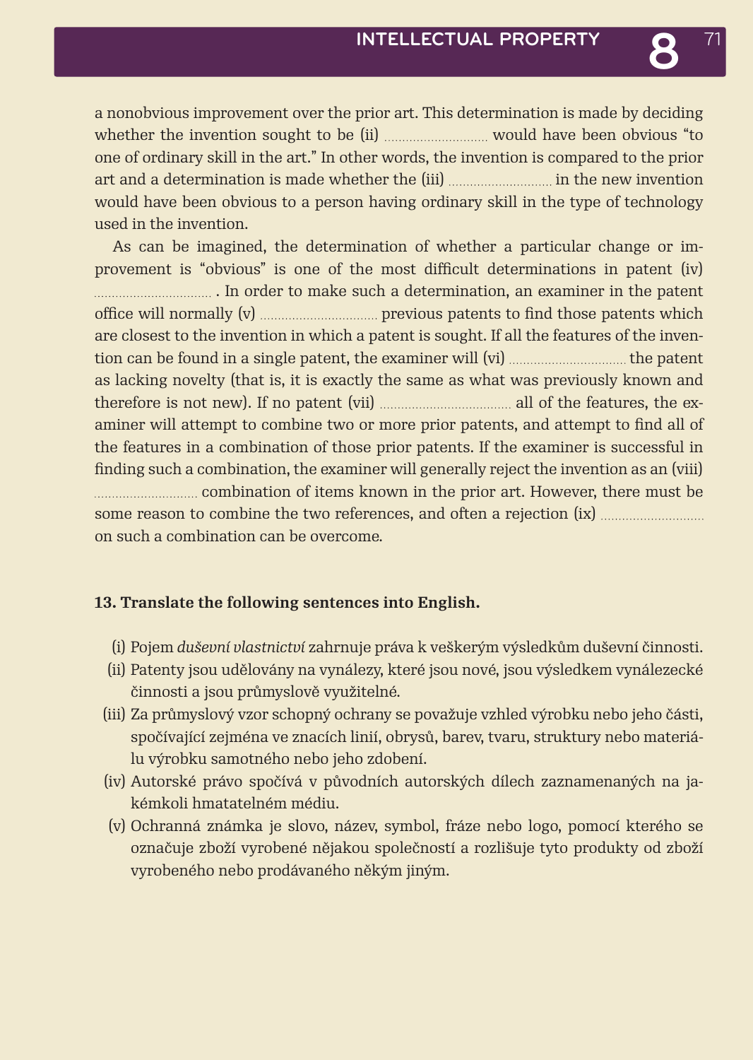a nonobvious improvement over the prior art. This determination is made by deciding whether the invention sought to be (ii) ............................ would have been obvious "to one of ordinary skill in the art." In other words, the invention is compared to the prior art and a determination is made whether the (iii) ............................ in the new invention would have been obvious to a person having ordinary skill in the type of technology used in the invention.

As can be imagined, the determination of whether a particular change or improvement is "obvious" is one of the most difficult determinations in patent (iv) ................................ . In order to make such a determination, an examiner in the patent office will normally (v) ................................ previous patents to find those patents which are closest to the invention in which a patent is sought. If all the features of the invention can be found in a single patent, the examiner will (vi) ................................ the patent as lacking novelty (that is, it is exactly the same as what was previously known and therefore is not new). If no patent (vii) .................................... all of the features, the examiner will attempt to combine two or more prior patents, and attempt to find all of the features in a combination of those prior patents. If the examiner is successful in finding such a combination, the examiner will generally reject the invention as an (viii) ............................ combination of items known in the prior art. However, there must be some reason to combine the two references, and often a rejection (ix) ............................ on such a combination can be overcome.

**13. Translate the following sentences into English.**

(i) Pojem *duševní vlastnictví* zahrnuje práva k veškerým výsledkům duševní činnosti.

(ii) Patenty jsou udělovány na vynálezy, které jsou nové, jsou výsledkem vynálezecké činnosti a jsou průmyslově využitelné.

(iii) Za průmyslový vzor schopný ochrany se považuje vzhled výrobku nebo jeho části, spočívající zejména ve znacích linií, obrysů, barev, tvaru, struktury nebo materiálu výrobku samotného nebo jeho zdobení.

(iv) Autorské právo spočívá v původních autorských dílech zaznamenaných na jakémkoli hmatatelném médiu.

(v) Ochranná známka je slovo, název, symbol, fráze nebo logo, pomocí kterého se označuje zboží vyrobené nějakou společností a rozlišuje tyto produkty od zboží vyrobeného nebo prodávaného někým jiným.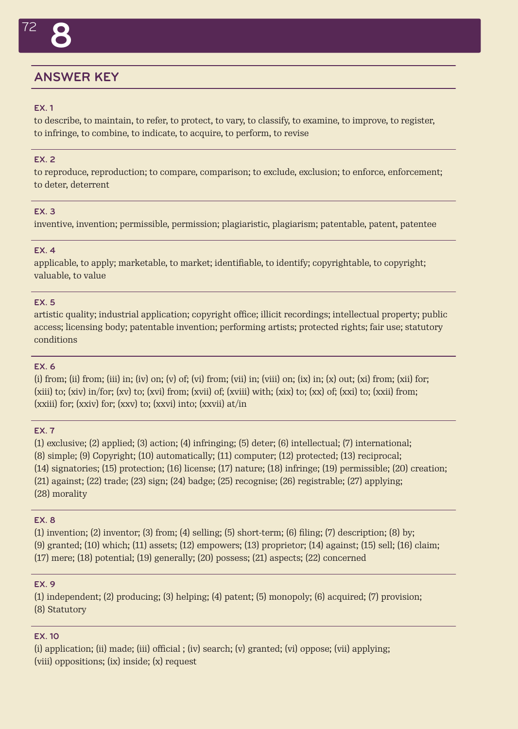# 8

## ANSWER KEY

### EX. 1

to describe, to maintain, to refer, to protect, to vary, to classify, to examine, to improve, to register, to infringe, to combine, to indicate, to acquire, to perform, to revise

### EX. 2

to reproduce, reproduction; to compare, comparison; to exclude, exclusion; to enforce, enforcement; to deter, deterrent

### EX. 3

inventive, invention; permissible, permission; plagiaristic, plagiarism; patentable, patent, patentee

### EX. 4

applicable, to apply; marketable, to market; identifiable, to identify; copyrightable, to copyright; valuable, to value

### EX. 5

artistic quality; industrial application; copyright office; illicit recordings; intellectual property; public access; licensing body; patentable invention; performing artists; protected rights; fair use; statutory conditions

### EX. 6

(i) from; (ii) from; (iii) in; (iv) on; (v) of; (vi) from; (vii) in; (viii) on; (ix) in; (x) out; (xi) from; (xii) for; (xiii) to; (xiv) in/for; (xv) to; (xvi) from; (xvii) of; (xviii) with; (xix) to; (xx) of; (xxi) to; (xxii) from; (xxiii) for; (xxiv) for; (xxv) to; (xxvi) into; (xxvii) at/in

### EX. 7

(1) exclusive; (2) applied; (3) action; (4) infringing; (5) deter; (6) intellectual; (7) international; (8) simple; (9) Copyright; (10) automatically; (11) computer; (12) protected; (13) reciprocal; (14) signatories; (15) protection; (16) license; (17) nature; (18) infringe; (19) permissible; (20) creation; (21) against; (22) trade; (23) sign; (24) badge; (25) recognise; (26) registrable; (27) applying; (28) morality

### EX. 8

(1) invention; (2) inventor; (3) from; (4) selling; (5) short-term; (6) filing; (7) description; (8) by; (9) granted; (10) which; (11) assets; (12) empowers; (13) proprietor; (14) against; (15) sell; (16) claim; (17) mere; (18) potential; (19) generally; (20) possess; (21) aspects; (22) concerned

### EX. 9

(1) independent; (2) producing; (3) helping; (4) patent; (5) monopoly; (6) acquired; (7) provision; (8) Statutory

### EX. 10

(i) application; (ii) made; (iii) official ; (iv) search; (v) granted; (vi) oppose; (vii) applying; (viii) oppositions; (ix) inside; (x) request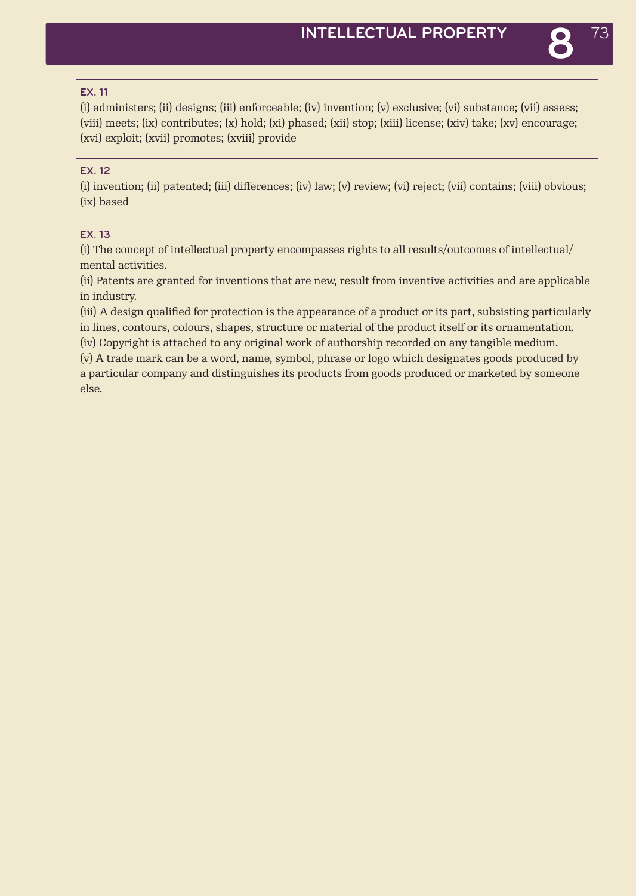## EX. 11

(i) administers; (ii) designs; (iii) enforceable; (iv) invention; (v) exclusive; (vi) substance; (vii) assess; (viii) meets; (ix) contributes; (x) hold; (xi) phased; (xii) stop; (xiii) license; (xiv) take; (xv) encourage; (xvi) exploit; (xvii) promotes; (xviii) provide

## EX. 12

(i) invention; (ii) patented; (iii) differences; (iv) law; (v) review; (vi) reject; (vii) contains; (viii) obvious; (ix) based

## EX. 13

(i) The concept of intellectual property encompasses rights to all results/outcomes of intellectual/mental activities.
(ii) Patents are granted for inventions that are new, result from inventive activities and are applicable in industry.
(iii) A design qualified for protection is the appearance of a product or its part, subsisting particularly in lines, contours, colours, shapes, structure or material of the product itself or its ornamentation.
(iv) Copyright is attached to any original work of authorship recorded on any tangible medium.
(v) A trade mark can be a word, name, symbol, phrase or logo which designates goods produced by a particular company and distinguishes its products from goods produced or marketed by someone else.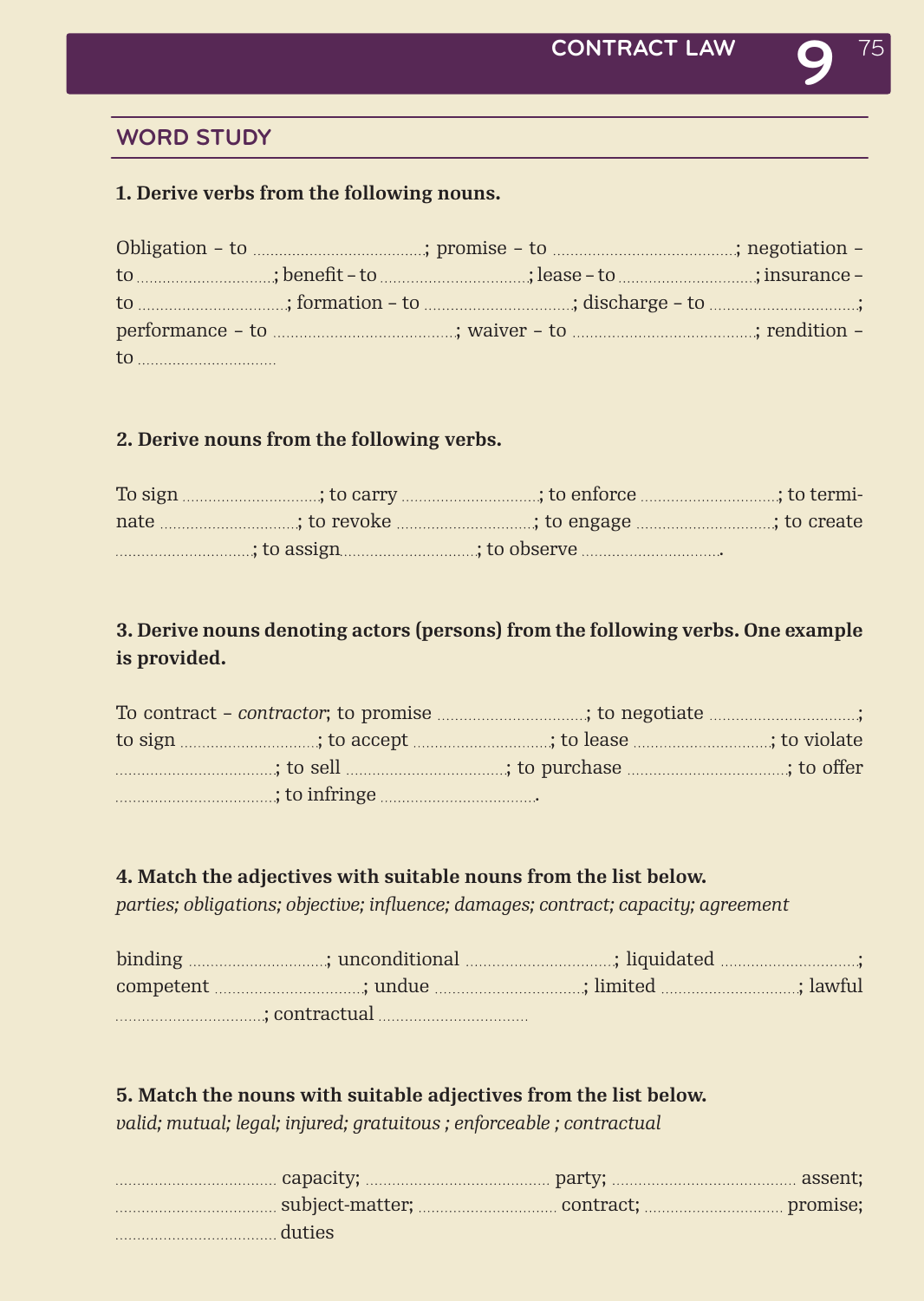## WORD STUDY

**1. Derive verbs from the following nouns.**

Obligation – to ......................................; promise – to ........................................; negotiation – to ..............................; benefit – to ................................; lease – to ..............................; insurance – to ................................; formation – to ................................; discharge – to ................................; performance – to ........................................; waiver – to ........................................; rendition – to ...............................

**2. Derive nouns from the following verbs.**

To sign ..............................; to carry ..............................; to enforce ..............................; to terminate ..............................; to revoke ..............................; to engage ..............................; to create ..............................; to assign..............................; to observe ...............................

**3. Derive nouns denoting actors (persons) from the following verbs. One example is provided.**

To contract – *contractor*; to promise ................................; to negotiate ................................; to sign ..............................; to accept ..............................; to lease ..............................; to violate ...................................; to sell ...................................; to purchase ...................................; to offer ...................................; to infringe ...................................

**4. Match the adjectives with suitable nouns from the list below.**
*parties; obligations; objective; influence; damages; contract; capacity; agreement*

binding ..............................; unconditional ................................; liquidated ..............................; competent ................................; undue ................................; limited ..............................; lawful ................................; contractual ................................

**5. Match the nouns with suitable adjectives from the list below.**
*valid; mutual; legal; injured; gratuitous ; enforceable ; contractual*

.................................... capacity; ......................................... party; ......................................... assent; .................................... subject-matter; ............................... contract; ............................... promise; .................................... duties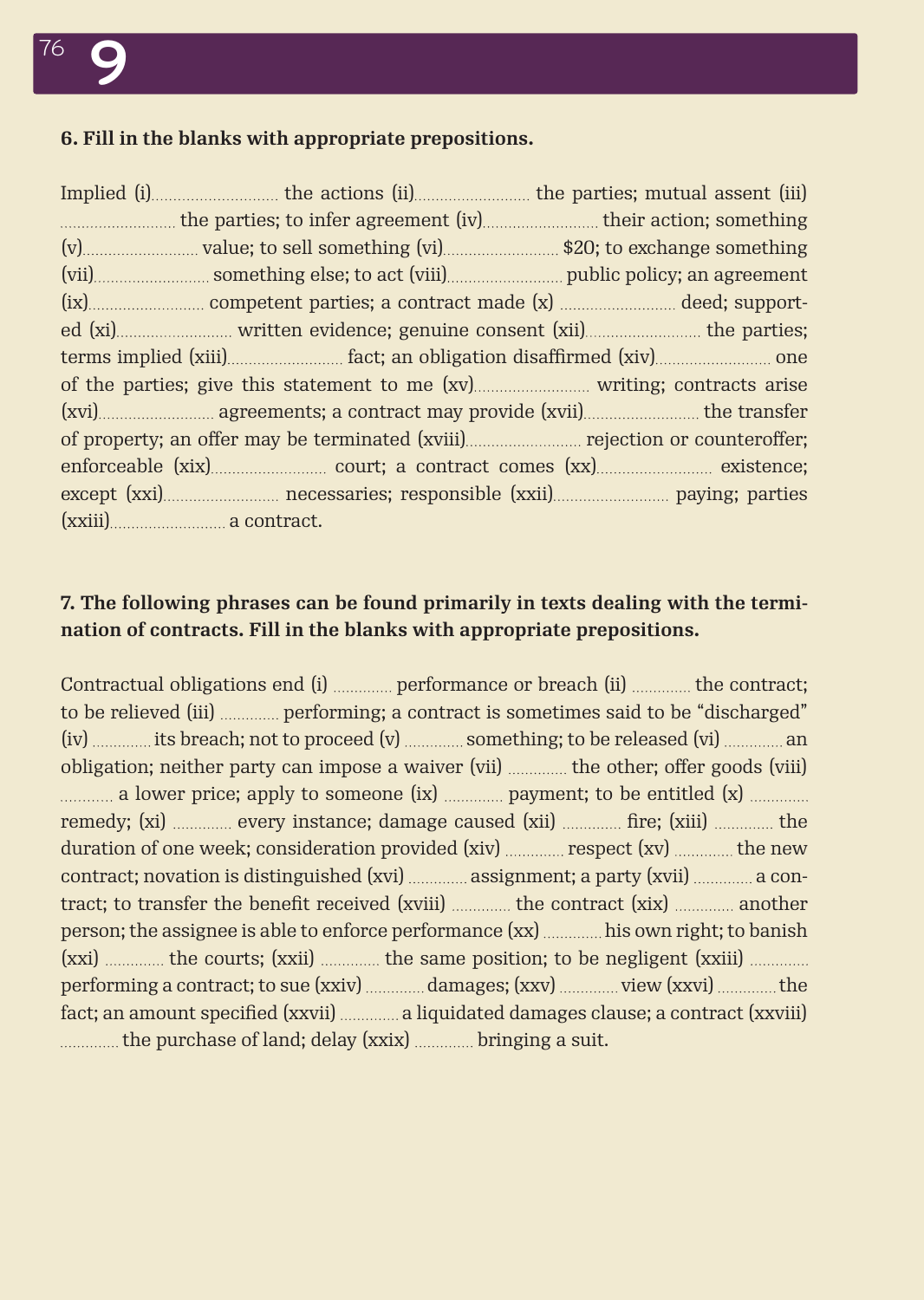**6. Fill in the blanks with appropriate prepositions.**

Implied (i)............................ the actions (ii).......................... the parties; mutual assent (iii) .......................... the parties; to infer agreement (iv).......................... their action; something (v).......................... value; to sell something (vi).......................... $20; to exchange something (vii).......................... something else; to act (viii).......................... public policy; an agreement (ix).......................... competent parties; a contract made (x) .......................... deed; supported (xi).......................... written evidence; genuine consent (xii).......................... the parties; terms implied (xiii).......................... fact; an obligation disaffirmed (xiv).......................... one of the parties; give this statement to me (xv).......................... writing; contracts arise (xvi).......................... agreements; a contract may provide (xvii).......................... the transfer of property; an offer may be terminated (xviii).......................... rejection or counteroffer; enforceable (xix).......................... court; a contract comes (xx).......................... existence; except (xxi).......................... necessaries; responsible (xxii).......................... paying; parties (xxiii).......................... a contract.

**7. The following phrases can be found primarily in texts dealing with the termination of contracts. Fill in the blanks with appropriate prepositions.**

Contractual obligations end (i) ............. performance or breach (ii) ............. the contract; to be relieved (iii) ............. performing; a contract is sometimes said to be "discharged" (iv) ............. its breach; not to proceed (v) ............. something; to be released (vi) ............. an obligation; neither party can impose a waiver (vii) ............. the other; offer goods (viii) ............ a lower price; apply to someone (ix) ............. payment; to be entitled (x) ............. remedy; (xi) ............. every instance; damage caused (xii) ............. fire; (xiii) ............. the duration of one week; consideration provided (xiv) ............. respect (xv) ............. the new contract; novation is distinguished (xvi) ............. assignment; a party (xvii) ............. a contract; to transfer the benefit received (xviii) ............. the contract (xix) ............. another person; the assignee is able to enforce performance (xx) ............. his own right; to banish (xxi) ............. the courts; (xxii) ............. the same position; to be negligent (xxiii) ............. performing a contract; to sue (xxiv) ............. damages; (xxv) ............. view (xxvi) ............. the fact; an amount specified (xxvii) ............. a liquidated damages clause; a contract (xxviii) ............. the purchase of land; delay (xxix) ............. bringing a suit.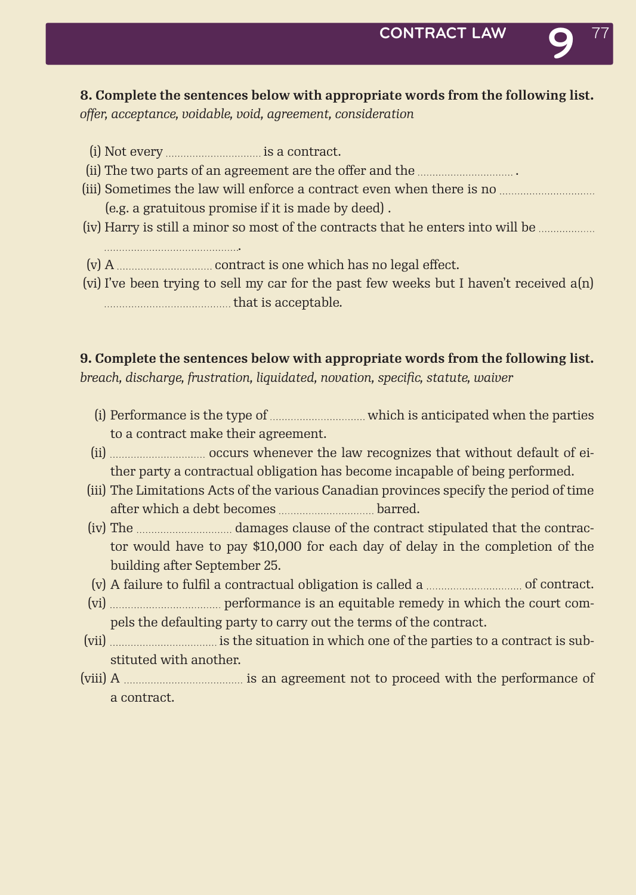**8. Complete the sentences below with appropriate words from the following list.**
*offer, acceptance, voidable, void, agreement, consideration*

- (i) Not every ............................... is a contract.
- (ii) The two parts of an agreement are the offer and the ............................... .
- (iii) Sometimes the law will enforce a contract even when there is no ............................... (e.g. a gratuitous promise if it is made by deed) .
- (iv) Harry is still a minor so most of the contracts that he enters into will be ............................................................ .
- (v) A ............................... contract is one which has no legal effect.
- (vi) I've been trying to sell my car for the past few weeks but I haven't received a(n) ......................................... that is acceptable.

**9. Complete the sentences below with appropriate words from the following list.**
*breach, discharge, frustration, liquidated, novation, specific, statute, waiver*

- (i) Performance is the type of ............................... which is anticipated when the parties to a contract make their agreement.
- (ii) ............................... occurs whenever the law recognizes that without default of either party a contractual obligation has become incapable of being performed.
- (iii) The Limitations Acts of the various Canadian provinces specify the period of time after which a debt becomes ............................... barred.
- (iv) The ............................... damages clause of the contract stipulated that the contractor would have to pay $10,000 for each day of delay in the completion of the building after September 25.
- (v) A failure to fulfil a contractual obligation is called a ............................... of contract.
- (vi) ................................... performance is an equitable remedy in which the court compels the defaulting party to carry out the terms of the contract.
- (vii) .................................. is the situation in which one of the parties to a contract is substituted with another.
- (viii) A ....................................... is an agreement not to proceed with the performance of a contract.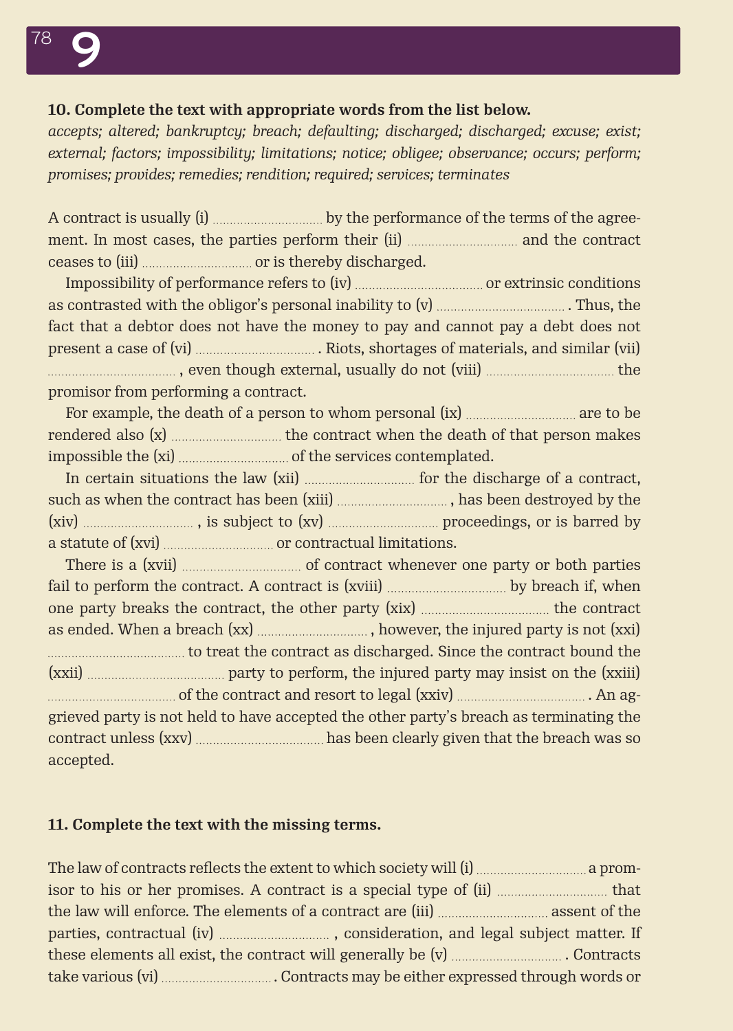**10. Complete the text with appropriate words from the list below.**

*accepts; altered; bankruptcy; breach; defaulting; discharged; discharged; excuse; exist; external; factors; impossibility; limitations; notice; obligee; observance; occurs; perform; promises; provides; remedies; rendition; required; services; terminates*

A contract is usually (i) ................................ by the performance of the terms of the agreement. In most cases, the parties perform their (ii) ................................ and the contract ceases to (iii) ................................ or is thereby discharged.

Impossibility of performance refers to (iv) ................................ or extrinsic conditions as contrasted with the obligor's personal inability to (v) ................................ . Thus, the fact that a debtor does not have the money to pay and cannot pay a debt does not present a case of (vi) ................................ . Riots, shortages of materials, and similar (vii) ................................ , even though external, usually do not (viii) ................................ the promisor from performing a contract.

For example, the death of a person to whom personal (ix) ................................ are to be rendered also (x) ................................ the contract when the death of that person makes impossible the (xi) ................................ of the services contemplated.

In certain situations the law (xii) ................................ for the discharge of a contract, such as when the contract has been (xiii) ................................ , has been destroyed by the (xiv) ................................ , is subject to (xv) ................................ proceedings, or is barred by a statute of (xvi) ................................ or contractual limitations.

There is a (xvii) ................................ of contract whenever one party or both parties fail to perform the contract. A contract is (xviii) ................................ by breach if, when one party breaks the contract, the other party (xix) ................................ the contract as ended. When a breach (xx) ................................ , however, the injured party is not (xxi) ................................ to treat the contract as discharged. Since the contract bound the (xxii) ................................ party to perform, the injured party may insist on the (xxiii) ................................ of the contract and resort to legal (xxiv) ................................ . An aggrieved party is not held to have accepted the other party's breach as terminating the contract unless (xxv) ................................ has been clearly given that the breach was so accepted.

**11. Complete the text with the missing terms.**

The law of contracts reflects the extent to which society will (i) ................................ a promisor to his or her promises. A contract is a special type of (ii) ................................ that the law will enforce. The elements of a contract are (iii) ................................ assent of the parties, contractual (iv) ................................ , consideration, and legal subject matter. If these elements all exist, the contract will generally be (v) ................................ . Contracts take various (vi) ................................ . Contracts may be either expressed through words or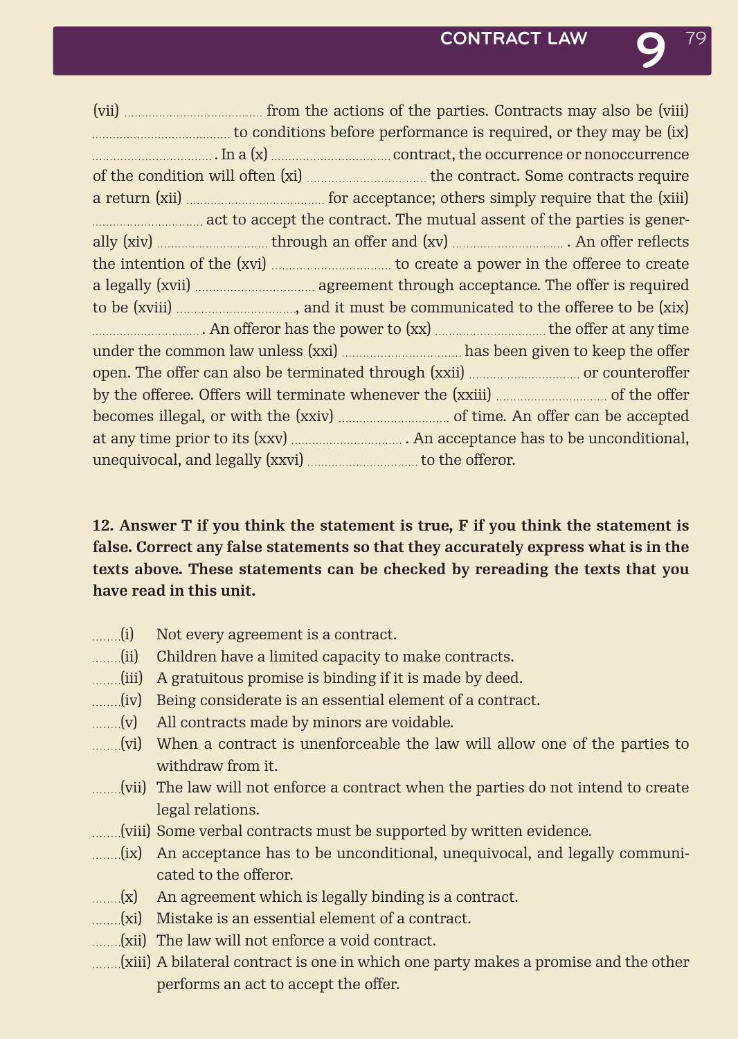(vii) ........................................ from the actions of the parties. Contracts may also be (viii) ........................................ to conditions before performance is required, or they may be (ix) .................................... In a (x) .................................. contract, the occurrence or nonoccurrence of the condition will often (xi) .................................. the contract. Some contracts require a return (xii) ........................................ for acceptance; others simply require that the (xiii) ................................ act to accept the contract. The mutual assent of the parties is generally (xiv) ................................ through an offer and (xv) ................................ . An offer reflects the intention of the (xvi) .................................. to create a power in the offeree to create a legally (xvii) .................................. agreement through acceptance. The offer is required to be (xviii) .................................., and it must be communicated to the offeree to be (xix) ................................. An offeror has the power to (xx) ................................ the offer at any time under the common law unless (xxi) .................................. has been given to keep the offer open. The offer can also be terminated through (xxii) ................................ or counteroffer by the offeree. Offers will terminate whenever the (xxiii) ................................ of the offer becomes illegal, or with the (xxiv) ................................ of time. An offer can be accepted at any time prior to its (xxv) ................................ . An acceptance has to be unconditional, unequivocal, and legally (xxvi) ................................ to the offeror.

**12. Answer T if you think the statement is true, F if you think the statement is false. Correct any false statements so that they accurately express what is in the texts above. These statements can be checked by rereading the texts that you have read in this unit.**

........(i) Not every agreement is a contract.
........(ii) Children have a limited capacity to make contracts.
........(iii) A gratuitous promise is binding if it is made by deed.
........(iv) Being considerate is an essential element of a contract.
........(v) All contracts made by minors are voidable.
........(vi) When a contract is unenforceable the law will allow one of the parties to withdraw from it.
........(vii) The law will not enforce a contract when the parties do not intend to create legal relations.
........(viii) Some verbal contracts must be supported by written evidence.
........(ix) An acceptance has to be unconditional, unequivocal, and legally communicated to the offeror.
........(x) An agreement which is legally binding is a contract.
........(xi) Mistake is an essential element of a contract.
........(xii) The law will not enforce a void contract.
........(xiii) A bilateral contract is one in which one party makes a promise and the other performs an act to accept the offer.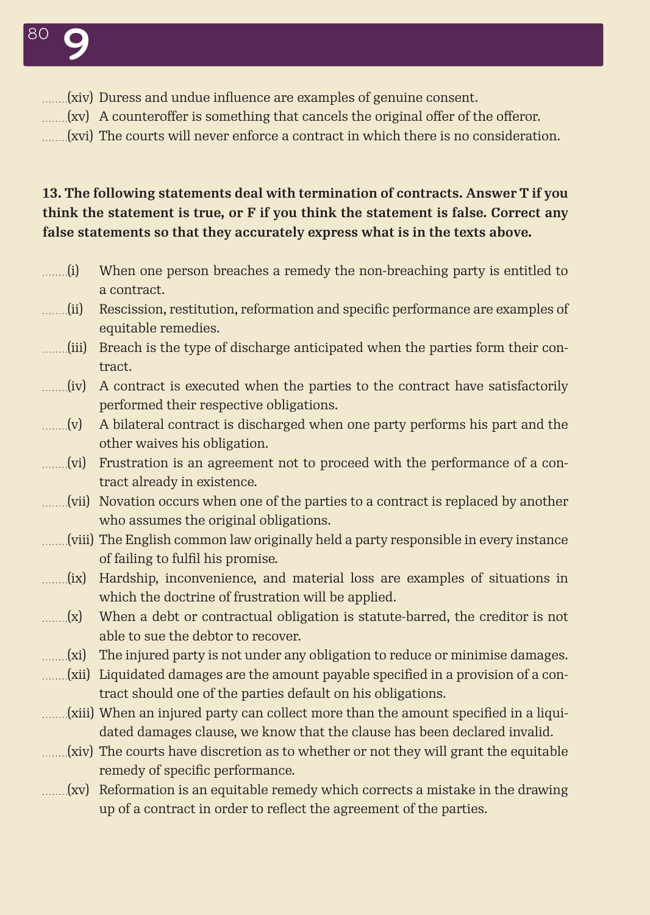........(xiv) Duress and undue influence are examples of genuine consent.

........(xv) A counteroffer is something that cancels the original offer of the offeror.

........(xvi) The courts will never enforce a contract in which there is no consideration.

**13. The following statements deal with termination of contracts. Answer T if you think the statement is true, or F if you think the statement is false. Correct any false statements so that they accurately express what is in the texts above.**

........(i) When one person breaches a remedy the non-breaching party is entitled to a contract.

........(ii) Rescission, restitution, reformation and specific performance are examples of equitable remedies.

........(iii) Breach is the type of discharge anticipated when the parties form their contract.

........(iv) A contract is executed when the parties to the contract have satisfactorily performed their respective obligations.

........(v) A bilateral contract is discharged when one party performs his part and the other waives his obligation.

........(vi) Frustration is an agreement not to proceed with the performance of a contract already in existence.

........(vii) Novation occurs when one of the parties to a contract is replaced by another who assumes the original obligations.

........(viii) The English common law originally held a party responsible in every instance of failing to fulfil his promise.

........(ix) Hardship, inconvenience, and material loss are examples of situations in which the doctrine of frustration will be applied.

........(x) When a debt or contractual obligation is statute-barred, the creditor is not able to sue the debtor to recover.

........(xi) The injured party is not under any obligation to reduce or minimise damages.

........(xii) Liquidated damages are the amount payable specified in a provision of a contract should one of the parties default on his obligations.

........(xiii) When an injured party can collect more than the amount specified in a liquidated damages clause, we know that the clause has been declared invalid.

........(xiv) The courts have discretion as to whether or not they will grant the equitable remedy of specific performance.

........(xv) Reformation is an equitable remedy which corrects a mistake in the drawing up of a contract in order to reflect the agreement of the parties.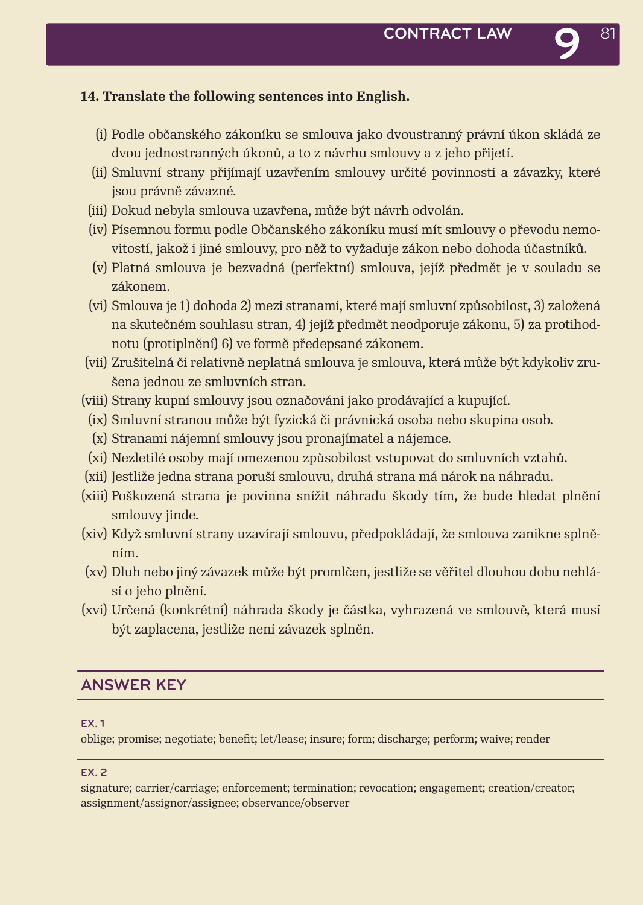**14. Translate the following sentences into English.**

(i) Podle občanského zákoníku se smlouva jako dvoustranný právní úkon skládá ze dvou jednostranných úkonů, a to z návrhu smlouvy a z jeho přijetí.

(ii) Smluvní strany přijímají uzavřením smlouvy určité povinnosti a závazky, které jsou právně závazné.

(iii) Dokud nebyla smlouva uzavřena, může být návrh odvolán.

(iv) Písemnou formu podle Občanského zákoníku musí mít smlouvy o převodu nemovitostí, jakož i jiné smlouvy, pro něž to vyžaduje zákon nebo dohoda účastníků.

(v) Platná smlouva je bezvadná (perfektní) smlouva, jejíž předmět je v souladu se zákonem.

(vi) Smlouva je 1) dohoda 2) mezi stranami, které mají smluvní způsobilost, 3) založená na skutečném souhlasu stran, 4) jejíž předmět neodporuje zákonu, 5) za protihodnotu (protiplnění) 6) ve formě předepsané zákonem.

(vii) Zrušitelná či relativně neplatná smlouva je smlouva, která může být kdykoliv zrušena jednou ze smluvních stran.

(viii) Strany kupní smlouvy jsou označováni jako prodávající a kupující.

(ix) Smluvní stranou může být fyzická či právnická osoba nebo skupina osob.

(x) Stranami nájemní smlouvy jsou pronajímatel a nájemce.

(xi) Nezletilé osoby mají omezenou způsobilost vstupovat do smluvních vztahů.

(xii) Jestliže jedna strana poruší smlouvu, druhá strana má nárok na náhradu.

(xiii) Poškozená strana je povinna snížit náhradu škody tím, že bude hledat plnění smlouvy jinde.

(xiv) Když smluvní strany uzavírají smlouvu, předpokládají, že smlouva zanikne splněním.

(xv) Dluh nebo jiný závazek může být promlčen, jestliže se věřitel dlouhou dobu nehlásí o jeho plnění.

(xvi) Určená (konkrétní) náhrada škody je částka, vyhrazená ve smlouvě, která musí být zaplacena, jestliže není závazek splněn.

## ANSWER KEY

**EX. 1**

oblige; promise; negotiate; benefit; let/lease; insure; form; discharge; perform; waive; render

**EX. 2**

signature; carrier/carriage; enforcement; termination; revocation; engagement; creation/creator; assignment/assignor/assignee; observance/observer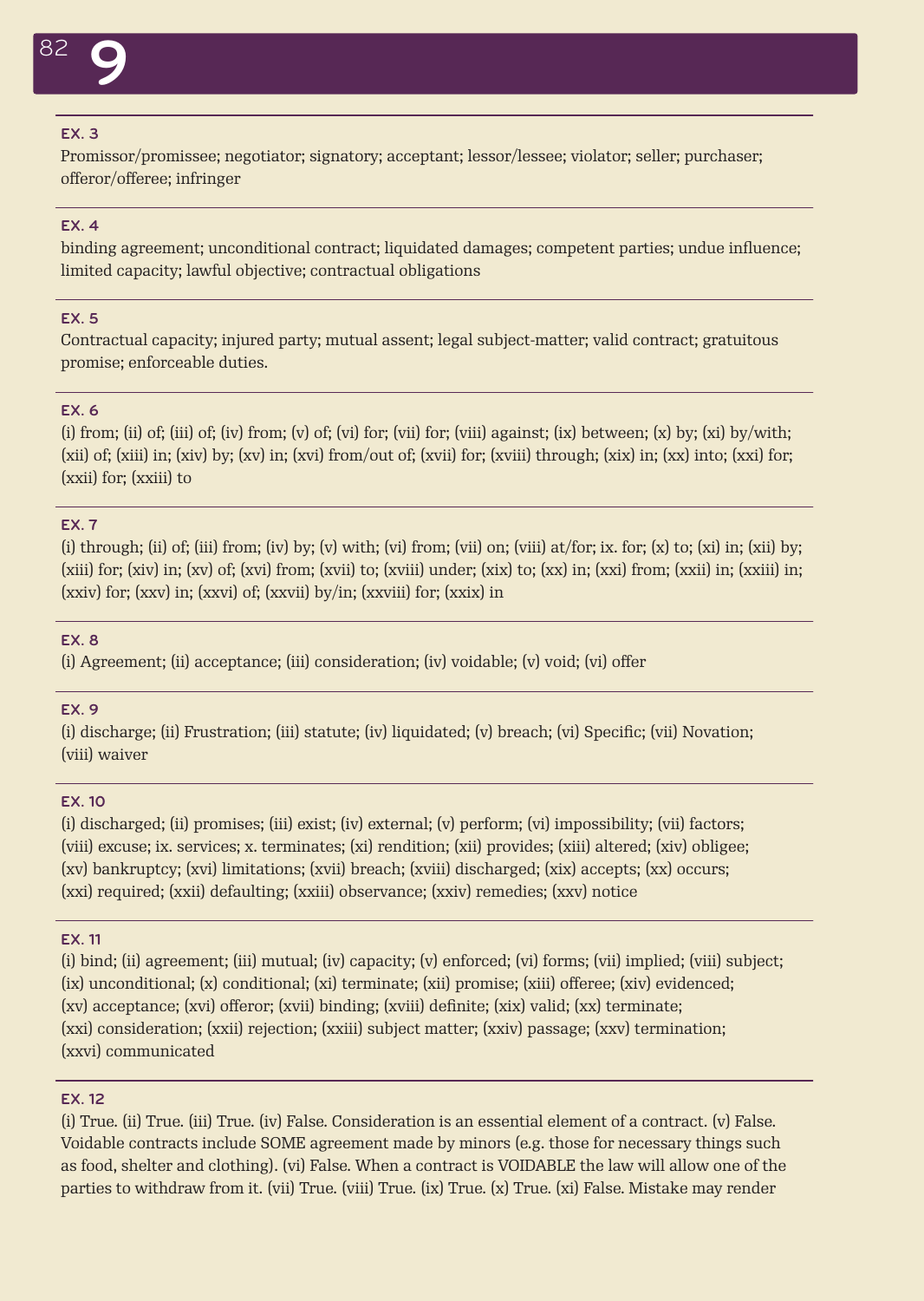# 9

### EX. 3

Promissor/promissee; negotiator; signatory; acceptant; lessor/lessee; violator; seller; purchaser; offeror/offeree; infringer

### EX. 4

binding agreement; unconditional contract; liquidated damages; competent parties; undue influence; limited capacity; lawful objective; contractual obligations

### EX. 5

Contractual capacity; injured party; mutual assent; legal subject-matter; valid contract; gratuitous promise; enforceable duties.

### EX. 6

(i) from; (ii) of; (iii) of; (iv) from; (v) of; (vi) for; (vii) for; (viii) against; (ix) between; (x) by; (xi) by/with; (xii) of; (xiii) in; (xiv) by; (xv) in; (xvi) from/out of; (xvii) for; (xviii) through; (xix) in; (xx) into; (xxi) for; (xxii) for; (xxiii) to

### EX. 7

(i) through; (ii) of; (iii) from; (iv) by; (v) with; (vi) from; (vii) on; (viii) at/for; ix. for; (x) to; (xi) in; (xii) by; (xiii) for; (xiv) in; (xv) of; (xvi) from; (xvii) to; (xviii) under; (xix) to; (xx) in; (xxi) from; (xxii) in; (xxiii) in; (xxiv) for; (xxv) in; (xxvi) of; (xxvii) by/in; (xxviii) for; (xxix) in

### EX. 8

(i) Agreement; (ii) acceptance; (iii) consideration; (iv) voidable; (v) void; (vi) offer

### EX. 9

(i) discharge; (ii) Frustration; (iii) statute; (iv) liquidated; (v) breach; (vi) Specific; (vii) Novation; (viii) waiver

### EX. 10

(i) discharged; (ii) promises; (iii) exist; (iv) external; (v) perform; (vi) impossibility; (vii) factors; (viii) excuse; ix. services; x. terminates; (xi) rendition; (xii) provides; (xiii) altered; (xiv) obligee; (xv) bankruptcy; (xvi) limitations; (xvii) breach; (xviii) discharged; (xix) accepts; (xx) occurs; (xxi) required; (xxii) defaulting; (xxiii) observance; (xxiv) remedies; (xxv) notice

### EX. 11

(i) bind; (ii) agreement; (iii) mutual; (iv) capacity; (v) enforced; (vi) forms; (vii) implied; (viii) subject; (ix) unconditional; (x) conditional; (xi) terminate; (xii) promise; (xiii) offeree; (xiv) evidenced; (xv) acceptance; (xvi) offeror; (xvii) binding; (xviii) definite; (xix) valid; (xx) terminate; (xxi) consideration; (xxii) rejection; (xxiii) subject matter; (xxiv) passage; (xxv) termination; (xxvi) communicated

### EX. 12

(i) True. (ii) True. (iii) True. (iv) False. Consideration is an essential element of a contract. (v) False. Voidable contracts include SOME agreement made by minors (e.g. those for necessary things such as food, shelter and clothing). (vi) False. When a contract is VOIDABLE the law will allow one of the parties to withdraw from it. (vii) True. (viii) True. (ix) True. (x) True. (xi) False. Mistake may render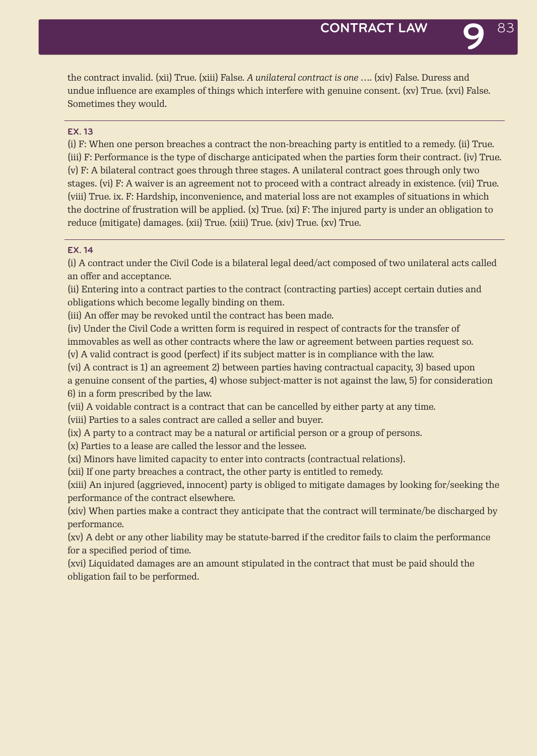the contract invalid. (xii) True. (xiii) False. *A unilateral contract is one ….* (xiv) False. Duress and undue influence are examples of things which interfere with genuine consent. (xv) True. (xvi) False. Sometimes they would.

---

### EX. 13

(i) F: When one person breaches a contract the non-breaching party is entitled to a remedy. (ii) True. (iii) F: Performance is the type of discharge anticipated when the parties form their contract. (iv) True. (v) F: A bilateral contract goes through three stages. A unilateral contract goes through only two stages. (vi) F: A waiver is an agreement not to proceed with a contract already in existence. (vii) True. (viii) True. ix. F: Hardship, inconvenience, and material loss are not examples of situations in which the doctrine of frustration will be applied. (x) True. (xi) F: The injured party is under an obligation to reduce (mitigate) damages. (xii) True. (xiii) True. (xiv) True. (xv) True.

---

### EX. 14

(i) A contract under the Civil Code is a bilateral legal deed/act composed of two unilateral acts called an offer and acceptance.

(ii) Entering into a contract parties to the contract (contracting parties) accept certain duties and obligations which become legally binding on them.

(iii) An offer may be revoked until the contract has been made.

(iv) Under the Civil Code a written form is required in respect of contracts for the transfer of immovables as well as other contracts where the law or agreement between parties request so.

(v) A valid contract is good (perfect) if its subject matter is in compliance with the law.

(vi) A contract is 1) an agreement 2) between parties having contractual capacity, 3) based upon a genuine consent of the parties, 4) whose subject-matter is not against the law, 5) for consideration 6) in a form prescribed by the law.

(vii) A voidable contract is a contract that can be cancelled by either party at any time.

(viii) Parties to a sales contract are called a seller and buyer.

(ix) A party to a contract may be a natural or artificial person or a group of persons.

(x) Parties to a lease are called the lessor and the lessee.

(xi) Minors have limited capacity to enter into contracts (contractual relations).

(xii) If one party breaches a contract, the other party is entitled to remedy.

(xiii) An injured (aggrieved, innocent) party is obliged to mitigate damages by looking for/seeking the performance of the contract elsewhere.

(xiv) When parties make a contract they anticipate that the contract will terminate/be discharged by performance.

(xv) A debt or any other liability may be statute-barred if the creditor fails to claim the performance for a specified period of time.

(xvi) Liquidated damages are an amount stipulated in the contract that must be paid should the obligation fail to be performed.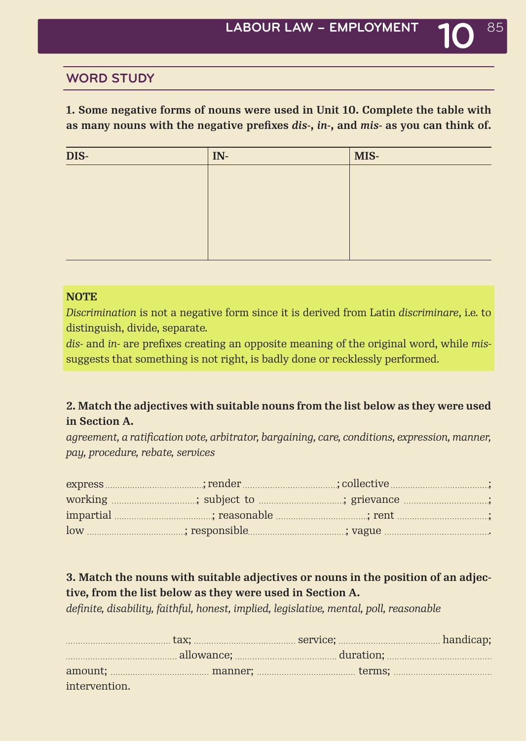## WORD STUDY

**1. Some negative forms of nouns were used in Unit 10. Complete the table with as many nouns with the negative prefixes *dis-*, *in-*, and *mis-* as you can think of.**

| DIS- | IN- | MIS- |
|---|---|---|
| | | |

**NOTE**

*Discrimination* is not a negative form since it is derived from Latin *discriminare*, i.e. to distinguish, divide, separate.
*dis-* and *in-* are prefixes creating an opposite meaning of the original word, while *mis-* suggests that something is not right, is badly done or recklessly performed.

**2. Match the adjectives with suitable nouns from the list below as they were used in Section A.**

*agreement, a ratification vote, arbitrator, bargaining, care, conditions, expression, manner, pay, procedure, rebate, services*

express ......................................; render ......................................; collective ......................................;
working ......................................; subject to ......................................; grievance ......................................;
impartial ......................................; reasonable ......................................; rent ......................................;
low ......................................; responsible......................................; vague ......................................

**3. Match the nouns with suitable adjectives or nouns in the position of an adjective, from the list below as they were used in Section A.**

*definite, disability, faithful, honest, implied, legislative, mental, poll, reasonable*

...................................... tax; ...................................... service; ...................................... handicap;
...................................... allowance; ...................................... duration; ......................................
amount; ...................................... manner; ...................................... terms; ......................................
intervention.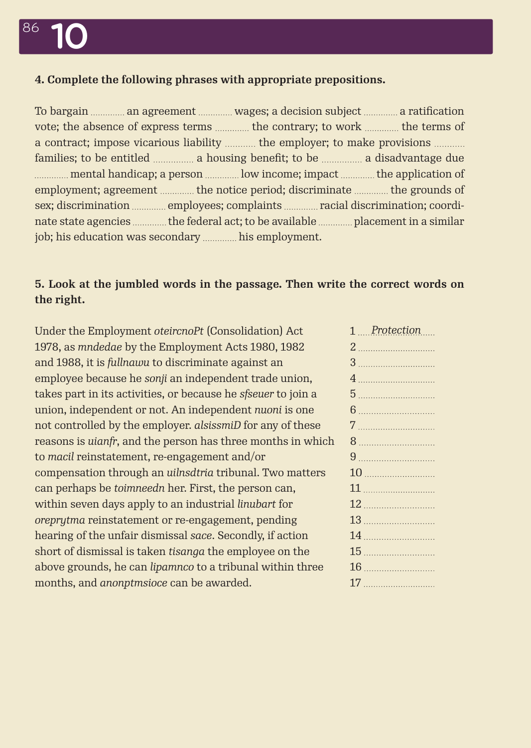**4. Complete the following phrases with appropriate prepositions.**

To bargain ............. an agreement ............. wages; a decision subject ............. a ratification vote; the absence of express terms ............. the contrary; to work ............. the terms of a contract; impose vicarious liability ........... the employer; to make provisions ........... families; to be entitled ............... a housing benefit; to be ............... a disadvantage due ............. mental handicap; a person ............. low income; impact ............. the application of employment; agreement ............. the notice period; discriminate ............. the grounds of sex; discrimination ............. employees; complaints ............. racial discrimination; coordinate state agencies ............. the federal act; to be available ............. placement in a similar job; his education was secondary ............. his employment.

**5. Look at the jumbled words in the passage. Then write the correct words on the right.**

Under the Employment *oteircnoPt* (Consolidation) Act 1978, as *mndedae* by the Employment Acts 1980, 1982 and 1988, it is *fullnawu* to discriminate against an employee because he *sonji* an independent trade union, takes part in its activities, or because he *sfseuer* to join a union, independent or not. An independent *nuoni* is one not controlled by the employer. *alsissmiD* for any of these reasons is *uianfr*, and the person has three months in which to *macil* reinstatement, re-engagement and/or compensation through an *uilnsdtria* tribunal. Two matters can perhaps be *toimneedn* her. First, the person can, within seven days apply to an industrial *linubart* for *oreprytma* reinstatement or re-engagement, pending hearing of the unfair dismissal *sace*. Secondly, if action short of dismissal is taken *tisanga* the employee on the above grounds, he can *lipamnco* to a tribunal within three months, and *anonptmsioce* can be awarded.

1 *Protection*
2 ..............................
3 ..............................
4 ..............................
5 ..............................
6 ..............................
7 ..............................
8 ..............................
9 ..............................
10 ............................
11 ............................
12 ............................
13 ............................
14 ............................
15 ............................
16 ............................
17 ............................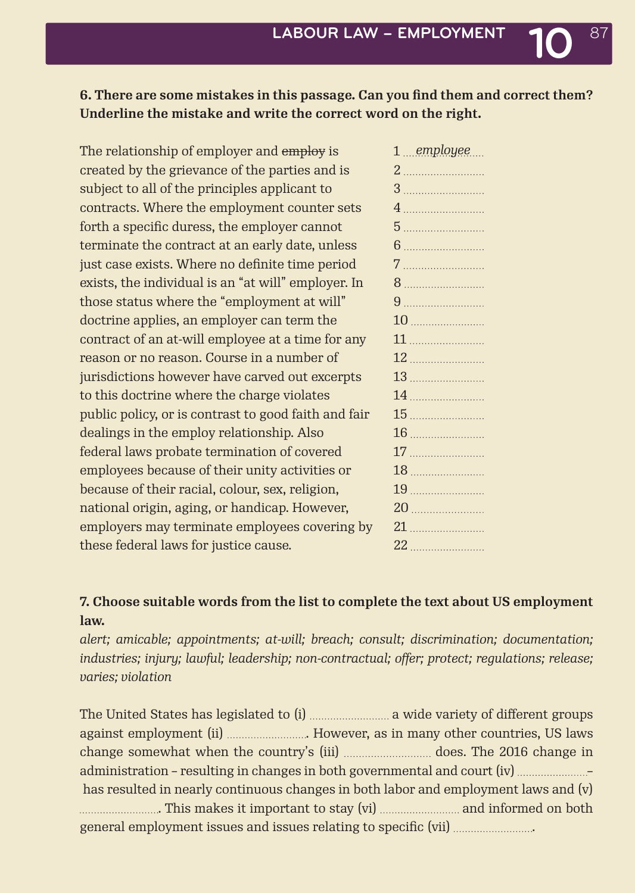**6. There are some mistakes in this passage. Can you find them and correct them? Underline the mistake and write the correct word on the right.**

| | |
|---|---|
| The relationship of employer and ~~employ~~ is | 1 *employee* |
| created by the grievance of the parties and is | 2 ........ |
| subject to all of the principles applicant to | 3 ........ |
| contracts. Where the employment counter sets | 4 ........ |
| forth a specific duress, the employer cannot | 5 ........ |
| terminate the contract at an early date, unless | 6 ........ |
| just case exists. Where no definite time period | 7 ........ |
| exists, the individual is an "at will" employer. In | 8 ........ |
| those status where the "employment at will" | 9 ........ |
| doctrine applies, an employer can term the | 10 ........ |
| contract of an at-will employee at a time for any | 11 ........ |
| reason or no reason. Course in a number of | 12 ........ |
| jurisdictions however have carved out excerpts | 13 ........ |
| to this doctrine where the charge violates | 14 ........ |
| public policy, or is contrast to good faith and fair | 15 ........ |
| dealings in the employ relationship. Also | 16 ........ |
| federal laws probate termination of covered | 17 ........ |
| employees because of their unity activities or | 18 ........ |
| because of their racial, colour, sex, religion, | 19 ........ |
| national origin, aging, or handicap. However, | 20 ........ |
| employers may terminate employees covering by | 21 ........ |
| these federal laws for justice cause. | 22 ........ |

**7. Choose suitable words from the list to complete the text about US employment law.**

*alert; amicable; appointments; at-will; breach; consult; discrimination; documentation; industries; injury; lawful; leadership; non-contractual; offer; protect; regulations; release; varies; violation*

The United States has legislated to (i) ........ a wide variety of different groups against employment (ii) ........ . However, as in many other countries, US laws change somewhat when the country's (iii) ........ does. The 2016 change in administration – resulting in changes in both governmental and court (iv) ........ – has resulted in nearly continuous changes in both labor and employment laws and (v) ........ . This makes it important to stay (vi) ........ and informed on both general employment issues and issues relating to specific (vii) ........ .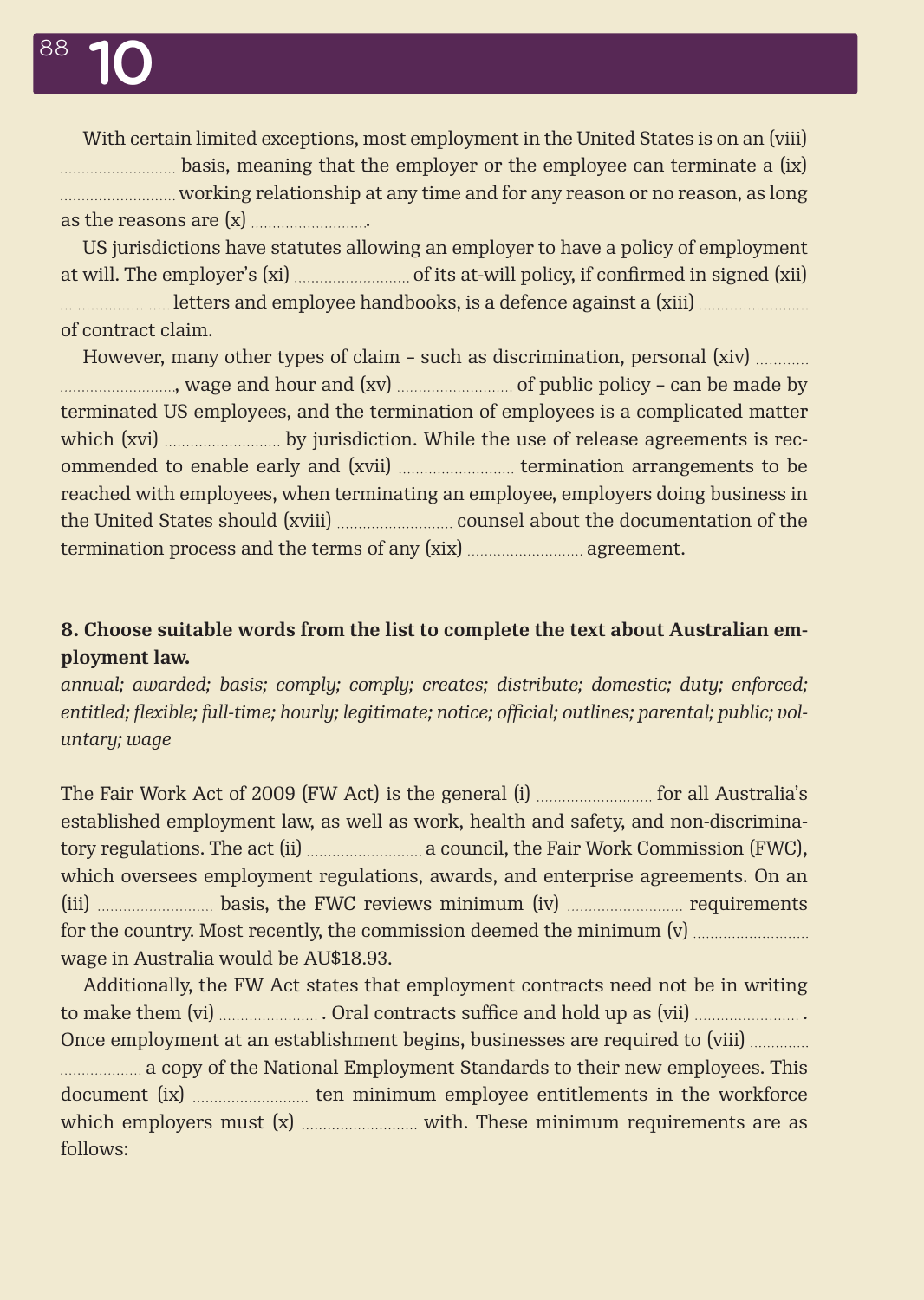With certain limited exceptions, most employment in the United States is on an (viii) .......................... basis, meaning that the employer or the employee can terminate a (ix) .......................... working relationship at any time and for any reason or no reason, as long as the reasons are (x) ..........................

US jurisdictions have statutes allowing an employer to have a policy of employment at will. The employer's (xi) .......................... of its at-will policy, if confirmed in signed (xii) .......................... letters and employee handbooks, is a defence against a (xiii) .......................... of contract claim.

However, many other types of claim – such as discrimination, personal (xiv) .........................., wage and hour and (xv) .......................... of public policy – can be made by terminated US employees, and the termination of employees is a complicated matter which (xvi) .......................... by jurisdiction. While the use of release agreements is recommended to enable early and (xvii) .......................... termination arrangements to be reached with employees, when terminating an employee, employers doing business in the United States should (xviii) .......................... counsel about the documentation of the termination process and the terms of any (xix) .......................... agreement.

**8. Choose suitable words from the list to complete the text about Australian employment law.**

*annual; awarded; basis; comply; comply; creates; distribute; domestic; duty; enforced; entitled; flexible; full-time; hourly; legitimate; notice; official; outlines; parental; public; voluntary; wage*

The Fair Work Act of 2009 (FW Act) is the general (i) .......................... for all Australia's established employment law, as well as work, health and safety, and non-discriminatory regulations. The act (ii) .......................... a council, the Fair Work Commission (FWC), which oversees employment regulations, awards, and enterprise agreements. On an (iii) .......................... basis, the FWC reviews minimum (iv) .......................... requirements for the country. Most recently, the commission deemed the minimum (v) .......................... wage in Australia would be AU$18.93.

Additionally, the FW Act states that employment contracts need not be in writing to make them (vi) .......................... . Oral contracts suffice and hold up as (vii) .......................... . Once employment at an establishment begins, businesses are required to (viii) .......................... a copy of the National Employment Standards to their new employees. This document (ix) .......................... ten minimum employee entitlements in the workforce which employers must (x) .......................... with. These minimum requirements are as follows: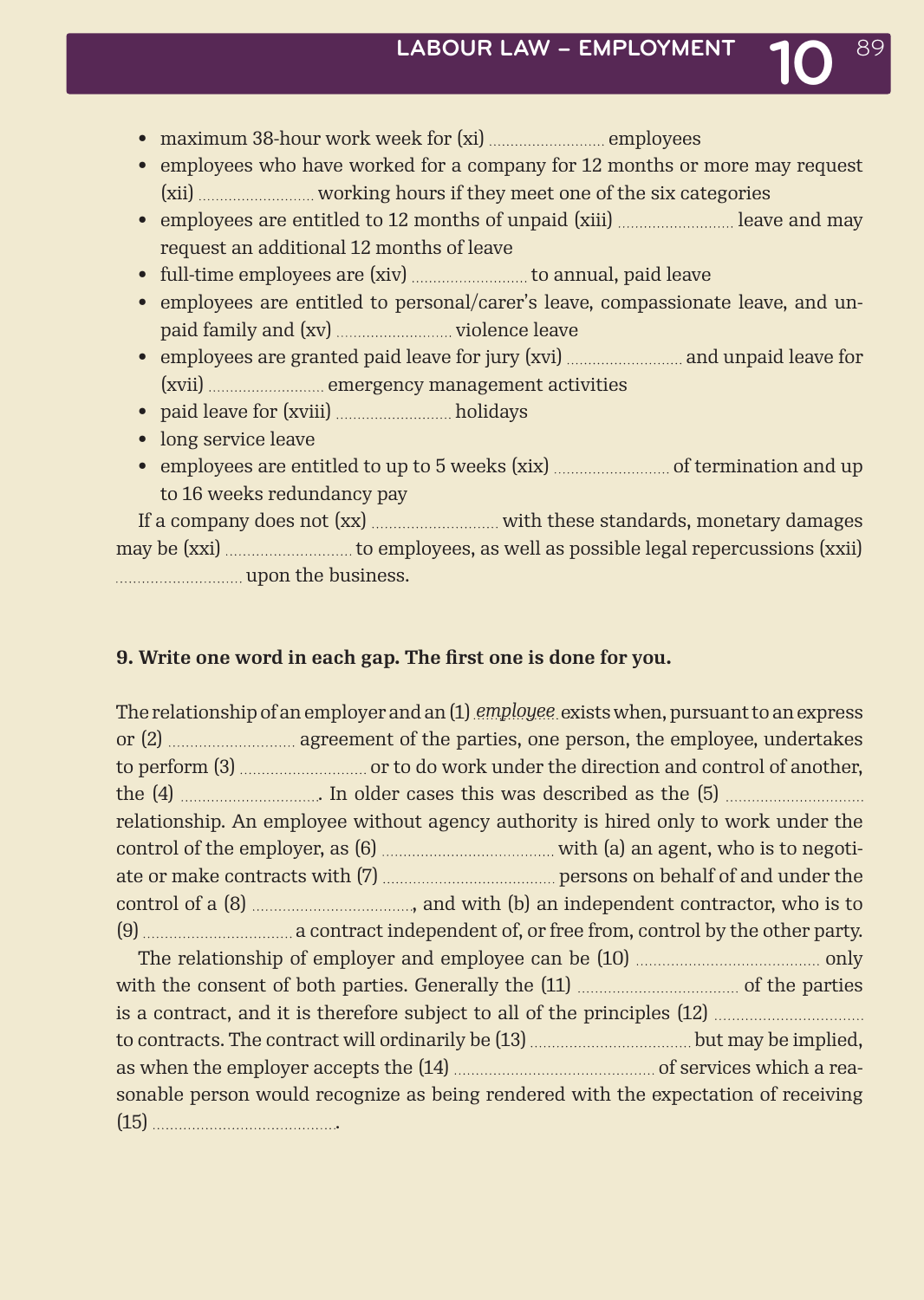- maximum 38-hour work week for (xi) .......................... employees
- employees who have worked for a company for 12 months or more may request (xii) .......................... working hours if they meet one of the six categories
- employees are entitled to 12 months of unpaid (xiii) .......................... leave and may request an additional 12 months of leave
- full-time employees are (xiv) .......................... to annual, paid leave
- employees are entitled to personal/carer's leave, compassionate leave, and unpaid family and (xv) .......................... violence leave
- employees are granted paid leave for jury (xvi) .......................... and unpaid leave for (xvii) .......................... emergency management activities
- paid leave for (xviii) .......................... holidays
- long service leave
- employees are entitled to up to 5 weeks (xix) .......................... of termination and up to 16 weeks redundancy pay

If a company does not (xx) .......................... with these standards, monetary damages may be (xxi) .......................... to employees, as well as possible legal repercussions (xxii) .......................... upon the business.

**9. Write one word in each gap. The first one is done for you.**

The relationship of an employer and an (1) *employee* exists when, pursuant to an express or (2) .......................... agreement of the parties, one person, the employee, undertakes to perform (3) .......................... or to do work under the direction and control of another, the (4) ........................... In older cases this was described as the (5) .......................... relationship. An employee without agency authority is hired only to work under the control of the employer, as (6) .......................... with (a) an agent, who is to negotiate or make contracts with (7) .......................... persons on behalf of and under the control of a (8) .........................., and with (b) an independent contractor, who is to (9) .......................... a contract independent of, or free from, control by the other party.

The relationship of employer and employee can be (10) .......................... only with the consent of both parties. Generally the (11) .......................... of the parties is a contract, and it is therefore subject to all of the principles (12) .......................... to contracts. The contract will ordinarily be (13) .......................... but may be implied, as when the employer accepts the (14) .......................... of services which a reasonable person would recognize as being rendered with the expectation of receiving (15) ...........................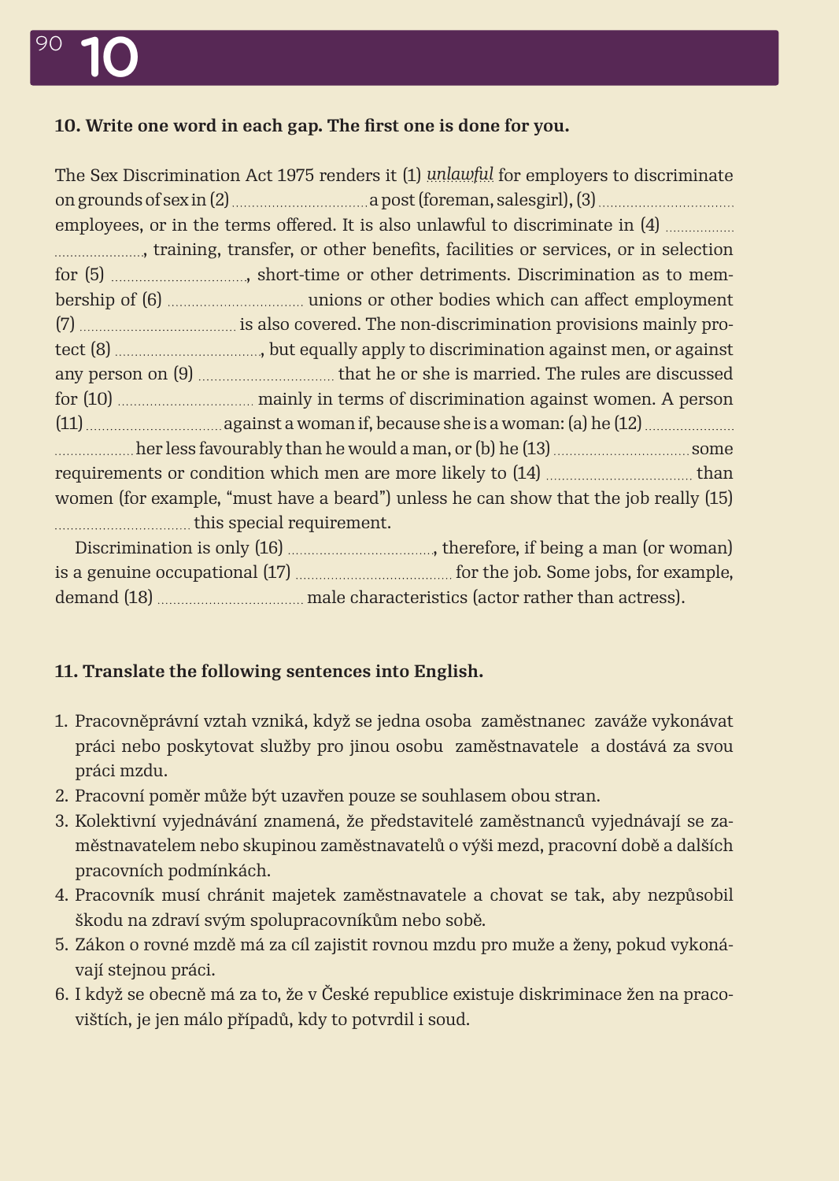**10. Write one word in each gap. The first one is done for you.**

The Sex Discrimination Act 1975 renders it (1) *unlawful* for employers to discriminate on grounds of sex in (2) .................................. a post (foreman, salesgirl), (3) .................................. employees, or in the terms offered. It is also unlawful to discriminate in (4) .................................., training, transfer, or other benefits, facilities or services, or in selection for (5) .................................., short-time or other detriments. Discrimination as to membership of (6) .................................. unions or other bodies which can affect employment (7) .................................. is also covered. The non-discrimination provisions mainly protect (8) .................................., but equally apply to discrimination against men, or against any person on (9) .................................. that he or she is married. The rules are discussed for (10) .................................. mainly in terms of discrimination against women. A person (11) .................................. against a woman if, because she is a woman: (a) he (12) .................................. her less favourably than he would a man, or (b) he (13) .................................. some requirements or condition which men are more likely to (14) .................................. than women (for example, "must have a beard") unless he can show that the job really (15) .................................. this special requirement.

Discrimination is only (16) .................................., therefore, if being a man (or woman) is a genuine occupational (17) .................................. for the job. Some jobs, for example, demand (18) .................................. male characteristics (actor rather than actress).

**11. Translate the following sentences into English.**

1. Pracovněprávní vztah vzniká, když se jedna osoba  zaměstnanec  zaváže vykonávat práci nebo poskytovat služby pro jinou osobu  zaměstnavatele  a dostává za svou práci mzdu.
2. Pracovní poměr může být uzavřen pouze se souhlasem obou stran.
3. Kolektivní vyjednávání znamená, že představitelé zaměstnanců vyjednávají se zaměstnavatelem nebo skupinou zaměstnavatelů o výši mezd, pracovní době a dalších pracovních podmínkách.
4. Pracovník musí chránit majetek zaměstnavatele a chovat se tak, aby nezpůsobil škodu na zdraví svým spolupracovníkům nebo sobě.
5. Zákon o rovné mzdě má za cíl zajistit rovnou mzdu pro muže a ženy, pokud vykonávají stejnou práci.
6. I když se obecně má za to, že v České republice existuje diskriminace žen na pracovištích, je jen málo případů, kdy to potvrdil i soud.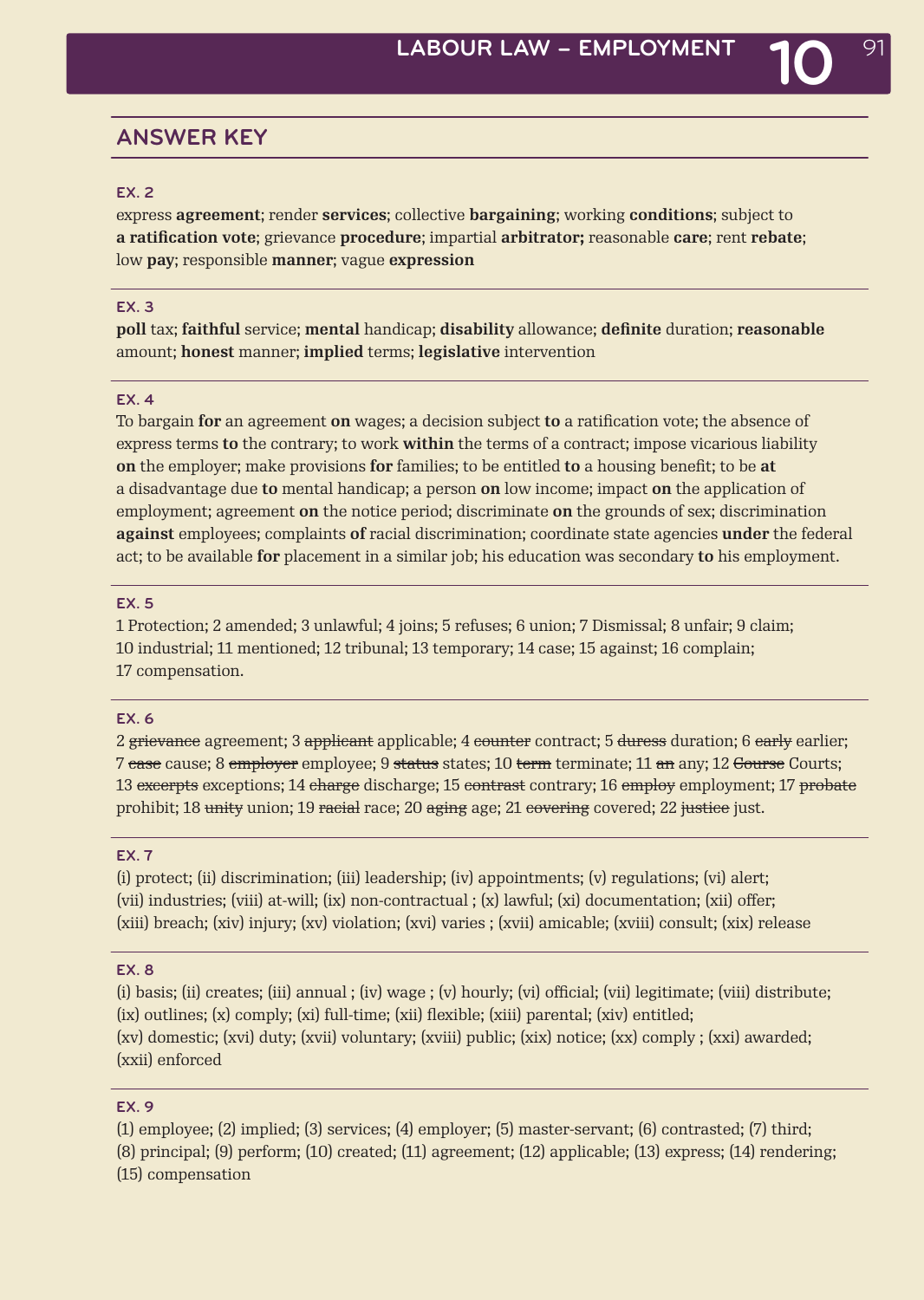## ANSWER KEY

### EX. 2

express **agreement**; render **services**; collective **bargaining**; working **conditions**; subject to **a ratification vote**; grievance **procedure**; impartial **arbitrator;** reasonable **care**; rent **rebate**; low **pay**; responsible **manner**; vague **expression**

### EX. 3

**poll** tax; **faithful** service; **mental** handicap; **disability** allowance; **definite** duration; **reasonable** amount; **honest** manner; **implied** terms; **legislative** intervention

### EX. 4

To bargain **for** an agreement **on** wages; a decision subject **to** a ratification vote; the absence of express terms **to** the contrary; to work **within** the terms of a contract; impose vicarious liability **on** the employer; make provisions **for** families; to be entitled **to** a housing benefit; to be **at** a disadvantage due **to** mental handicap; a person **on** low income; impact **on** the application of employment; agreement **on** the notice period; discriminate **on** the grounds of sex; discrimination **against** employees; complaints **of** racial discrimination; coordinate state agencies **under** the federal act; to be available **for** placement in a similar job; his education was secondary **to** his employment.

### EX. 5

1 Protection; 2 amended; 3 unlawful; 4 joins; 5 refuses; 6 union; 7 Dismissal; 8 unfair; 9 claim; 10 industrial; 11 mentioned; 12 tribunal; 13 temporary; 14 case; 15 against; 16 complain; 17 compensation.

### EX. 6

2 ~~grievance~~ agreement; 3 ~~applicant~~ applicable; 4 ~~counter~~ contract; 5 ~~duress~~ duration; 6 ~~early~~ earlier; 7 ~~case~~ cause; 8 ~~employer~~ employee; 9 ~~status~~ states; 10 ~~term~~ terminate; 11 ~~an~~ any; 12 ~~Course~~ Courts; 13 ~~excerpts~~ exceptions; 14 ~~charge~~ discharge; 15 ~~contrast~~ contrary; 16 ~~employ~~ employment; 17 ~~probate~~ prohibit; 18 ~~unity~~ union; 19 ~~racial~~ race; 20 ~~aging~~ age; 21 ~~covering~~ covered; 22 ~~justice~~ just.

### EX. 7

(i) protect; (ii) discrimination; (iii) leadership; (iv) appointments; (v) regulations; (vi) alert; (vii) industries; (viii) at-will; (ix) non-contractual ; (x) lawful; (xi) documentation; (xii) offer; (xiii) breach; (xiv) injury; (xv) violation; (xvi) varies ; (xvii) amicable; (xviii) consult; (xix) release

### EX. 8

(i) basis; (ii) creates; (iii) annual ; (iv) wage ; (v) hourly; (vi) official; (vii) legitimate; (viii) distribute; (ix) outlines; (x) comply; (xi) full-time; (xii) flexible; (xiii) parental; (xiv) entitled; (xv) domestic; (xvi) duty; (xvii) voluntary; (xviii) public; (xix) notice; (xx) comply ; (xxi) awarded; (xxii) enforced

### EX. 9

(1) employee; (2) implied; (3) services; (4) employer; (5) master-servant; (6) contrasted; (7) third; (8) principal; (9) perform; (10) created; (11) agreement; (12) applicable; (13) express; (14) rendering; (15) compensation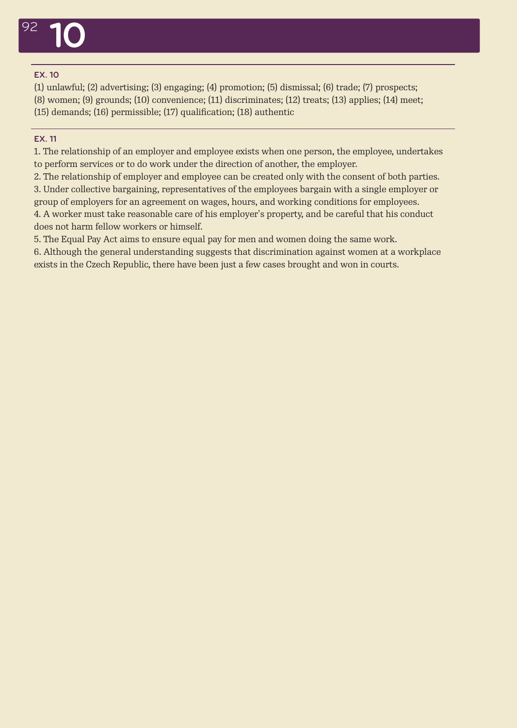# 10

### EX. 10

(1) unlawful; (2) advertising; (3) engaging; (4) promotion; (5) dismissal; (6) trade; (7) prospects; (8) women; (9) grounds; (10) convenience; (11) discriminates; (12) treats; (13) applies; (14) meet; (15) demands; (16) permissible; (17) qualification; (18) authentic

### EX. 11

1. The relationship of an employer and employee exists when one person, the employee, undertakes to perform services or to do work under the direction of another, the employer.
2. The relationship of employer and employee can be created only with the consent of both parties.
3. Under collective bargaining, representatives of the employees bargain with a single employer or group of employers for an agreement on wages, hours, and working conditions for employees.
4. A worker must take reasonable care of his employer's property, and be careful that his conduct does not harm fellow workers or himself.
5. The Equal Pay Act aims to ensure equal pay for men and women doing the same work.
6. Although the general understanding suggests that discrimination against women at a workplace exists in the Czech Republic, there have been just a few cases brought and won in courts.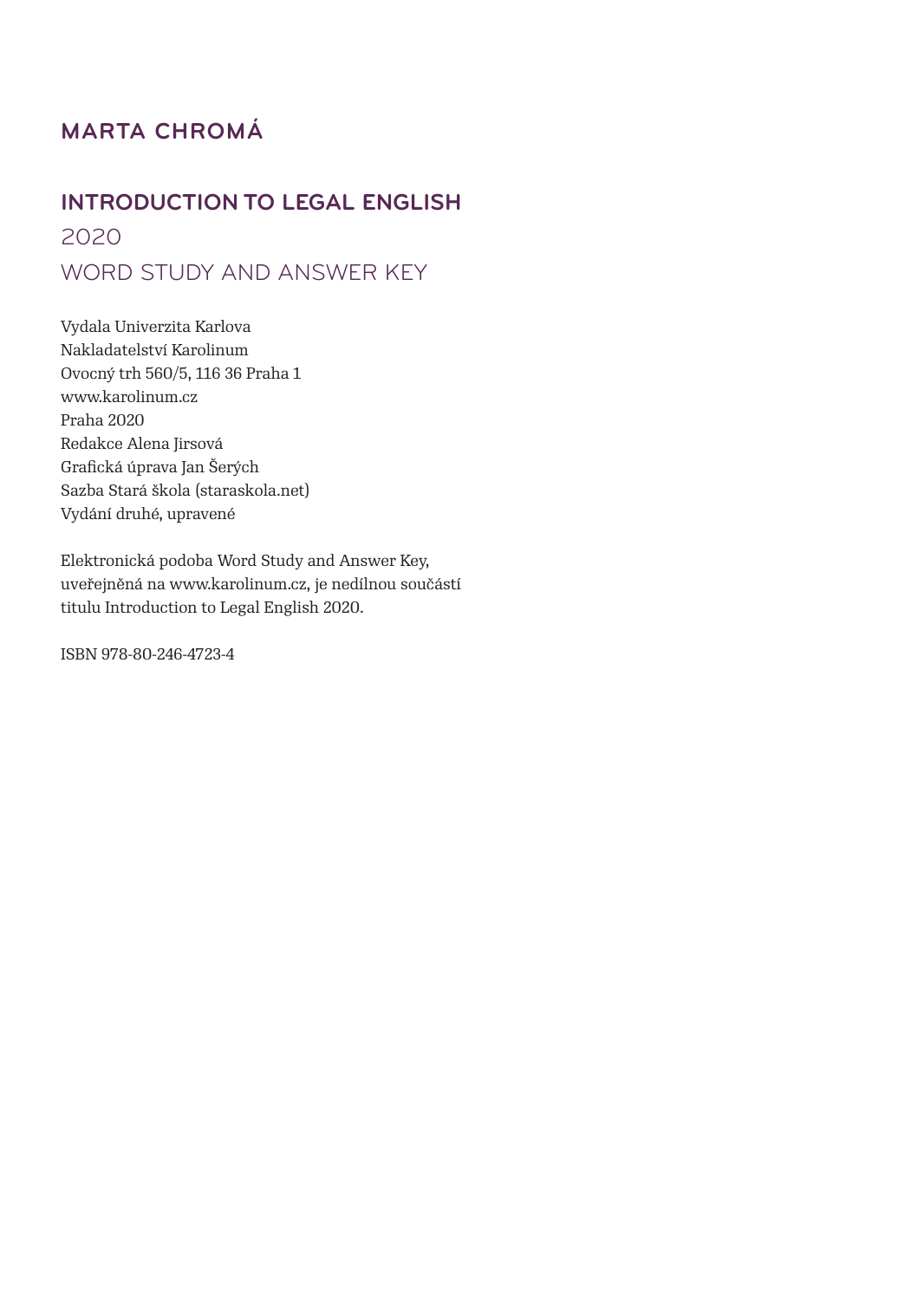## MARTA CHROMÁ

## INTRODUCTION TO LEGAL ENGLISH

2020

WORD STUDY AND ANSWER KEY

Vydala Univerzita Karlova
Nakladatelství Karolinum
Ovocný trh 560/5, 116 36 Praha 1
www.karolinum.cz
Praha 2020
Redakce Alena Jirsová
Grafická úprava Jan Šerých
Sazba Stará škola (staraskola.net)
Vydání druhé, upravené

Elektronická podoba Word Study and Answer Key,
uveřejněná na www.karolinum.cz, je nedílnou součástí
titulu Introduction to Legal English 2020.

ISBN 978-80-246-4723-4